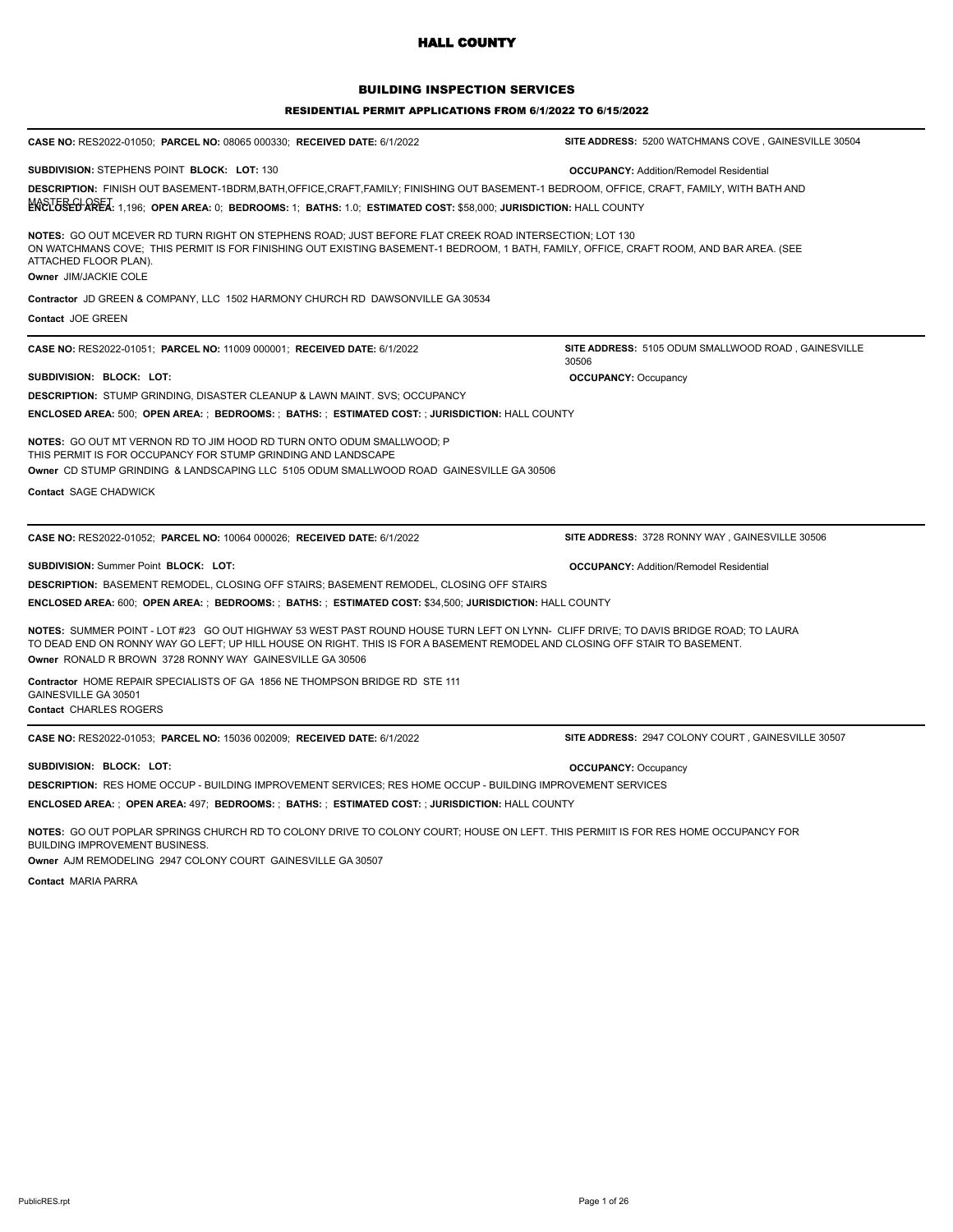# HALL COUNTY

## BUILDING INSPECTION SERVICES

### RESIDENTIAL PERMIT APPLICATIONS FROM 6/1/2022 TO 6/15/2022

---

**CASE NO:** RES2022-01050; **PARCEL NO:** 08065 000330; **RECEIVED DATE:** 6/1/2022 **SITE ADDRESS:** 5200 WATCHMANS COVE , GAINESVILLE 30504

**SUBDIVISION:** STEPHENS POINT **BLOCK:** **LOT:** 130 **OCCUPANCY:** Addition/Remodel Residential

**DESCRIPTION:** FINISH OUT BASEMENT-1BDRM,BATH,OFFICE,CRAFT,FAMILY; FINISHING OUT BASEMENT-1 BEDROOM, OFFICE, CRAFT, FAMILY, WITH BATH AND MASTER CLOSET

**ENCLOSED AREA:** 1,196; **OPEN AREA:** 0; **BEDROOMS:** 1; **BATHS:** 1.0; **ESTIMATED COST:** $58,000; **JURISDICTION:** HALL COUNTY

**NOTES:** GO OUT MCEVER RD TURN RIGHT ON STEPHENS ROAD; JUST BEFORE FLAT CREEK ROAD INTERSECTION; LOT 130 ON WATCHMANS COVE; THIS PERMIT IS FOR FINISHING OUT EXISTING BASEMENT-1 BEDROOM, 1 BATH, FAMILY, OFFICE, CRAFT ROOM, AND BAR AREA. (SEE ATTACHED FLOOR PLAN).

**Owner** JIM/JACKIE COLE

**Contractor** JD GREEN & COMPANY, LLC 1502 HARMONY CHURCH RD DAWSONVILLE GA 30534

**Contact** JOE GREEN

---

**CASE NO:** RES2022-01051; **PARCEL NO:** 11009 000001; **RECEIVED DATE:** 6/1/2022 **SITE ADDRESS:** 5105 ODUM SMALLWOOD ROAD , GAINESVILLE 30506

**SUBDIVISION:** **BLOCK:** **LOT:** **OCCUPANCY:** Occupancy

**DESCRIPTION:** STUMP GRINDING, DISASTER CLEANUP & LAWN MAINT. SVS; OCCUPANCY

**ENCLOSED AREA:** 500; **OPEN AREA:** ; **BEDROOMS:** ; **BATHS:** ; **ESTIMATED COST:** ; **JURISDICTION:** HALL COUNTY

**NOTES:** GO OUT MT VERNON RD TO JIM HOOD RD TURN ONTO ODUM SMALLWOOD; P THIS PERMIT IS FOR OCCUPANCY FOR STUMP GRINDING AND LANDSCAPE

**Owner** CD STUMP GRINDING & LANDSCAPING LLC 5105 ODUM SMALLWOOD ROAD GAINESVILLE GA 30506

**Contact** SAGE CHADWICK

---

**CASE NO:** RES2022-01052; **PARCEL NO:** 10064 000026; **RECEIVED DATE:** 6/1/2022 **SITE ADDRESS:** 3728 RONNY WAY , GAINESVILLE 30506

**SUBDIVISION:** Summer Point **BLOCK:** **LOT:** **OCCUPANCY:** Addition/Remodel Residential

**DESCRIPTION:** BASEMENT REMODEL, CLOSING OFF STAIRS; BASEMENT REMODEL, CLOSING OFF STAIRS

**ENCLOSED AREA:** 600; **OPEN AREA:** ; **BEDROOMS:** ; **BATHS:** ; **ESTIMATED COST:** $34,500; **JURISDICTION:** HALL COUNTY

**NOTES:** SUMMER POINT - LOT #23 GO OUT HIGHWAY 53 WEST PAST ROUND HOUSE TURN LEFT ON LYNN- CLIFF DRIVE; TO DAVIS BRIDGE ROAD; TO LAURA TO DEAD END ON RONNY WAY GO LEFT; UP HILL HOUSE ON RIGHT. THIS IS FOR A BASEMENT REMODEL AND CLOSING OFF STAIR TO BASEMENT.

**Owner** RONALD R BROWN 3728 RONNY WAY GAINESVILLE GA 30506

**Contractor** HOME REPAIR SPECIALISTS OF GA 1856 NE THOMPSON BRIDGE RD STE 111 GAINESVILLE GA 30501

**Contact** CHARLES ROGERS

---

**CASE NO:** RES2022-01053; **PARCEL NO:** 15036 002009; **RECEIVED DATE:** 6/1/2022 **SITE ADDRESS:** 2947 COLONY COURT , GAINESVILLE 30507

**SUBDIVISION:** **BLOCK:** **LOT:** **OCCUPANCY:** Occupancy

**DESCRIPTION:** RES HOME OCCUP - BUILDING IMPROVEMENT SERVICES; RES HOME OCCUP - BUILDING IMPROVEMENT SERVICES

**ENCLOSED AREA:** ; **OPEN AREA:** 497; **BEDROOMS:** ; **BATHS:** ; **ESTIMATED COST:** ; **JURISDICTION:** HALL COUNTY

**NOTES:** GO OUT POPLAR SPRINGS CHURCH RD TO COLONY DRIVE TO COLONY COURT; HOUSE ON LEFT. THIS PERMIIT IS FOR RES HOME OCCUPANCY FOR BUILDING IMPROVEMENT BUSINESS.

**Owner** AJM REMODELING 2947 COLONY COURT GAINESVILLE GA 30507

**Contact** MARIA PARRA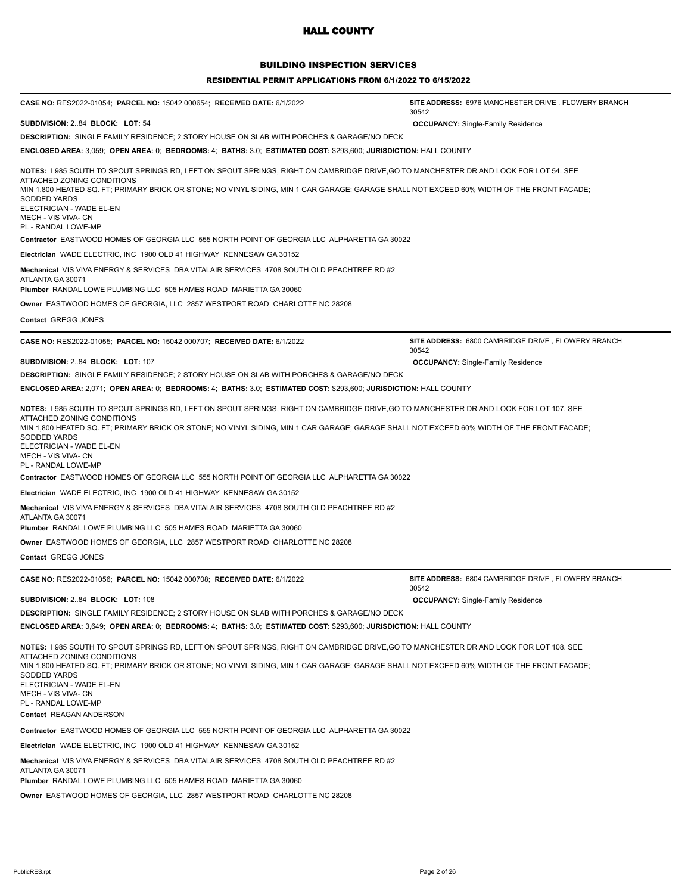# HALL COUNTY

## BUILDING INSPECTION SERVICES

### RESIDENTIAL PERMIT APPLICATIONS FROM 6/1/2022 TO 6/15/2022

---

**CASE NO:** RES2022-01054; **PARCEL NO:** 15042 000654; **RECEIVED DATE:** 6/1/2022 **SITE ADDRESS:** 6976 MANCHESTER DRIVE , FLOWERY BRANCH 30542

**SUBDIVISION:** 2..84 **BLOCK:** **LOT:** 54 **OCCUPANCY:** Single-Family Residence

**DESCRIPTION:** SINGLE FAMILY RESIDENCE; 2 STORY HOUSE ON SLAB WITH PORCHES & GARAGE/NO DECK

**ENCLOSED AREA:** 3,059; **OPEN AREA:** 0; **BEDROOMS:** 4; **BATHS:** 3.0; **ESTIMATED COST:** $293,600; **JURISDICTION:** HALL COUNTY

**NOTES:** I 985 SOUTH TO SPOUT SPRINGS RD, LEFT ON SPOUT SPRINGS, RIGHT ON CAMBRIDGE DRIVE,GO TO MANCHESTER DR AND LOOK FOR LOT 54. SEE ATTACHED ZONING CONDITIONS
MIN 1,800 HEATED SQ. FT; PRIMARY BRICK OR STONE; NO VINYL SIDING, MIN 1 CAR GARAGE; GARAGE SHALL NOT EXCEED 60% WIDTH OF THE FRONT FACADE; SODDED YARDS
ELECTRICIAN - WADE EL-EN
MECH - VIS VIVA- CN
PL - RANDAL LOWE-MP

**Contractor** EASTWOOD HOMES OF GEORGIA LLC 555 NORTH POINT OF GEORGIA LLC ALPHARETTA GA 30022

**Electrician** WADE ELECTRIC, INC 1900 OLD 41 HIGHWAY KENNESAW GA 30152

**Mechanical** VIS VIVA ENERGY & SERVICES DBA VITALAIR SERVICES 4708 SOUTH OLD PEACHTREE RD #2 ATLANTA GA 30071

**Plumber** RANDAL LOWE PLUMBING LLC 505 HAMES ROAD MARIETTA GA 30060

**Owner** EASTWOOD HOMES OF GEORGIA, LLC 2857 WESTPORT ROAD CHARLOTTE NC 28208

**Contact** GREGG JONES

---

**CASE NO:** RES2022-01055; **PARCEL NO:** 15042 000707; **RECEIVED DATE:** 6/1/2022 **SITE ADDRESS:** 6800 CAMBRIDGE DRIVE , FLOWERY BRANCH 30542

**SUBDIVISION:** 2..84 **BLOCK:** **LOT:** 107 **OCCUPANCY:** Single-Family Residence

**DESCRIPTION:** SINGLE FAMILY RESIDENCE; 2 STORY HOUSE ON SLAB WITH PORCHES & GARAGE/NO DECK

**ENCLOSED AREA:** 2,071; **OPEN AREA:** 0; **BEDROOMS:** 4; **BATHS:** 3.0; **ESTIMATED COST:** $293,600; **JURISDICTION:** HALL COUNTY

**NOTES:** I 985 SOUTH TO SPOUT SPRINGS RD, LEFT ON SPOUT SPRINGS, RIGHT ON CAMBRIDGE DRIVE,GO TO MANCHESTER DR AND LOOK FOR LOT 107. SEE ATTACHED ZONING CONDITIONS
MIN 1,800 HEATED SQ. FT; PRIMARY BRICK OR STONE; NO VINYL SIDING, MIN 1 CAR GARAGE; GARAGE SHALL NOT EXCEED 60% WIDTH OF THE FRONT FACADE; SODDED YARDS
ELECTRICIAN - WADE EL-EN
MECH - VIS VIVA- CN
PL - RANDAL LOWE-MP

**Contractor** EASTWOOD HOMES OF GEORGIA LLC 555 NORTH POINT OF GEORGIA LLC ALPHARETTA GA 30022

**Electrician** WADE ELECTRIC, INC 1900 OLD 41 HIGHWAY KENNESAW GA 30152

**Mechanical** VIS VIVA ENERGY & SERVICES DBA VITALAIR SERVICES 4708 SOUTH OLD PEACHTREE RD #2 ATLANTA GA 30071

**Plumber** RANDAL LOWE PLUMBING LLC 505 HAMES ROAD MARIETTA GA 30060

**Owner** EASTWOOD HOMES OF GEORGIA, LLC 2857 WESTPORT ROAD CHARLOTTE NC 28208

**Contact** GREGG JONES

---

**CASE NO:** RES2022-01056; **PARCEL NO:** 15042 000708; **RECEIVED DATE:** 6/1/2022 **SITE ADDRESS:** 6804 CAMBRIDGE DRIVE , FLOWERY BRANCH 30542

**SUBDIVISION:** 2..84 **BLOCK:** **LOT:** 108 **OCCUPANCY:** Single-Family Residence

**DESCRIPTION:** SINGLE FAMILY RESIDENCE; 2 STORY HOUSE ON SLAB WITH PORCHES & GARAGE/NO DECK

**ENCLOSED AREA:** 3,649; **OPEN AREA:** 0; **BEDROOMS:** 4; **BATHS:** 3.0; **ESTIMATED COST:** $293,600; **JURISDICTION:** HALL COUNTY

**NOTES:** I 985 SOUTH TO SPOUT SPRINGS RD, LEFT ON SPOUT SPRINGS, RIGHT ON CAMBRIDGE DRIVE,GO TO MANCHESTER DR AND LOOK FOR LOT 108. SEE ATTACHED ZONING CONDITIONS
MIN 1,800 HEATED SQ. FT; PRIMARY BRICK OR STONE; NO VINYL SIDING, MIN 1 CAR GARAGE; GARAGE SHALL NOT EXCEED 60% WIDTH OF THE FRONT FACADE; SODDED YARDS
ELECTRICIAN - WADE EL-EN
MECH - VIS VIVA- CN
PL - RANDAL LOWE-MP

**Contact** REAGAN ANDERSON

**Contractor** EASTWOOD HOMES OF GEORGIA LLC 555 NORTH POINT OF GEORGIA LLC ALPHARETTA GA 30022

**Electrician** WADE ELECTRIC, INC 1900 OLD 41 HIGHWAY KENNESAW GA 30152

**Mechanical** VIS VIVA ENERGY & SERVICES DBA VITALAIR SERVICES 4708 SOUTH OLD PEACHTREE RD #2 ATLANTA GA 30071

**Plumber** RANDAL LOWE PLUMBING LLC 505 HAMES ROAD MARIETTA GA 30060

**Owner** EASTWOOD HOMES OF GEORGIA, LLC 2857 WESTPORT ROAD CHARLOTTE NC 28208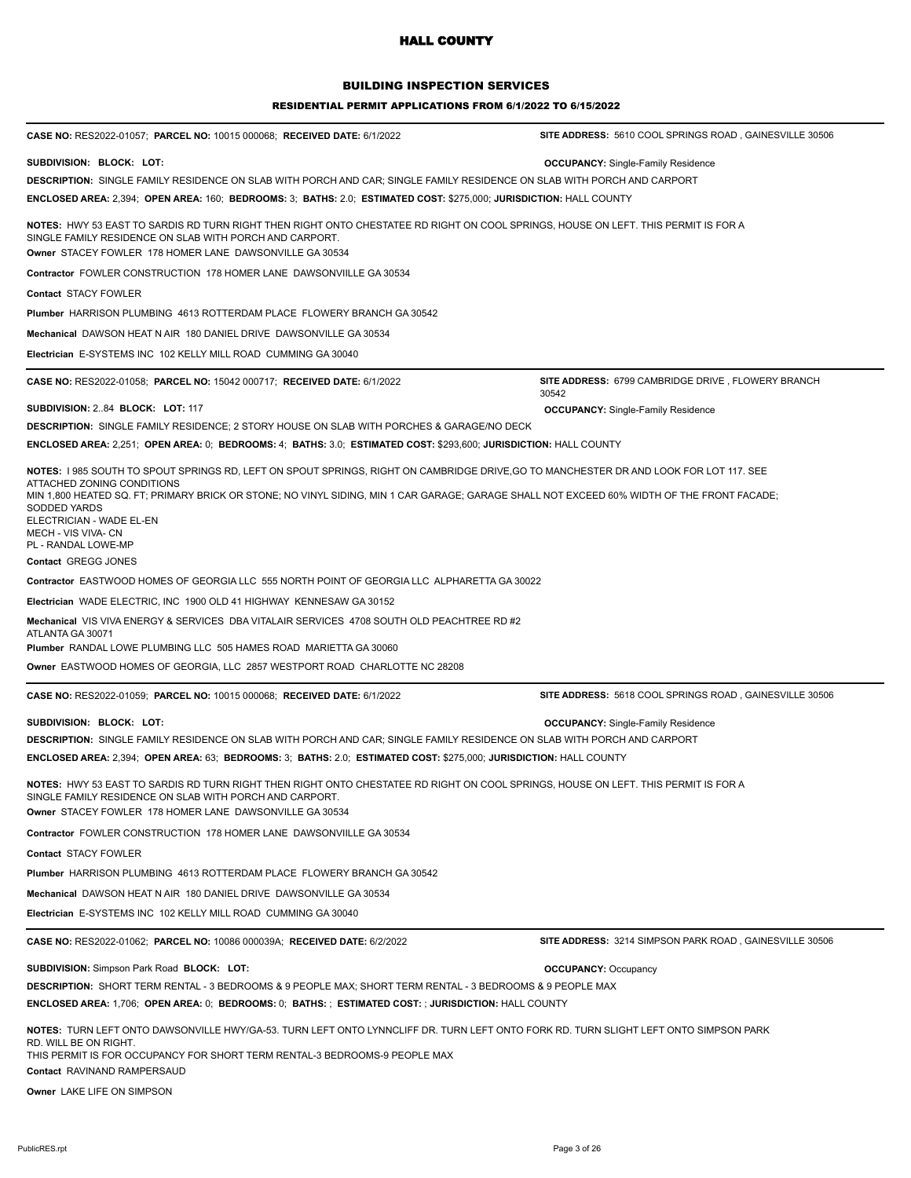# HALL COUNTY

## BUILDING INSPECTION SERVICES

### RESIDENTIAL PERMIT APPLICATIONS FROM 6/1/2022 TO 6/15/2022

---

**CASE NO:** RES2022-01057; **PARCEL NO:** 10015 000068; **RECEIVED DATE:** 6/1/2022 **SITE ADDRESS:** 5610 COOL SPRINGS ROAD , GAINESVILLE 30506

**SUBDIVISION: BLOCK: LOT:** **OCCUPANCY:** Single-Family Residence

**DESCRIPTION:** SINGLE FAMILY RESIDENCE ON SLAB WITH PORCH AND CAR; SINGLE FAMILY RESIDENCE ON SLAB WITH PORCH AND CARPORT

**ENCLOSED AREA:** 2,394; **OPEN AREA:** 160; **BEDROOMS:** 3; **BATHS:** 2.0; **ESTIMATED COST:** $275,000; **JURISDICTION:** HALL COUNTY

**NOTES:** HWY 53 EAST TO SARDIS RD TURN RIGHT THEN RIGHT ONTO CHESTATEE RD RIGHT ON COOL SPRINGS, HOUSE ON LEFT. THIS PERMIT IS FOR A SINGLE FAMILY RESIDENCE ON SLAB WITH PORCH AND CARPORT.

**Owner** STACEY FOWLER 178 HOMER LANE DAWSONVILLE GA 30534

**Contractor** FOWLER CONSTRUCTION 178 HOMER LANE DAWSONVIILLE GA 30534

**Contact** STACY FOWLER

**Plumber** HARRISON PLUMBING 4613 ROTTERDAM PLACE FLOWERY BRANCH GA 30542

**Mechanical** DAWSON HEAT N AIR 180 DANIEL DRIVE DAWSONVILLE GA 30534

**Electrician** E-SYSTEMS INC 102 KELLY MILL ROAD CUMMING GA 30040

---

**CASE NO:** RES2022-01058; **PARCEL NO:** 15042 000717; **RECEIVED DATE:** 6/1/2022 **SITE ADDRESS:** 6799 CAMBRIDGE DRIVE , FLOWERY BRANCH 30542

**SUBDIVISION:** 2..84 **BLOCK: LOT:** 117 **OCCUPANCY:** Single-Family Residence

**DESCRIPTION:** SINGLE FAMILY RESIDENCE; 2 STORY HOUSE ON SLAB WITH PORCHES & GARAGE/NO DECK

**ENCLOSED AREA:** 2,251; **OPEN AREA:** 0; **BEDROOMS:** 4; **BATHS:** 3.0; **ESTIMATED COST:** $293,600; **JURISDICTION:** HALL COUNTY

**NOTES:** I 985 SOUTH TO SPOUT SPRINGS RD, LEFT ON SPOUT SPRINGS, RIGHT ON CAMBRIDGE DRIVE,GO TO MANCHESTER DR AND LOOK FOR LOT 117. SEE ATTACHED ZONING CONDITIONS
MIN 1,800 HEATED SQ. FT; PRIMARY BRICK OR STONE; NO VINYL SIDING, MIN 1 CAR GARAGE; GARAGE SHALL NOT EXCEED 60% WIDTH OF THE FRONT FACADE; SODDED YARDS
ELECTRICIAN - WADE EL-EN
MECH - VIS VIVA- CN
PL - RANDAL LOWE-MP

**Contact** GREGG JONES

**Contractor** EASTWOOD HOMES OF GEORGIA LLC 555 NORTH POINT OF GEORGIA LLC ALPHARETTA GA 30022

**Electrician** WADE ELECTRIC, INC 1900 OLD 41 HIGHWAY KENNESAW GA 30152

**Mechanical** VIS VIVA ENERGY & SERVICES DBA VITALAIR SERVICES 4708 SOUTH OLD PEACHTREE RD #2 ATLANTA GA 30071

**Plumber** RANDAL LOWE PLUMBING LLC 505 HAMES ROAD MARIETTA GA 30060

**Owner** EASTWOOD HOMES OF GEORGIA, LLC 2857 WESTPORT ROAD CHARLOTTE NC 28208

---

**CASE NO:** RES2022-01059; **PARCEL NO:** 10015 000068; **RECEIVED DATE:** 6/1/2022 **SITE ADDRESS:** 5618 COOL SPRINGS ROAD , GAINESVILLE 30506

**SUBDIVISION: BLOCK: LOT:** **OCCUPANCY:** Single-Family Residence

**DESCRIPTION:** SINGLE FAMILY RESIDENCE ON SLAB WITH PORCH AND CAR; SINGLE FAMILY RESIDENCE ON SLAB WITH PORCH AND CARPORT

**ENCLOSED AREA:** 2,394; **OPEN AREA:** 63; **BEDROOMS:** 3; **BATHS:** 2.0; **ESTIMATED COST:** $275,000; **JURISDICTION:** HALL COUNTY

**NOTES:** HWY 53 EAST TO SARDIS RD TURN RIGHT THEN RIGHT ONTO CHESTATEE RD RIGHT ON COOL SPRINGS, HOUSE ON LEFT. THIS PERMIT IS FOR A SINGLE FAMILY RESIDENCE ON SLAB WITH PORCH AND CARPORT.

**Owner** STACEY FOWLER 178 HOMER LANE DAWSONVILLE GA 30534

**Contractor** FOWLER CONSTRUCTION 178 HOMER LANE DAWSONVIILLE GA 30534

**Contact** STACY FOWLER

**Plumber** HARRISON PLUMBING 4613 ROTTERDAM PLACE FLOWERY BRANCH GA 30542

**Mechanical** DAWSON HEAT N AIR 180 DANIEL DRIVE DAWSONVILLE GA 30534

**Electrician** E-SYSTEMS INC 102 KELLY MILL ROAD CUMMING GA 30040

---

**CASE NO:** RES2022-01062; **PARCEL NO:** 10086 000039A; **RECEIVED DATE:** 6/2/2022 **SITE ADDRESS:** 3214 SIMPSON PARK ROAD , GAINESVILLE 30506

**SUBDIVISION:** Simpson Park Road **BLOCK: LOT:** **OCCUPANCY:** Occupancy

**DESCRIPTION:** SHORT TERM RENTAL - 3 BEDROOMS & 9 PEOPLE MAX; SHORT TERM RENTAL - 3 BEDROOMS & 9 PEOPLE MAX

**ENCLOSED AREA:** 1,706; **OPEN AREA:** 0; **BEDROOMS:** 0; **BATHS:** ; **ESTIMATED COST:** ; **JURISDICTION:** HALL COUNTY

**NOTES:** TURN LEFT ONTO DAWSONVILLE HWY/GA-53. TURN LEFT ONTO LYNNCLIFF DR. TURN LEFT ONTO FORK RD. TURN SLIGHT LEFT ONTO SIMPSON PARK RD. WILL BE ON RIGHT.
THIS PERMIT IS FOR OCCUPANCY FOR SHORT TERM RENTAL-3 BEDROOMS-9 PEOPLE MAX

**Contact** RAVINAND RAMPERSAUD

**Owner** LAKE LIFE ON SIMPSON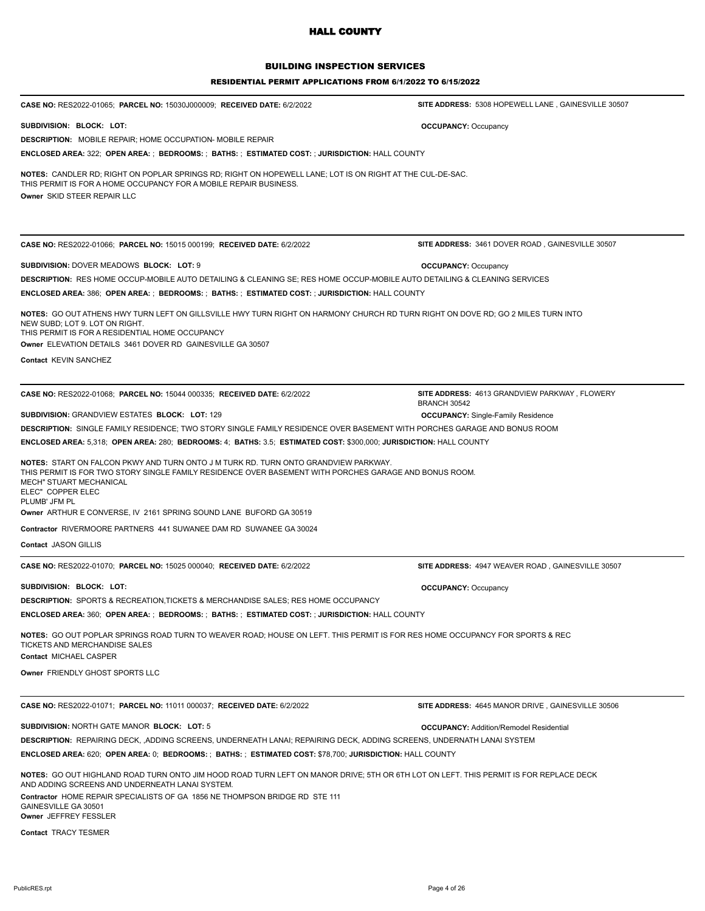# HALL COUNTY

## BUILDING INSPECTION SERVICES

### RESIDENTIAL PERMIT APPLICATIONS FROM 6/1/2022 TO 6/15/2022

---

**CASE NO:** RES2022-01065; **PARCEL NO:** 15030J000009; **RECEIVED DATE:** 6/2/2022 **SITE ADDRESS:** 5308 HOPEWELL LANE , GAINESVILLE 30507

**SUBDIVISION: BLOCK: LOT:** **OCCUPANCY:** Occupancy

**DESCRIPTION:** MOBILE REPAIR; HOME OCCUPATION- MOBILE REPAIR

**ENCLOSED AREA:** 322; **OPEN AREA:** ; **BEDROOMS:** ; **BATHS:** ; **ESTIMATED COST:** ; **JURISDICTION:** HALL COUNTY

**NOTES:** CANDLER RD; RIGHT ON POPLAR SPRINGS RD; RIGHT ON HOPEWELL LANE; LOT IS ON RIGHT AT THE CUL-DE-SAC.
THIS PERMIT IS FOR A HOME OCCUPANCY FOR A MOBILE REPAIR BUSINESS.

**Owner** SKID STEER REPAIR LLC

---

**CASE NO:** RES2022-01066; **PARCEL NO:** 15015 000199; **RECEIVED DATE:** 6/2/2022 **SITE ADDRESS:** 3461 DOVER ROAD , GAINESVILLE 30507

**SUBDIVISION:** DOVER MEADOWS **BLOCK: LOT:** 9 **OCCUPANCY:** Occupancy

**DESCRIPTION:** RES HOME OCCUP-MOBILE AUTO DETAILING & CLEANING SE; RES HOME OCCUP-MOBILE AUTO DETAILING & CLEANING SERVICES

**ENCLOSED AREA:** 386; **OPEN AREA:** ; **BEDROOMS:** ; **BATHS:** ; **ESTIMATED COST:** ; **JURISDICTION:** HALL COUNTY

**NOTES:** GO OUT ATHENS HWY TURN LEFT ON GILLSVILLE HWY TURN RIGHT ON HARMONY CHURCH RD TURN RIGHT ON DOVE RD; GO 2 MILES TURN INTO NEW SUBD; LOT 9. LOT ON RIGHT.
THIS PERMIT IS FOR A RESIDENTIAL HOME OCCUPANCY

**Owner** ELEVATION DETAILS 3461 DOVER RD GAINESVILLE GA 30507

**Contact** KEVIN SANCHEZ

---

**CASE NO:** RES2022-01068; **PARCEL NO:** 15044 000335; **RECEIVED DATE:** 6/2/2022 **SITE ADDRESS:** 4613 GRANDVIEW PARKWAY , FLOWERY BRANCH 30542

**SUBDIVISION:** GRANDVIEW ESTATES **BLOCK: LOT:** 129 **OCCUPANCY:** Single-Family Residence

**DESCRIPTION:** SINGLE FAMILY RESIDENCE; TWO STORY SINGLE FAMILY RESIDENCE OVER BASEMENT WITH PORCHES GARAGE AND BONUS ROOM

**ENCLOSED AREA:** 5,318; **OPEN AREA:** 280; **BEDROOMS:** 4; **BATHS:** 3.5; **ESTIMATED COST:** $300,000; **JURISDICTION:** HALL COUNTY

**NOTES:** START ON FALCON PKWY AND TURN ONTO J M TURK RD. TURN ONTO GRANDVIEW PARKWAY.
THIS PERMIT IS FOR TWO STORY SINGLE FAMILY RESIDENCE OVER BASEMENT WITH PORCHES GARAGE AND BONUS ROOM.
MECH" STUART MECHANICAL
ELEC" COPPER ELEC
PLUMB' JFM PL

**Owner** ARTHUR E CONVERSE, IV 2161 SPRING SOUND LANE BUFORD GA 30519

**Contractor** RIVERMOORE PARTNERS 441 SUWANEE DAM RD SUWANEE GA 30024

**Contact** JASON GILLIS

---

**CASE NO:** RES2022-01070; **PARCEL NO:** 15025 000040; **RECEIVED DATE:** 6/2/2022 **SITE ADDRESS:** 4947 WEAVER ROAD , GAINESVILLE 30507

**SUBDIVISION: BLOCK: LOT:** **OCCUPANCY:** Occupancy

**DESCRIPTION:** SPORTS & RECREATION,TICKETS & MERCHANDISE SALES; RES HOME OCCUPANCY

**ENCLOSED AREA:** 360; **OPEN AREA:** ; **BEDROOMS:** ; **BATHS:** ; **ESTIMATED COST:** ; **JURISDICTION:** HALL COUNTY

**NOTES:** GO OUT POPLAR SPRINGS ROAD TURN TO WEAVER ROAD; HOUSE ON LEFT. THIS PERMIT IS FOR RES HOME OCCUPANCY FOR SPORTS & REC TICKETS AND MERCHANDISE SALES

**Contact** MICHAEL CASPER

**Owner** FRIENDLY GHOST SPORTS LLC

---

**CASE NO:** RES2022-01071; **PARCEL NO:** 11011 000037; **RECEIVED DATE:** 6/2/2022 **SITE ADDRESS:** 4645 MANOR DRIVE , GAINESVILLE 30506

**SUBDIVISION:** NORTH GATE MANOR **BLOCK: LOT:** 5 **OCCUPANCY:** Addition/Remodel Residential

**DESCRIPTION:** REPAIRING DECK, ,ADDING SCREENS, UNDERNEATH LANAI; REPAIRING DECK, ADDING SCREENS, UNDERNATH LANAI SYSTEM

**ENCLOSED AREA:** 620; **OPEN AREA:** 0; **BEDROOMS:** ; **BATHS:** ; **ESTIMATED COST:** $78,700; **JURISDICTION:** HALL COUNTY

**NOTES:** GO OUT HIGHLAND ROAD TURN ONTO JIM HOOD ROAD TURN LEFT ON MANOR DRIVE; 5TH OR 6TH LOT ON LEFT. THIS PERMIT IS FOR REPLACE DECK AND ADDING SCREENS AND UNDERNEATH LANAI SYSTEM.

**Contractor** HOME REPAIR SPECIALISTS OF GA 1856 NE THOMPSON BRIDGE RD STE 111 GAINESVILLE GA 30501

**Owner** JEFFREY FESSLER

**Contact** TRACY TESMER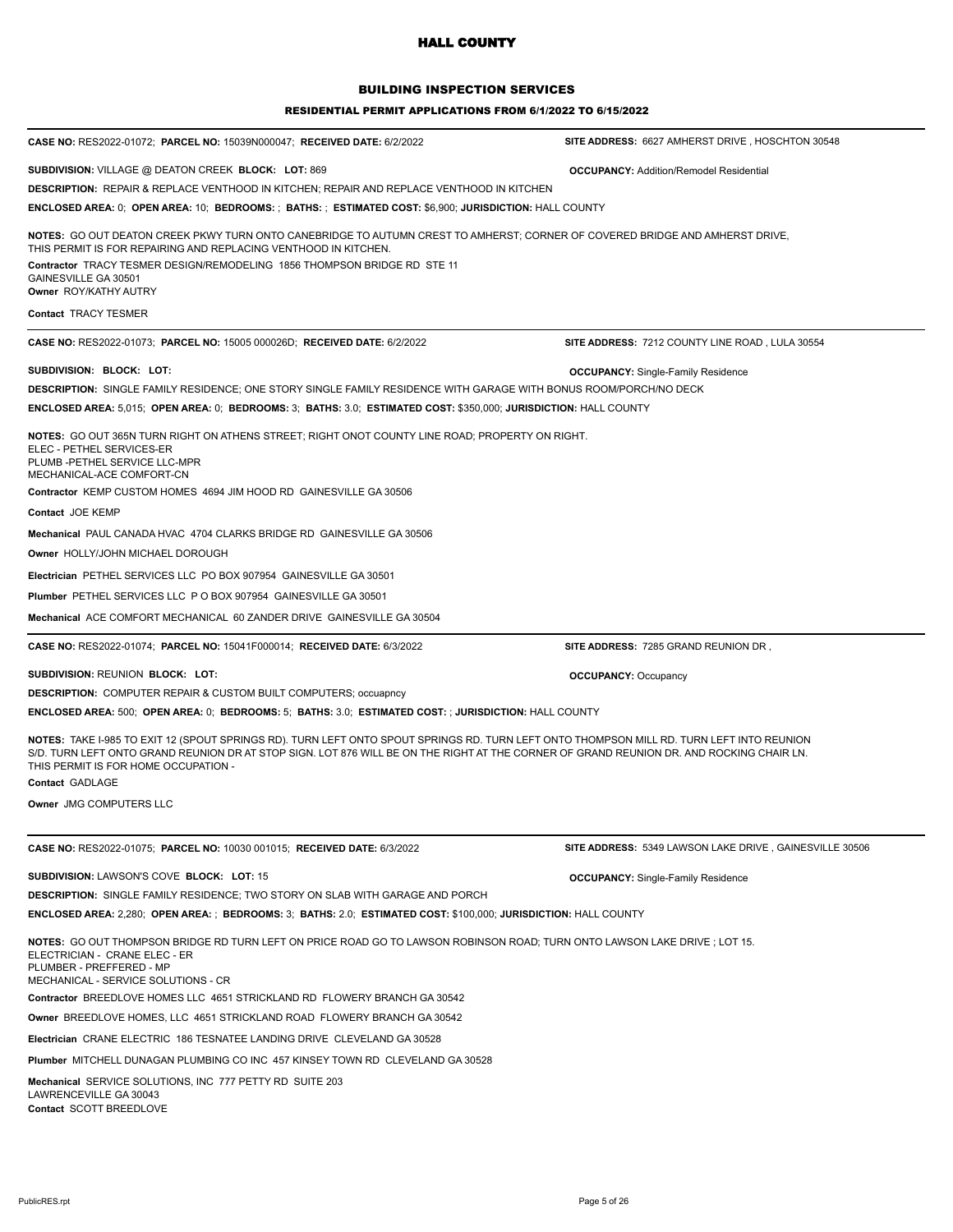# HALL COUNTY

## BUILDING INSPECTION SERVICES

### RESIDENTIAL PERMIT APPLICATIONS FROM 6/1/2022 TO 6/15/2022

---

**CASE NO:** RES2022-01072; **PARCEL NO:** 15039N000047; **RECEIVED DATE:** 6/2/2022 **SITE ADDRESS:** 6627 AMHERST DRIVE , HOSCHTON 30548

**SUBDIVISION:** VILLAGE @ DEATON CREEK **BLOCK:** **LOT:** 869 **OCCUPANCY:** Addition/Remodel Residential

**DESCRIPTION:** REPAIR & REPLACE VENTHOOD IN KITCHEN; REPAIR AND REPLACE VENTHOOD IN KITCHEN

**ENCLOSED AREA:** 0; **OPEN AREA:** 10; **BEDROOMS:** ; **BATHS:** ; **ESTIMATED COST:** $6,900; **JURISDICTION:** HALL COUNTY

**NOTES:** GO OUT DEATON CREEK PKWY TURN ONTO CANEBRIDGE TO AUTUMN CREST TO AMHERST; CORNER OF COVERED BRIDGE AND AMHERST DRIVE,
THIS PERMIT IS FOR REPAIRING AND REPLACING VENTHOOD IN KITCHEN.

**Contractor** TRACY TESMER DESIGN/REMODELING 1856 THOMPSON BRIDGE RD STE 11
GAINESVILLE GA 30501

**Owner** ROY/KATHY AUTRY

**Contact** TRACY TESMER

---

**CASE NO:** RES2022-01073; **PARCEL NO:** 15005 000026D; **RECEIVED DATE:** 6/2/2022 **SITE ADDRESS:** 7212 COUNTY LINE ROAD , LULA 30554

**SUBDIVISION:** **BLOCK:** **LOT:** **OCCUPANCY:** Single-Family Residence

**DESCRIPTION:** SINGLE FAMILY RESIDENCE; ONE STORY SINGLE FAMILY RESIDENCE WITH GARAGE WITH BONUS ROOM/PORCH/NO DECK

**ENCLOSED AREA:** 5,015; **OPEN AREA:** 0; **BEDROOMS:** 3; **BATHS:** 3.0; **ESTIMATED COST:** $350,000; **JURISDICTION:** HALL COUNTY

**NOTES:** GO OUT 365N TURN RIGHT ON ATHENS STREET; RIGHT ONOT COUNTY LINE ROAD; PROPERTY ON RIGHT.
ELEC - PETHEL SERVICES-ER
PLUMB -PETHEL SERVICE LLC-MPR
MECHANICAL-ACE COMFORT-CN

**Contractor** KEMP CUSTOM HOMES 4694 JIM HOOD RD GAINESVILLE GA 30506

**Contact** JOE KEMP

**Mechanical** PAUL CANADA HVAC 4704 CLARKS BRIDGE RD GAINESVILLE GA 30506

**Owner** HOLLY/JOHN MICHAEL DOROUGH

**Electrician** PETHEL SERVICES LLC PO BOX 907954 GAINESVILLE GA 30501

**Plumber** PETHEL SERVICES LLC P O BOX 907954 GAINESVILLE GA 30501

**Mechanical** ACE COMFORT MECHANICAL 60 ZANDER DRIVE GAINESVILLE GA 30504

---

**CASE NO:** RES2022-01074; **PARCEL NO:** 15041F000014; **RECEIVED DATE:** 6/3/2022 **SITE ADDRESS:** 7285 GRAND REUNION DR ,

**SUBDIVISION:** REUNION **BLOCK:** **LOT:** **OCCUPANCY:** Occupancy

**DESCRIPTION:** COMPUTER REPAIR & CUSTOM BUILT COMPUTERS; occuapncy

**ENCLOSED AREA:** 500; **OPEN AREA:** 0; **BEDROOMS:** 5; **BATHS:** 3.0; **ESTIMATED COST:** ; **JURISDICTION:** HALL COUNTY

**NOTES:** TAKE I-985 TO EXIT 12 (SPOUT SPRINGS RD). TURN LEFT ONTO SPOUT SPRINGS RD. TURN LEFT ONTO THOMPSON MILL RD. TURN LEFT INTO REUNION S/D. TURN LEFT ONTO GRAND REUNION DR AT STOP SIGN. LOT 876 WILL BE ON THE RIGHT AT THE CORNER OF GRAND REUNION DR. AND ROCKING CHAIR LN.
THIS PERMIT IS FOR HOME OCCUPATION -

**Contact** GADLAGE

**Owner** JMG COMPUTERS LLC

---

**CASE NO:** RES2022-01075; **PARCEL NO:** 10030 001015; **RECEIVED DATE:** 6/3/2022 **SITE ADDRESS:** 5349 LAWSON LAKE DRIVE , GAINESVILLE 30506

**SUBDIVISION:** LAWSON'S COVE **BLOCK:** **LOT:** 15 **OCCUPANCY:** Single-Family Residence

**DESCRIPTION:** SINGLE FAMILY RESIDENCE; TWO STORY ON SLAB WITH GARAGE AND PORCH

**ENCLOSED AREA:** 2,280; **OPEN AREA:** ; **BEDROOMS:** 3; **BATHS:** 2.0; **ESTIMATED COST:** $100,000; **JURISDICTION:** HALL COUNTY

**NOTES:** GO OUT THOMPSON BRIDGE RD TURN LEFT ON PRICE ROAD GO TO LAWSON ROBINSON ROAD; TURN ONTO LAWSON LAKE DRIVE ; LOT 15.
ELECTRICIAN - CRANE ELEC - ER
PLUMBER - PREFFERED - MP
MECHANICAL - SERVICE SOLUTIONS - CR

**Contractor** BREEDLOVE HOMES LLC 4651 STRICKLAND RD FLOWERY BRANCH GA 30542

**Owner** BREEDLOVE HOMES, LLC 4651 STRICKLAND ROAD FLOWERY BRANCH GA 30542

**Electrician** CRANE ELECTRIC 186 TESNATEE LANDING DRIVE CLEVELAND GA 30528

**Plumber** MITCHELL DUNAGAN PLUMBING CO INC 457 KINSEY TOWN RD CLEVELAND GA 30528

**Mechanical** SERVICE SOLUTIONS, INC 777 PETTY RD SUITE 203
LAWRENCEVILLE GA 30043

**Contact** SCOTT BREEDLOVE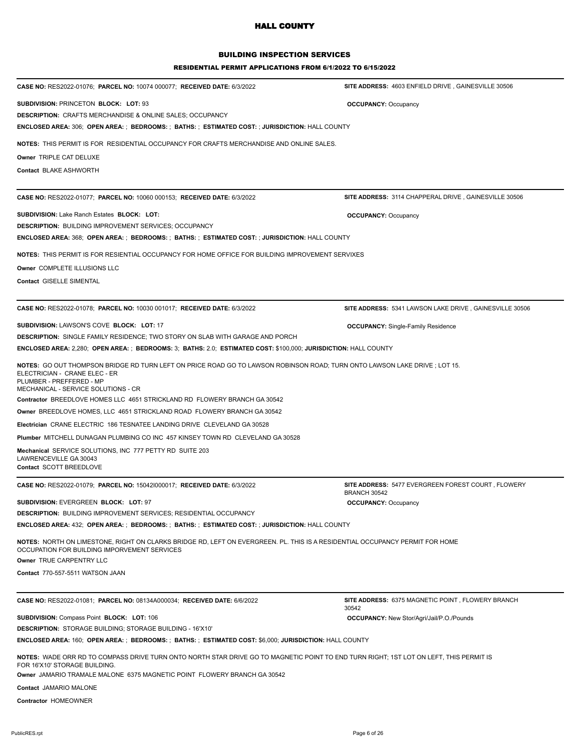# HALL COUNTY

## BUILDING INSPECTION SERVICES

### RESIDENTIAL PERMIT APPLICATIONS FROM 6/1/2022 TO 6/15/2022

---

**CASE NO:** RES2022-01076; **PARCEL NO:** 10074 000077; **RECEIVED DATE:** 6/3/2022

**SITE ADDRESS:** 4603 ENFIELD DRIVE , GAINESVILLE 30506

**SUBDIVISION:** PRINCETON **BLOCK:** **LOT:** 93

**OCCUPANCY:** Occupancy

**DESCRIPTION:** CRAFTS MERCHANDISE & ONLINE SALES; OCCUPANCY

**ENCLOSED AREA:** 306; **OPEN AREA:** ; **BEDROOMS:** ; **BATHS:** ; **ESTIMATED COST:** ; **JURISDICTION:** HALL COUNTY

**NOTES:** THIS PERMIT IS FOR RESIDENTIAL OCCUPANCY FOR CRAFTS MERCHANDISE AND ONLINE SALES.

**Owner** TRIPLE CAT DELUXE

**Contact** BLAKE ASHWORTH

---

**CASE NO:** RES2022-01077; **PARCEL NO:** 10060 000153; **RECEIVED DATE:** 6/3/2022

**SITE ADDRESS:** 3114 CHAPPERAL DRIVE , GAINESVILLE 30506

**SUBDIVISION:** Lake Ranch Estates **BLOCK:** **LOT:**

**OCCUPANCY:** Occupancy

**DESCRIPTION:** BUILDING IMPROVEMENT SERVICES; OCCUPANCY

**ENCLOSED AREA:** 368; **OPEN AREA:** ; **BEDROOMS:** ; **BATHS:** ; **ESTIMATED COST:** ; **JURISDICTION:** HALL COUNTY

**NOTES:** THIS PERMIT IS FOR RESIENTIAL OCCUPANCY FOR HOME OFFICE FOR BUILDING IMPROVEMENT SERVIXES

**Owner** COMPLETE ILLUSIONS LLC

**Contact** GISELLE SIMENTAL

---

**CASE NO:** RES2022-01078; **PARCEL NO:** 10030 001017; **RECEIVED DATE:** 6/3/2022

**SITE ADDRESS:** 5341 LAWSON LAKE DRIVE , GAINESVILLE 30506

**SUBDIVISION:** LAWSON'S COVE **BLOCK:** **LOT:** 17

**OCCUPANCY:** Single-Family Residence

**DESCRIPTION:** SINGLE FAMILY RESIDENCE; TWO STORY ON SLAB WITH GARAGE AND PORCH

**ENCLOSED AREA:** 2,280; **OPEN AREA:** ; **BEDROOMS:** 3; **BATHS:** 2.0; **ESTIMATED COST:** $100,000; **JURISDICTION:** HALL COUNTY

**NOTES:** GO OUT THOMPSON BRIDGE RD TURN LEFT ON PRICE ROAD GO TO LAWSON ROBINSON ROAD; TURN ONTO LAWSON LAKE DRIVE ; LOT 15.
ELECTRICIAN - CRANE ELEC - ER
PLUMBER - PREFFERED - MP
MECHANICAL - SERVICE SOLUTIONS - CR

**Contractor** BREEDLOVE HOMES LLC 4651 STRICKLAND RD FLOWERY BRANCH GA 30542

**Owner** BREEDLOVE HOMES, LLC 4651 STRICKLAND ROAD FLOWERY BRANCH GA 30542

**Electrician** CRANE ELECTRIC 186 TESNATEE LANDING DRIVE CLEVELAND GA 30528

**Plumber** MITCHELL DUNAGAN PLUMBING CO INC 457 KINSEY TOWN RD CLEVELAND GA 30528

**Mechanical** SERVICE SOLUTIONS, INC 777 PETTY RD SUITE 203
LAWRENCEVILLE GA 30043

**Contact** SCOTT BREEDLOVE

---

**CASE NO:** RES2022-01079; **PARCEL NO:** 15042I000017; **RECEIVED DATE:** 6/3/2022

**SITE ADDRESS:** 5477 EVERGREEN FOREST COURT , FLOWERY BRANCH 30542

**SUBDIVISION:** EVERGREEN **BLOCK:** **LOT:** 97

**OCCUPANCY:** Occupancy

**DESCRIPTION:** BUILDING IMPROVEMENT SERVICES; RESIDENTIAL OCCUPANCY

**ENCLOSED AREA:** 432; **OPEN AREA:** ; **BEDROOMS:** ; **BATHS:** ; **ESTIMATED COST:** ; **JURISDICTION:** HALL COUNTY

**NOTES:** NORTH ON LIMESTONE, RIGHT ON CLARKS BRIDGE RD, LEFT ON EVERGREEN. PL. THIS IS A RESIDENTIAL OCCUPANCY PERMIT FOR HOME OCCUPATION FOR BUILDING IMPORVEMENT SERVICES

**Owner** TRUE CARPENTRY LLC

**Contact** 770-557-5511 WATSON JAAN

---

**CASE NO:** RES2022-01081; **PARCEL NO:** 08134A000034; **RECEIVED DATE:** 6/6/2022

**SITE ADDRESS:** 6375 MAGNETIC POINT , FLOWERY BRANCH 30542

**SUBDIVISION:** Compass Point **BLOCK:** **LOT:** 106

**OCCUPANCY:** New Stor/Agri/Jail/P.O./Pounds

**DESCRIPTION:** STORAGE BUILDING; STORAGE BUILDING - 16'X10'

**ENCLOSED AREA:** 160; **OPEN AREA:** ; **BEDROOMS:** ; **BATHS:** ; **ESTIMATED COST:** $6,000; **JURISDICTION:** HALL COUNTY

**NOTES:** WADE ORR RD TO COMPASS DRIVE TURN ONTO NORTH STAR DRIVE GO TO MAGNETIC POINT TO END TURN RIGHT; 1ST LOT ON LEFT, THIS PERMIT IS FOR 16'X10' STORAGE BUILDING.

**Owner** JAMARIO TRAMALE MALONE 6375 MAGNETIC POINT FLOWERY BRANCH GA 30542

**Contact** JAMARIO MALONE

**Contractor** HOMEOWNER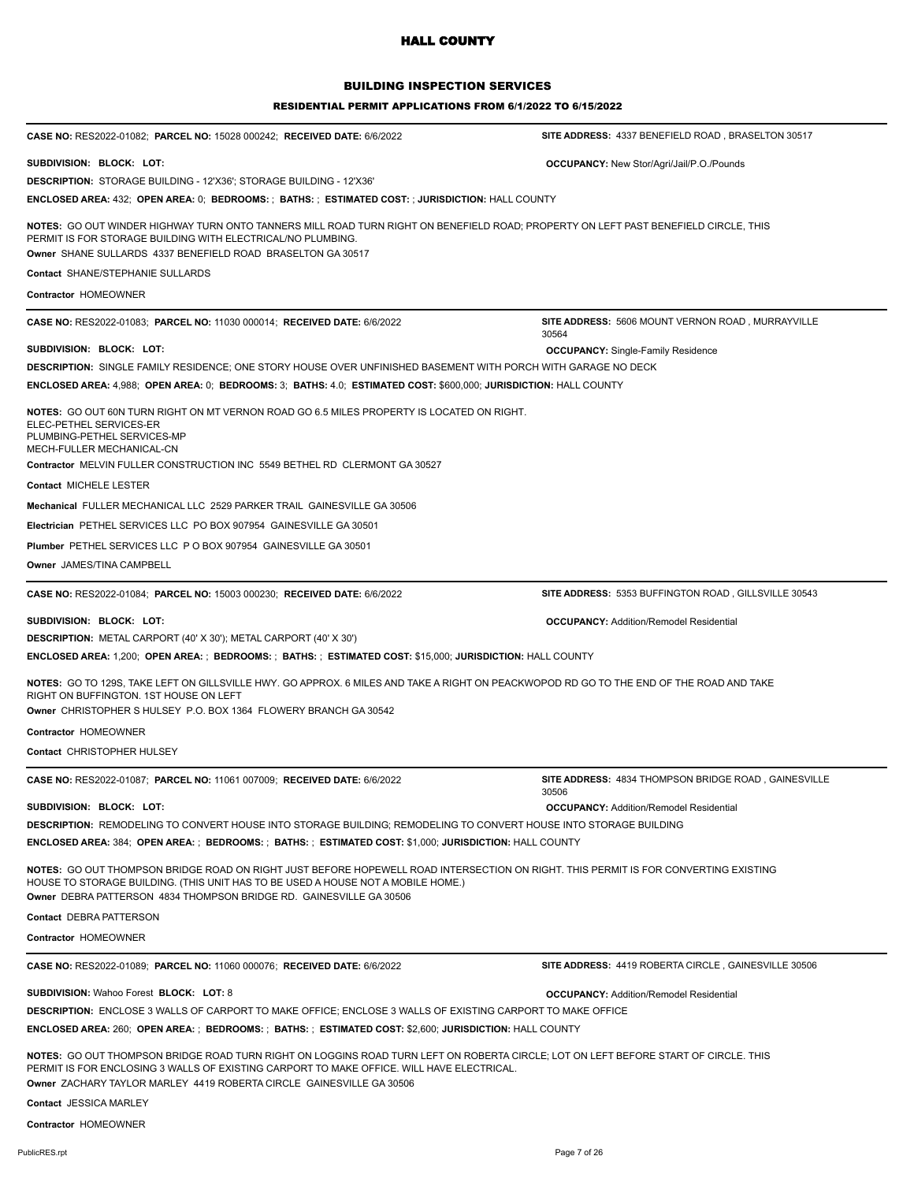# HALL COUNTY

## BUILDING INSPECTION SERVICES

### RESIDENTIAL PERMIT APPLICATIONS FROM 6/1/2022 TO 6/15/2022

---

**CASE NO:** RES2022-01082; **PARCEL NO:** 15028 000242; **RECEIVED DATE:** 6/6/2022 **SITE ADDRESS:** 4337 BENEFIELD ROAD , BRASELTON 30517

**SUBDIVISION: BLOCK: LOT:** **OCCUPANCY:** New Stor/Agri/Jail/P.O./Pounds

**DESCRIPTION:** STORAGE BUILDING - 12'X36'; STORAGE BUILDING - 12'X36'

**ENCLOSED AREA:** 432; **OPEN AREA:** 0; **BEDROOMS:** ; **BATHS:** ; **ESTIMATED COST:** ; **JURISDICTION:** HALL COUNTY

**NOTES:** GO OUT WINDER HIGHWAY TURN ONTO TANNERS MILL ROAD TURN RIGHT ON BENEFIELD ROAD; PROPERTY ON LEFT PAST BENEFIELD CIRCLE, THIS PERMIT IS FOR STORAGE BUILDING WITH ELECTRICAL/NO PLUMBING.

**Owner** SHANE SULLARDS 4337 BENEFIELD ROAD BRASELTON GA 30517

**Contact** SHANE/STEPHANIE SULLARDS

**Contractor** HOMEOWNER

---

**CASE NO:** RES2022-01083; **PARCEL NO:** 11030 000014; **RECEIVED DATE:** 6/6/2022 **SITE ADDRESS:** 5606 MOUNT VERNON ROAD , MURRAYVILLE 30564

**SUBDIVISION: BLOCK: LOT:** **OCCUPANCY:** Single-Family Residence

**DESCRIPTION:** SINGLE FAMILY RESIDENCE; ONE STORY HOUSE OVER UNFINISHED BASEMENT WITH PORCH WITH GARAGE NO DECK

**ENCLOSED AREA:** 4,988; **OPEN AREA:** 0; **BEDROOMS:** 3; **BATHS:** 4.0; **ESTIMATED COST:** $600,000; **JURISDICTION:** HALL COUNTY

**NOTES:** GO OUT 60N TURN RIGHT ON MT VERNON ROAD GO 6.5 MILES PROPERTY IS LOCATED ON RIGHT.
ELEC-PETHEL SERVICES-ER
PLUMBING-PETHEL SERVICES-MP
MECH-FULLER MECHANICAL-CN

**Contractor** MELVIN FULLER CONSTRUCTION INC 5549 BETHEL RD CLERMONT GA 30527

**Contact** MICHELE LESTER

**Mechanical** FULLER MECHANICAL LLC 2529 PARKER TRAIL GAINESVILLE GA 30506

**Electrician** PETHEL SERVICES LLC PO BOX 907954 GAINESVILLE GA 30501

**Plumber** PETHEL SERVICES LLC P O BOX 907954 GAINESVILLE GA 30501

**Owner** JAMES/TINA CAMPBELL

---

**CASE NO:** RES2022-01084; **PARCEL NO:** 15003 000230; **RECEIVED DATE:** 6/6/2022 **SITE ADDRESS:** 5353 BUFFINGTON ROAD , GILLSVILLE 30543

**SUBDIVISION: BLOCK: LOT:** **OCCUPANCY:** Addition/Remodel Residential

**DESCRIPTION:** METAL CARPORT (40' X 30'); METAL CARPORT (40' X 30')

**ENCLOSED AREA:** 1,200; **OPEN AREA:** ; **BEDROOMS:** ; **BATHS:** ; **ESTIMATED COST:** $15,000; **JURISDICTION:** HALL COUNTY

**NOTES:** GO TO 129S, TAKE LEFT ON GILLSVILLE HWY. GO APPROX. 6 MILES AND TAKE A RIGHT ON PEACKWOPOD RD GO TO THE END OF THE ROAD AND TAKE RIGHT ON BUFFINGTON. 1ST HOUSE ON LEFT

**Owner** CHRISTOPHER S HULSEY P.O. BOX 1364 FLOWERY BRANCH GA 30542

**Contractor** HOMEOWNER

**Contact** CHRISTOPHER HULSEY

---

**CASE NO:** RES2022-01087; **PARCEL NO:** 11061 007009; **RECEIVED DATE:** 6/6/2022 **SITE ADDRESS:** 4834 THOMPSON BRIDGE ROAD , GAINESVILLE 30506

**SUBDIVISION: BLOCK: LOT:** **OCCUPANCY:** Addition/Remodel Residential

**DESCRIPTION:** REMODELING TO CONVERT HOUSE INTO STORAGE BUILDING; REMODELING TO CONVERT HOUSE INTO STORAGE BUILDING

**ENCLOSED AREA:** 384; **OPEN AREA:** ; **BEDROOMS:** ; **BATHS:** ; **ESTIMATED COST:** $1,000; **JURISDICTION:** HALL COUNTY

**NOTES:** GO OUT THOMPSON BRIDGE ROAD ON RIGHT JUST BEFORE HOPEWELL ROAD INTERSECTION ON RIGHT. THIS PERMIT IS FOR CONVERTING EXISTING HOUSE TO STORAGE BUILDING. (THIS UNIT HAS TO BE USED A HOUSE NOT A MOBILE HOME.)

**Owner** DEBRA PATTERSON 4834 THOMPSON BRIDGE RD. GAINESVILLE GA 30506

**Contact** DEBRA PATTERSON

**Contractor** HOMEOWNER

---

**CASE NO:** RES2022-01089; **PARCEL NO:** 11060 000076; **RECEIVED DATE:** 6/6/2022 **SITE ADDRESS:** 4419 ROBERTA CIRCLE , GAINESVILLE 30506

**SUBDIVISION:** Wahoo Forest **BLOCK: LOT:** 8 **OCCUPANCY:** Addition/Remodel Residential

**DESCRIPTION:** ENCLOSE 3 WALLS OF CARPORT TO MAKE OFFICE; ENCLOSE 3 WALLS OF EXISTING CARPORT TO MAKE OFFICE

**ENCLOSED AREA:** 260; **OPEN AREA:** ; **BEDROOMS:** ; **BATHS:** ; **ESTIMATED COST:** $2,600; **JURISDICTION:** HALL COUNTY

**NOTES:** GO OUT THOMPSON BRIDGE ROAD TURN RIGHT ON LOGGINS ROAD TURN LEFT ON ROBERTA CIRCLE; LOT ON LEFT BEFORE START OF CIRCLE. THIS PERMIT IS FOR ENCLOSING 3 WALLS OF EXISTING CARPORT TO MAKE OFFICE. WILL HAVE ELECTRICAL.

**Owner** ZACHARY TAYLOR MARLEY 4419 ROBERTA CIRCLE GAINESVILLE GA 30506

**Contact** JESSICA MARLEY

**Contractor** HOMEOWNER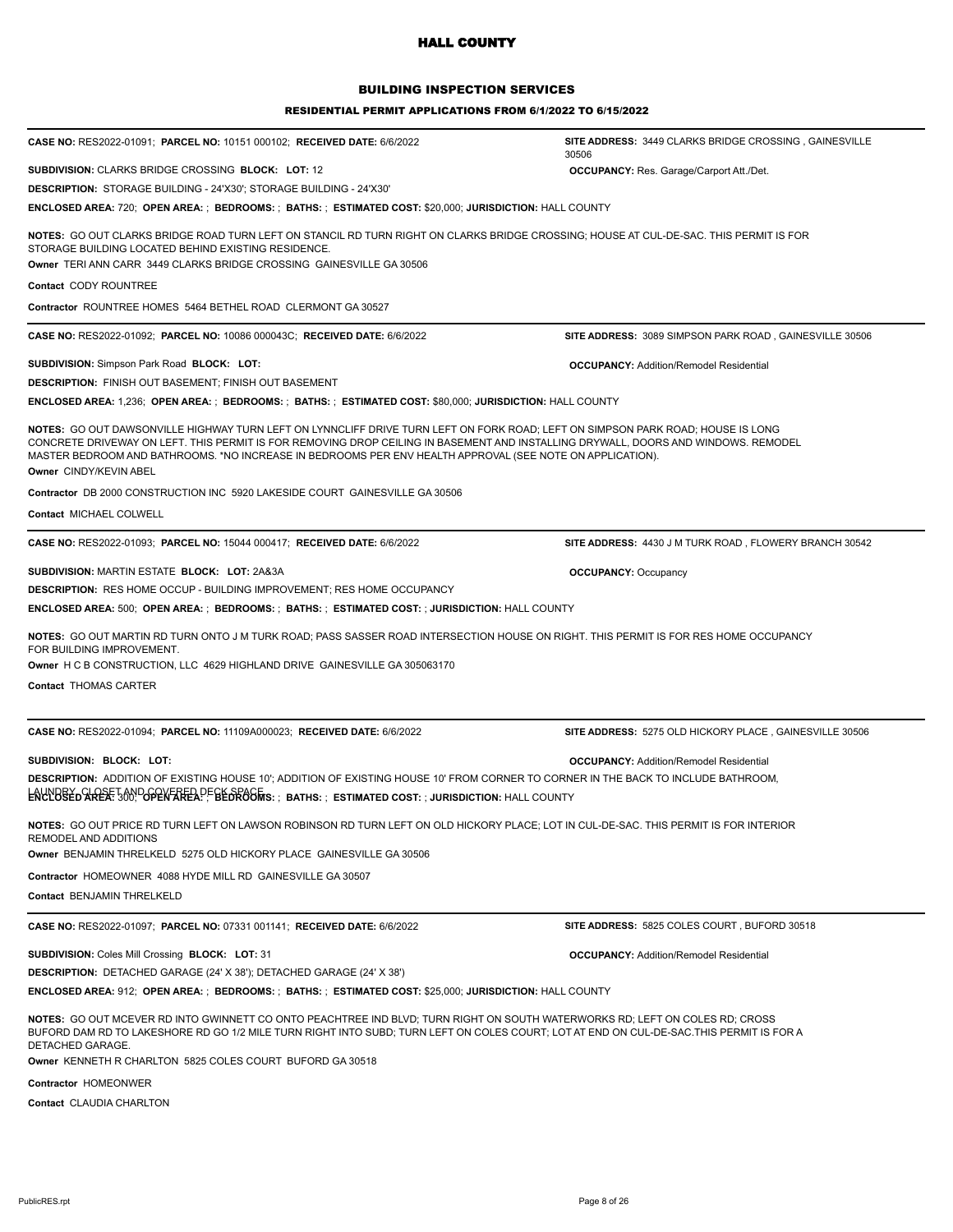# HALL COUNTY

## BUILDING INSPECTION SERVICES

### RESIDENTIAL PERMIT APPLICATIONS FROM 6/1/2022 TO 6/15/2022

---

**CASE NO:** RES2022-01091; **PARCEL NO:** 10151 000102; **RECEIVED DATE:** 6/6/2022

**SITE ADDRESS:** 3449 CLARKS BRIDGE CROSSING , GAINESVILLE 30506

**SUBDIVISION:** CLARKS BRIDGE CROSSING **BLOCK:** **LOT:** 12

**OCCUPANCY:** Res. Garage/Carport Att./Det.

**DESCRIPTION:** STORAGE BUILDING - 24'X30'; STORAGE BUILDING - 24'X30'

**ENCLOSED AREA:** 720; **OPEN AREA:** ; **BEDROOMS:** ; **BATHS:** ; **ESTIMATED COST:** $20,000; **JURISDICTION:** HALL COUNTY

**NOTES:** GO OUT CLARKS BRIDGE ROAD TURN LEFT ON STANCIL RD TURN RIGHT ON CLARKS BRIDGE CROSSING; HOUSE AT CUL-DE-SAC. THIS PERMIT IS FOR STORAGE BUILDING LOCATED BEHIND EXISTING RESIDENCE.

**Owner** TERI ANN CARR 3449 CLARKS BRIDGE CROSSING GAINESVILLE GA 30506

**Contact** CODY ROUNTREE

**Contractor** ROUNTREE HOMES 5464 BETHEL ROAD CLERMONT GA 30527

---

**CASE NO:** RES2022-01092; **PARCEL NO:** 10086 000043C; **RECEIVED DATE:** 6/6/2022

**SITE ADDRESS:** 3089 SIMPSON PARK ROAD , GAINESVILLE 30506

**SUBDIVISION:** Simpson Park Road **BLOCK:** **LOT:**

**OCCUPANCY:** Addition/Remodel Residential

**DESCRIPTION:** FINISH OUT BASEMENT; FINISH OUT BASEMENT

**ENCLOSED AREA:** 1,236; **OPEN AREA:** ; **BEDROOMS:** ; **BATHS:** ; **ESTIMATED COST:** $80,000; **JURISDICTION:** HALL COUNTY

**NOTES:** GO OUT DAWSONVILLE HIGHWAY TURN LEFT ON LYNNCLIFF DRIVE TURN LEFT ON FORK ROAD; LEFT ON SIMPSON PARK ROAD; HOUSE IS LONG CONCRETE DRIVEWAY ON LEFT. THIS PERMIT IS FOR REMOVING DROP CEILING IN BASEMENT AND INSTALLING DRYWALL, DOORS AND WINDOWS. REMODEL MASTER BEDROOM AND BATHROOMS. *NO INCREASE IN BEDROOMS PER ENV HEALTH APPROVAL (SEE NOTE ON APPLICATION).

**Owner** CINDY/KEVIN ABEL

**Contractor** DB 2000 CONSTRUCTION INC 5920 LAKESIDE COURT GAINESVILLE GA 30506

**Contact** MICHAEL COLWELL

---

**CASE NO:** RES2022-01093; **PARCEL NO:** 15044 000417; **RECEIVED DATE:** 6/6/2022

**SITE ADDRESS:** 4430 J M TURK ROAD , FLOWERY BRANCH 30542

**SUBDIVISION:** MARTIN ESTATE **BLOCK:** **LOT:** 2A&3A

**OCCUPANCY:** Occupancy

**DESCRIPTION:** RES HOME OCCUP - BUILDING IMPROVEMENT; RES HOME OCCUPANCY

**ENCLOSED AREA:** 500; **OPEN AREA:** ; **BEDROOMS:** ; **BATHS:** ; **ESTIMATED COST:** ; **JURISDICTION:** HALL COUNTY

**NOTES:** GO OUT MARTIN RD TURN ONTO J M TURK ROAD; PASS SASSER ROAD INTERSECTION HOUSE ON RIGHT. THIS PERMIT IS FOR RES HOME OCCUPANCY FOR BUILDING IMPROVEMENT.

**Owner** H C B CONSTRUCTION, LLC 4629 HIGHLAND DRIVE GAINESVILLE GA 305063170

**Contact** THOMAS CARTER

---

**CASE NO:** RES2022-01094; **PARCEL NO:** 11109A000023; **RECEIVED DATE:** 6/6/2022

**SITE ADDRESS:** 5275 OLD HICKORY PLACE , GAINESVILLE 30506

**SUBDIVISION:** **BLOCK:** **LOT:**

**OCCUPANCY:** Addition/Remodel Residential

**DESCRIPTION:** ADDITION OF EXISTING HOUSE 10'; ADDITION OF EXISTING HOUSE 10' FROM CORNER TO CORNER IN THE BACK TO INCLUDE BATHROOM, LAUNDRY, CLOSET AND COVERED DECK SPACE

**ENCLOSED AREA:** 300; **OPEN AREA:** ; **BEDROOMS:** ; **BATHS:** ; **ESTIMATED COST:** ; **JURISDICTION:** HALL COUNTY

**NOTES:** GO OUT PRICE RD TURN LEFT ON LAWSON ROBINSON RD TURN LEFT ON OLD HICKORY PLACE; LOT IN CUL-DE-SAC. THIS PERMIT IS FOR INTERIOR REMODEL AND ADDITIONS

**Owner** BENJAMIN THRELKELD 5275 OLD HICKORY PLACE GAINESVILLE GA 30506

**Contractor** HOMEOWNER 4088 HYDE MILL RD GAINESVILLE GA 30507

**Contact** BENJAMIN THRELKELD

---

**CASE NO:** RES2022-01097; **PARCEL NO:** 07331 001141; **RECEIVED DATE:** 6/6/2022

**SITE ADDRESS:** 5825 COLES COURT , BUFORD 30518

**SUBDIVISION:** Coles Mill Crossing **BLOCK:** **LOT:** 31

**OCCUPANCY:** Addition/Remodel Residential

**DESCRIPTION:** DETACHED GARAGE (24' X 38'); DETACHED GARAGE (24' X 38')

**ENCLOSED AREA:** 912; **OPEN AREA:** ; **BEDROOMS:** ; **BATHS:** ; **ESTIMATED COST:** $25,000; **JURISDICTION:** HALL COUNTY

**NOTES:** GO OUT MCEVER RD INTO GWINNETT CO ONTO PEACHTREE IND BLVD; TURN RIGHT ON SOUTH WATERWORKS RD; LEFT ON COLES RD; CROSS BUFORD DAM RD TO LAKESHORE RD GO 1/2 MILE TURN RIGHT INTO SUBD; TURN LEFT ON COLES COURT; LOT AT END ON CUL-DE-SAC.THIS PERMIT IS FOR A DETACHED GARAGE.

**Owner** KENNETH R CHARLTON 5825 COLES COURT BUFORD GA 30518

**Contractor** HOMEONWER

**Contact** CLAUDIA CHARLTON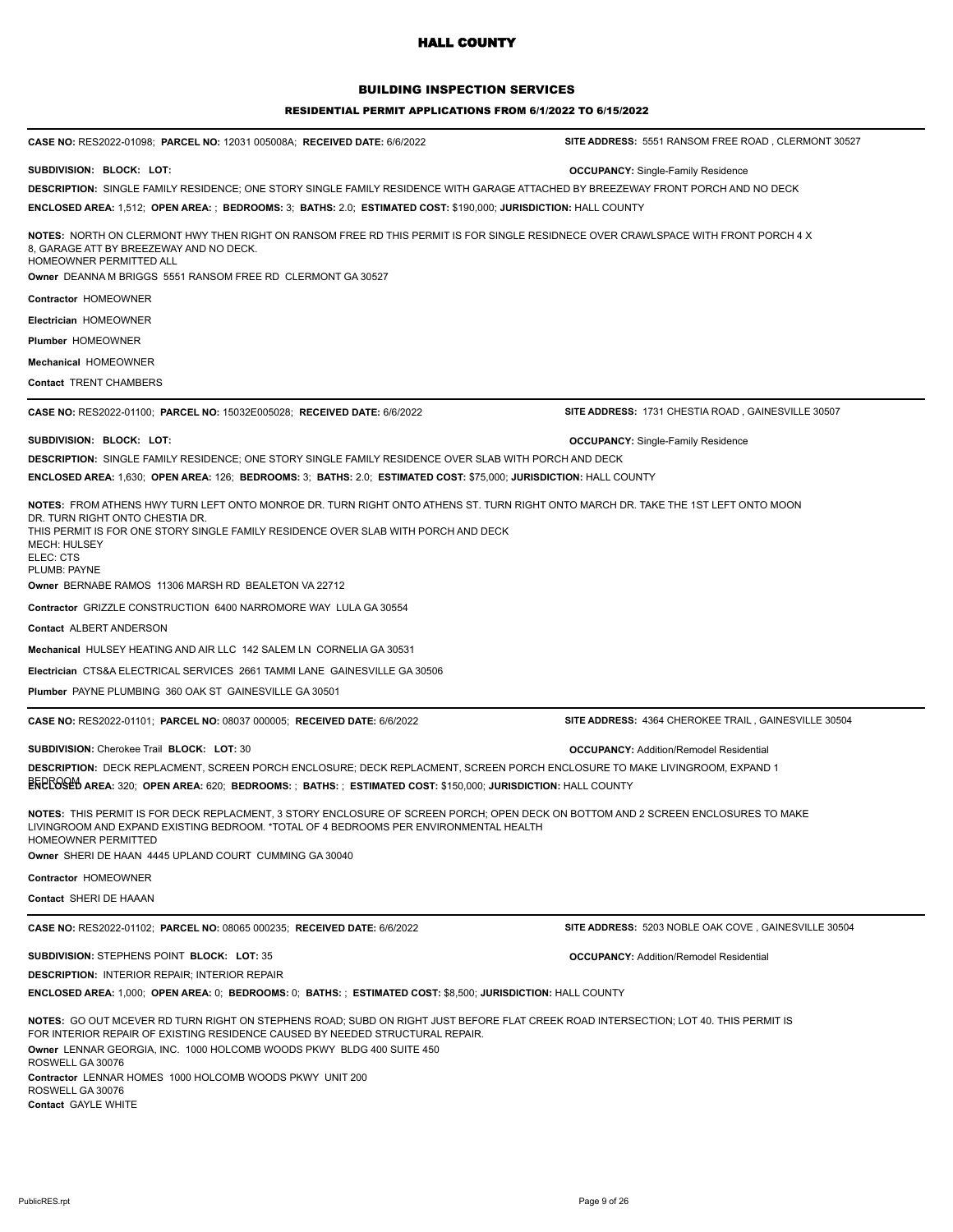# HALL COUNTY

## BUILDING INSPECTION SERVICES

### RESIDENTIAL PERMIT APPLICATIONS FROM 6/1/2022 TO 6/15/2022

---

**CASE NO:** RES2022-01098; **PARCEL NO:** 12031 005008A; **RECEIVED DATE:** 6/6/2022 **SITE ADDRESS:** 5551 RANSOM FREE ROAD , CLERMONT 30527

**SUBDIVISION: BLOCK: LOT:** **OCCUPANCY:** Single-Family Residence

**DESCRIPTION:** SINGLE FAMILY RESIDENCE; ONE STORY SINGLE FAMILY RESIDENCE WITH GARAGE ATTACHED BY BREEZEWAY FRONT PORCH AND NO DECK

**ENCLOSED AREA:** 1,512; **OPEN AREA:** ; **BEDROOMS:** 3; **BATHS:** 2.0; **ESTIMATED COST:** $190,000; **JURISDICTION:** HALL COUNTY

**NOTES:** NORTH ON CLERMONT HWY THEN RIGHT ON RANSOM FREE RD THIS PERMIT IS FOR SINGLE RESIDNECE OVER CRAWLSPACE WITH FRONT PORCH 4 X 8, GARAGE ATT BY BREEZEWAY AND NO DECK.
HOMEOWNER PERMITTED ALL

**Owner** DEANNA M BRIGGS 5551 RANSOM FREE RD CLERMONT GA 30527

**Contractor** HOMEOWNER

**Electrician** HOMEOWNER

**Plumber** HOMEOWNER

**Mechanical** HOMEOWNER

**Contact** TRENT CHAMBERS

---

**CASE NO:** RES2022-01100; **PARCEL NO:** 15032E005028; **RECEIVED DATE:** 6/6/2022 **SITE ADDRESS:** 1731 CHESTIA ROAD , GAINESVILLE 30507

**SUBDIVISION: BLOCK: LOT:** **OCCUPANCY:** Single-Family Residence

**DESCRIPTION:** SINGLE FAMILY RESIDENCE; ONE STORY SINGLE FAMILY RESIDENCE OVER SLAB WITH PORCH AND DECK

**ENCLOSED AREA:** 1,630; **OPEN AREA:** 126; **BEDROOMS:** 3; **BATHS:** 2.0; **ESTIMATED COST:** $75,000; **JURISDICTION:** HALL COUNTY

**NOTES:** FROM ATHENS HWY TURN LEFT ONTO MONROE DR. TURN RIGHT ONTO ATHENS ST. TURN RIGHT ONTO MARCH DR. TAKE THE 1ST LEFT ONTO MOON DR. TURN RIGHT ONTO CHESTIA DR.
THIS PERMIT IS FOR ONE STORY SINGLE FAMILY RESIDENCE OVER SLAB WITH PORCH AND DECK
MECH: HULSEY
ELEC: CTS
PLUMB: PAYNE

**Owner** BERNABE RAMOS 11306 MARSH RD BEALETON VA 22712

**Contractor** GRIZZLE CONSTRUCTION 6400 NARROMORE WAY LULA GA 30554

**Contact** ALBERT ANDERSON

**Mechanical** HULSEY HEATING AND AIR LLC 142 SALEM LN CORNELIA GA 30531

**Electrician** CTS&A ELECTRICAL SERVICES 2661 TAMMI LANE GAINESVILLE GA 30506

**Plumber** PAYNE PLUMBING 360 OAK ST GAINESVILLE GA 30501

---

**CASE NO:** RES2022-01101; **PARCEL NO:** 08037 000005; **RECEIVED DATE:** 6/6/2022 **SITE ADDRESS:** 4364 CHEROKEE TRAIL , GAINESVILLE 30504

**SUBDIVISION:** Cherokee Trail **BLOCK: LOT:** 30 **OCCUPANCY:** Addition/Remodel Residential

**DESCRIPTION:** DECK REPLACMENT, SCREEN PORCH ENCLOSURE; DECK REPLACMENT, SCREEN PORCH ENCLOSURE TO MAKE LIVINGROOM, EXPAND 1 BEDROOM

**ENCLOSED AREA:** 320; **OPEN AREA:** 620; **BEDROOMS:** ; **BATHS:** ; **ESTIMATED COST:** $150,000; **JURISDICTION:** HALL COUNTY

**NOTES:** THIS PERMIT IS FOR DECK REPLACMENT, 3 STORY ENCLOSURE OF SCREEN PORCH; OPEN DECK ON BOTTOM AND 2 SCREEN ENCLOSURES TO MAKE LIVINGROOM AND EXPAND EXISTING BEDROOM. *TOTAL OF 4 BEDROOMS PER ENVIRONMENTAL HEALTH
HOMEOWNER PERMITTED

**Owner** SHERI DE HAAN 4445 UPLAND COURT CUMMING GA 30040

**Contractor** HOMEOWNER

**Contact** SHERI DE HAAAN

---

**CASE NO:** RES2022-01102; **PARCEL NO:** 08065 000235; **RECEIVED DATE:** 6/6/2022 **SITE ADDRESS:** 5203 NOBLE OAK COVE , GAINESVILLE 30504

**SUBDIVISION:** STEPHENS POINT **BLOCK: LOT:** 35 **OCCUPANCY:** Addition/Remodel Residential

**DESCRIPTION:** INTERIOR REPAIR; INTERIOR REPAIR

**ENCLOSED AREA:** 1,000; **OPEN AREA:** 0; **BEDROOMS:** 0; **BATHS:** ; **ESTIMATED COST:** $8,500; **JURISDICTION:** HALL COUNTY

**NOTES:** GO OUT MCEVER RD TURN RIGHT ON STEPHENS ROAD; SUBD ON RIGHT JUST BEFORE FLAT CREEK ROAD INTERSECTION; LOT 40. THIS PERMIT IS FOR INTERIOR REPAIR OF EXISTING RESIDENCE CAUSED BY NEEDED STRUCTURAL REPAIR.

**Owner** LENNAR GEORGIA, INC. 1000 HOLCOMB WOODS PKWY BLDG 400 SUITE 450 ROSWELL GA 30076

**Contractor** LENNAR HOMES 1000 HOLCOMB WOODS PKWY UNIT 200 ROSWELL GA 30076

**Contact** GAYLE WHITE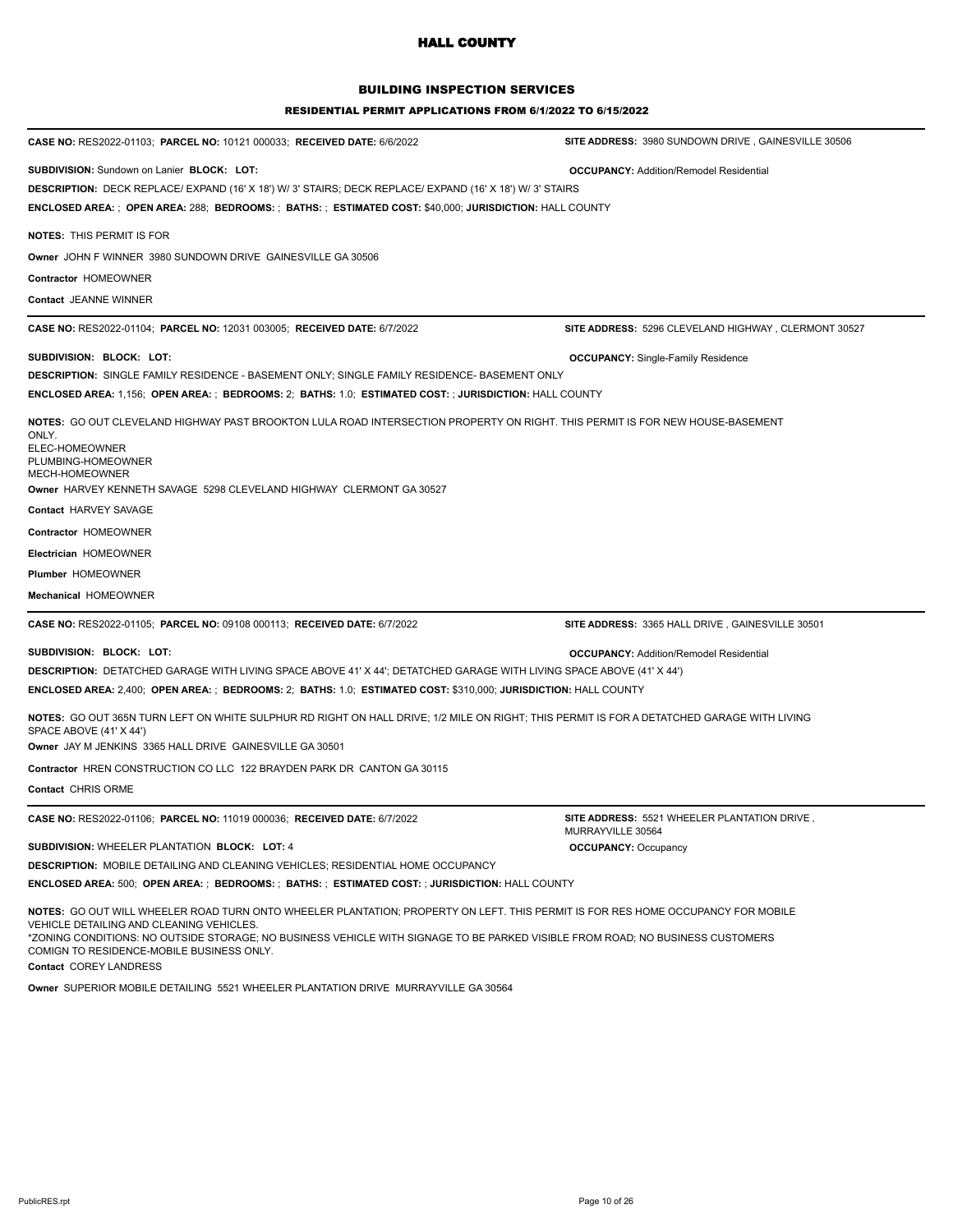# HALL COUNTY

## BUILDING INSPECTION SERVICES

### RESIDENTIAL PERMIT APPLICATIONS FROM 6/1/2022 TO 6/15/2022

---

**CASE NO:** RES2022-01103; **PARCEL NO:** 10121 000033; **RECEIVED DATE:** 6/6/2022 **SITE ADDRESS:** 3980 SUNDOWN DRIVE , GAINESVILLE 30506

**SUBDIVISION:** Sundown on Lanier **BLOCK: LOT:** **OCCUPANCY:** Addition/Remodel Residential

**DESCRIPTION:** DECK REPLACE/ EXPAND (16' X 18') W/ 3' STAIRS; DECK REPLACE/ EXPAND (16' X 18') W/ 3' STAIRS

**ENCLOSED AREA:** ; **OPEN AREA:** 288; **BEDROOMS:** ; **BATHS:** ; **ESTIMATED COST:** $40,000; **JURISDICTION:** HALL COUNTY

**NOTES:** THIS PERMIT IS FOR

**Owner** JOHN F WINNER 3980 SUNDOWN DRIVE GAINESVILLE GA 30506

**Contractor** HOMEOWNER

**Contact** JEANNE WINNER

---

**CASE NO:** RES2022-01104; **PARCEL NO:** 12031 003005; **RECEIVED DATE:** 6/7/2022 **SITE ADDRESS:** 5296 CLEVELAND HIGHWAY , CLERMONT 30527

**SUBDIVISION: BLOCK: LOT:** **OCCUPANCY:** Single-Family Residence

**DESCRIPTION:** SINGLE FAMILY RESIDENCE - BASEMENT ONLY; SINGLE FAMILY RESIDENCE- BASEMENT ONLY

**ENCLOSED AREA:** 1,156; **OPEN AREA:** ; **BEDROOMS:** 2; **BATHS:** 1.0; **ESTIMATED COST:** ; **JURISDICTION:** HALL COUNTY

**NOTES:** GO OUT CLEVELAND HIGHWAY PAST BROOKTON LULA ROAD INTERSECTION PROPERTY ON RIGHT. THIS PERMIT IS FOR NEW HOUSE-BASEMENT ONLY.
ELEC-HOMEOWNER
PLUMBING-HOMEOWNER
MECH-HOMEOWNER

**Owner** HARVEY KENNETH SAVAGE 5298 CLEVELAND HIGHWAY CLERMONT GA 30527

**Contact** HARVEY SAVAGE

**Contractor** HOMEOWNER

**Electrician** HOMEOWNER

**Plumber** HOMEOWNER

**Mechanical** HOMEOWNER

---

**CASE NO:** RES2022-01105; **PARCEL NO:** 09108 000113; **RECEIVED DATE:** 6/7/2022 **SITE ADDRESS:** 3365 HALL DRIVE , GAINESVILLE 30501

**SUBDIVISION: BLOCK: LOT:** **OCCUPANCY:** Addition/Remodel Residential

**DESCRIPTION:** DETATCHED GARAGE WITH LIVING SPACE ABOVE 41' X 44'; DETATCHED GARAGE WITH LIVING SPACE ABOVE (41' X 44')

**ENCLOSED AREA:** 2,400; **OPEN AREA:** ; **BEDROOMS:** 2; **BATHS:** 1.0; **ESTIMATED COST:** $310,000; **JURISDICTION:** HALL COUNTY

**NOTES:** GO OUT 365N TURN LEFT ON WHITE SULPHUR RD RIGHT ON HALL DRIVE; 1/2 MILE ON RIGHT; THIS PERMIT IS FOR A DETATCHED GARAGE WITH LIVING SPACE ABOVE (41' X 44')

**Owner** JAY M JENKINS 3365 HALL DRIVE GAINESVILLE GA 30501

**Contractor** HREN CONSTRUCTION CO LLC 122 BRAYDEN PARK DR CANTON GA 30115

**Contact** CHRIS ORME

---

**CASE NO:** RES2022-01106; **PARCEL NO:** 11019 000036; **RECEIVED DATE:** 6/7/2022 **SITE ADDRESS:** 5521 WHEELER PLANTATION DRIVE , MURRAYVILLE 30564

**SUBDIVISION:** WHEELER PLANTATION **BLOCK: LOT:** 4 **OCCUPANCY:** Occupancy

**DESCRIPTION:** MOBILE DETAILING AND CLEANING VEHICLES; RESIDENTIAL HOME OCCUPANCY

**ENCLOSED AREA:** 500; **OPEN AREA:** ; **BEDROOMS:** ; **BATHS:** ; **ESTIMATED COST:** ; **JURISDICTION:** HALL COUNTY

**NOTES:** GO OUT WILL WHEELER ROAD TURN ONTO WHEELER PLANTATION; PROPERTY ON LEFT. THIS PERMIT IS FOR RES HOME OCCUPANCY FOR MOBILE VEHICLE DETAILING AND CLEANING VEHICLES.
*ZONING CONDITIONS: NO OUTSIDE STORAGE; NO BUSINESS VEHICLE WITH SIGNAGE TO BE PARKED VISIBLE FROM ROAD; NO BUSINESS CUSTOMERS COMIGN TO RESIDENCE-MOBILE BUSINESS ONLY.

**Contact** COREY LANDRESS

**Owner** SUPERIOR MOBILE DETAILING 5521 WHEELER PLANTATION DRIVE MURRAYVILLE GA 30564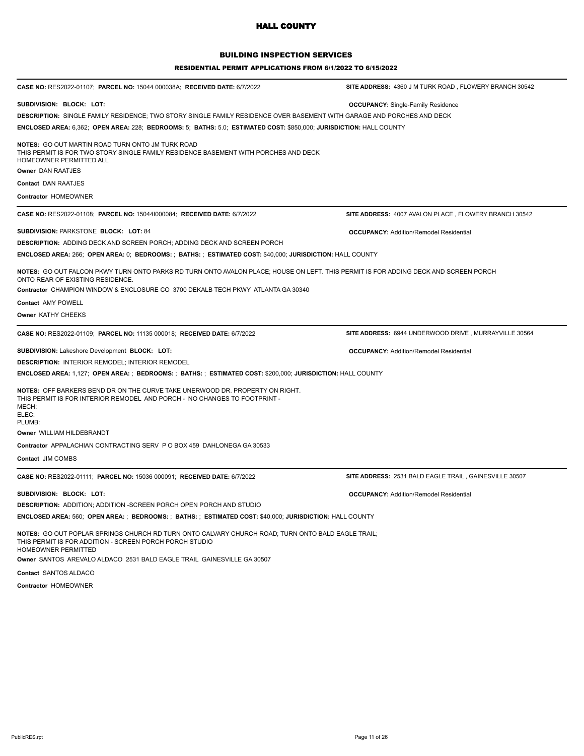# HALL COUNTY

## BUILDING INSPECTION SERVICES

### RESIDENTIAL PERMIT APPLICATIONS FROM 6/1/2022 TO 6/15/2022

---

**CASE NO:** RES2022-01107; **PARCEL NO:** 15044 000038A; **RECEIVED DATE:** 6/7/2022 **SITE ADDRESS:** 4360 J M TURK ROAD , FLOWERY BRANCH 30542

**SUBDIVISION: BLOCK: LOT:** **OCCUPANCY:** Single-Family Residence

**DESCRIPTION:** SINGLE FAMILY RESIDENCE; TWO STORY SINGLE FAMILY RESIDENCE OVER BASEMENT WITH GARAGE AND PORCHES AND DECK

**ENCLOSED AREA:** 6,362; **OPEN AREA:** 228; **BEDROOMS:** 5; **BATHS:** 5.0; **ESTIMATED COST:** $850,000; **JURISDICTION:** HALL COUNTY

**NOTES:** GO OUT MARTIN ROAD TURN ONTO JM TURK ROAD
THIS PERMIT IS FOR TWO STORY SINGLE FAMILY RESIDENCE BASEMENT WITH PORCHES AND DECK
HOMEOWNER PERMITTED ALL

**Owner** DAN RAATJES

**Contact** DAN RAATJES

**Contractor** HOMEOWNER

---

**CASE NO:** RES2022-01108; **PARCEL NO:** 15044I000084; **RECEIVED DATE:** 6/7/2022 **SITE ADDRESS:** 4007 AVALON PLACE , FLOWERY BRANCH 30542

**SUBDIVISION:** PARKSTONE **BLOCK: LOT:** 84 **OCCUPANCY:** Addition/Remodel Residential

**DESCRIPTION:** ADDING DECK AND SCREEN PORCH; ADDING DECK AND SCREEN PORCH

**ENCLOSED AREA:** 266; **OPEN AREA:** 0; **BEDROOMS:** ; **BATHS:** ; **ESTIMATED COST:** $40,000; **JURISDICTION:** HALL COUNTY

**NOTES:** GO OUT FALCON PKWY TURN ONTO PARKS RD TURN ONTO AVALON PLACE; HOUSE ON LEFT. THIS PERMIT IS FOR ADDING DECK AND SCREEN PORCH ONTO REAR OF EXISTING RESIDENCE.

**Contractor** CHAMPION WINDOW & ENCLOSURE CO 3700 DEKALB TECH PKWY ATLANTA GA 30340

**Contact** AMY POWELL

**Owner** KATHY CHEEKS

---

**CASE NO:** RES2022-01109; **PARCEL NO:** 11135 000018; **RECEIVED DATE:** 6/7/2022 **SITE ADDRESS:** 6944 UNDERWOOD DRIVE , MURRAYVILLE 30564

**SUBDIVISION:** Lakeshore Development **BLOCK: LOT:** **OCCUPANCY:** Addition/Remodel Residential

**DESCRIPTION:** INTERIOR REMODEL; INTERIOR REMODEL

**ENCLOSED AREA:** 1,127; **OPEN AREA:** ; **BEDROOMS:** ; **BATHS:** ; **ESTIMATED COST:** $200,000; **JURISDICTION:** HALL COUNTY

**NOTES:** OFF BARKERS BEND DR ON THE CURVE TAKE UNERWOOD DR. PROPERTY ON RIGHT.
THIS PERMIT IS FOR INTERIOR REMODEL AND PORCH - NO CHANGES TO FOOTPRINT -
MECH:
ELEC:
PLUMB:

**Owner** WILLIAM HILDEBRANDT

**Contractor** APPALACHIAN CONTRACTING SERV P O BOX 459 DAHLONEGA GA 30533

**Contact** JIM COMBS

---

**CASE NO:** RES2022-01111; **PARCEL NO:** 15036 000091; **RECEIVED DATE:** 6/7/2022 **SITE ADDRESS:** 2531 BALD EAGLE TRAIL , GAINESVILLE 30507

**SUBDIVISION: BLOCK: LOT:** **OCCUPANCY:** Addition/Remodel Residential

**DESCRIPTION:** ADDITION; ADDITION -SCREEN PORCH OPEN PORCH AND STUDIO

**ENCLOSED AREA:** 560; **OPEN AREA:** ; **BEDROOMS:** ; **BATHS:** ; **ESTIMATED COST:** $40,000; **JURISDICTION:** HALL COUNTY

**NOTES:** GO OUT POPLAR SPRINGS CHURCH RD TURN ONTO CALVARY CHURCH ROAD; TURN ONTO BALD EAGLE TRAIL;
THIS PERMIT IS FOR ADDITION - SCREEN PORCH PORCH STUDIO
HOMEOWNER PERMITTED

**Owner** SANTOS AREVALO ALDACO 2531 BALD EAGLE TRAIL GAINESVILLE GA 30507

**Contact** SANTOS ALDACO

**Contractor** HOMEOWNER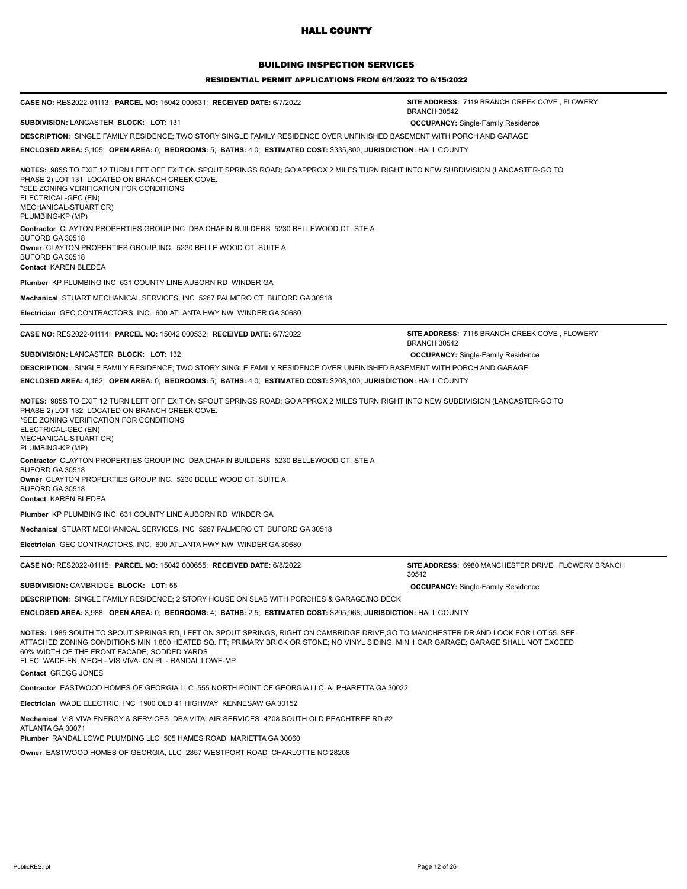# HALL COUNTY

## BUILDING INSPECTION SERVICES

### RESIDENTIAL PERMIT APPLICATIONS FROM 6/1/2022 TO 6/15/2022

---

**CASE NO:** RES2022-01113; **PARCEL NO:** 15042 000531; **RECEIVED DATE:** 6/7/2022 **SITE ADDRESS:** 7119 BRANCH CREEK COVE , FLOWERY BRANCH 30542

**SUBDIVISION:** LANCASTER **BLOCK:** **LOT:** 131 **OCCUPANCY:** Single-Family Residence

**DESCRIPTION:** SINGLE FAMILY RESIDENCE; TWO STORY SINGLE FAMILY RESIDENCE OVER UNFINISHED BASEMENT WITH PORCH AND GARAGE

**ENCLOSED AREA:** 5,105; **OPEN AREA:** 0; **BEDROOMS:** 5; **BATHS:** 4.0; **ESTIMATED COST:** $335,800; **JURISDICTION:** HALL COUNTY

**NOTES:** 985S TO EXIT 12 TURN LEFT OFF EXIT ON SPOUT SPRINGS ROAD; GO APPROX 2 MILES TURN RIGHT INTO NEW SUBDIVISION (LANCASTER-GO TO PHASE 2) LOT 131 LOCATED ON BRANCH CREEK COVE.
*SEE ZONING VERIFICATION FOR CONDITIONS
ELECTRICAL-GEC (EN)
MECHANICAL-STUART CR)
PLUMBING-KP (MP)

**Contractor** CLAYTON PROPERTIES GROUP INC DBA CHAFIN BUILDERS 5230 BELLEWOOD CT, STE A BUFORD GA 30518
**Owner** CLAYTON PROPERTIES GROUP INC. 5230 BELLE WOOD CT SUITE A BUFORD GA 30518
**Contact** KAREN BLEDEA

**Plumber** KP PLUMBING INC 631 COUNTY LINE AUBORN RD WINDER GA

**Mechanical** STUART MECHANICAL SERVICES, INC 5267 PALMERO CT BUFORD GA 30518

**Electrician** GEC CONTRACTORS, INC. 600 ATLANTA HWY NW WINDER GA 30680

---

**CASE NO:** RES2022-01114; **PARCEL NO:** 15042 000532; **RECEIVED DATE:** 6/7/2022 **SITE ADDRESS:** 7115 BRANCH CREEK COVE , FLOWERY BRANCH 30542

**SUBDIVISION:** LANCASTER **BLOCK:** **LOT:** 132 **OCCUPANCY:** Single-Family Residence

**DESCRIPTION:** SINGLE FAMILY RESIDENCE; TWO STORY SINGLE FAMILY RESIDENCE OVER UNFINISHED BASEMENT WITH PORCH AND GARAGE

**ENCLOSED AREA:** 4,162; **OPEN AREA:** 0; **BEDROOMS:** 5; **BATHS:** 4.0; **ESTIMATED COST:** $208,100; **JURISDICTION:** HALL COUNTY

**NOTES:** 985S TO EXIT 12 TURN LEFT OFF EXIT ON SPOUT SPRINGS ROAD; GO APPROX 2 MILES TURN RIGHT INTO NEW SUBDIVISION (LANCASTER-GO TO PHASE 2) LOT 132 LOCATED ON BRANCH CREEK COVE.
*SEE ZONING VERIFICATION FOR CONDITIONS
ELECTRICAL-GEC (EN)
MECHANICAL-STUART CR)
PLUMBING-KP (MP)

**Contractor** CLAYTON PROPERTIES GROUP INC DBA CHAFIN BUILDERS 5230 BELLEWOOD CT, STE A BUFORD GA 30518
**Owner** CLAYTON PROPERTIES GROUP INC. 5230 BELLE WOOD CT SUITE A BUFORD GA 30518
**Contact** KAREN BLEDEA

**Plumber** KP PLUMBING INC 631 COUNTY LINE AUBORN RD WINDER GA

**Mechanical** STUART MECHANICAL SERVICES, INC 5267 PALMERO CT BUFORD GA 30518

**Electrician** GEC CONTRACTORS, INC. 600 ATLANTA HWY NW WINDER GA 30680

---

**CASE NO:** RES2022-01115; **PARCEL NO:** 15042 000655; **RECEIVED DATE:** 6/8/2022 **SITE ADDRESS:** 6980 MANCHESTER DRIVE , FLOWERY BRANCH 30542

**SUBDIVISION:** CAMBRIDGE **BLOCK:** **LOT:** 55 **OCCUPANCY:** Single-Family Residence

**DESCRIPTION:** SINGLE FAMILY RESIDENCE; 2 STORY HOUSE ON SLAB WITH PORCHES & GARAGE/NO DECK

**ENCLOSED AREA:** 3,988; **OPEN AREA:** 0; **BEDROOMS:** 4; **BATHS:** 2.5; **ESTIMATED COST:** $295,968; **JURISDICTION:** HALL COUNTY

**NOTES:** I 985 SOUTH TO SPOUT SPRINGS RD, LEFT ON SPOUT SPRINGS, RIGHT ON CAMBRIDGE DRIVE,GO TO MANCHESTER DR AND LOOK FOR LOT 55. SEE ATTACHED ZONING CONDITIONS MIN 1,800 HEATED SQ. FT; PRIMARY BRICK OR STONE; NO VINYL SIDING, MIN 1 CAR GARAGE; GARAGE SHALL NOT EXCEED 60% WIDTH OF THE FRONT FACADE; SODDED YARDS
ELEC, WADE-EN, MECH - VIS VIVA- CN PL - RANDAL LOWE-MP

**Contact** GREGG JONES

**Contractor** EASTWOOD HOMES OF GEORGIA LLC 555 NORTH POINT OF GEORGIA LLC ALPHARETTA GA 30022

**Electrician** WADE ELECTRIC, INC 1900 OLD 41 HIGHWAY KENNESAW GA 30152

**Mechanical** VIS VIVA ENERGY & SERVICES DBA VITALAIR SERVICES 4708 SOUTH OLD PEACHTREE RD #2 ATLANTA GA 30071
**Plumber** RANDAL LOWE PLUMBING LLC 505 HAMES ROAD MARIETTA GA 30060

**Owner** EASTWOOD HOMES OF GEORGIA, LLC 2857 WESTPORT ROAD CHARLOTTE NC 28208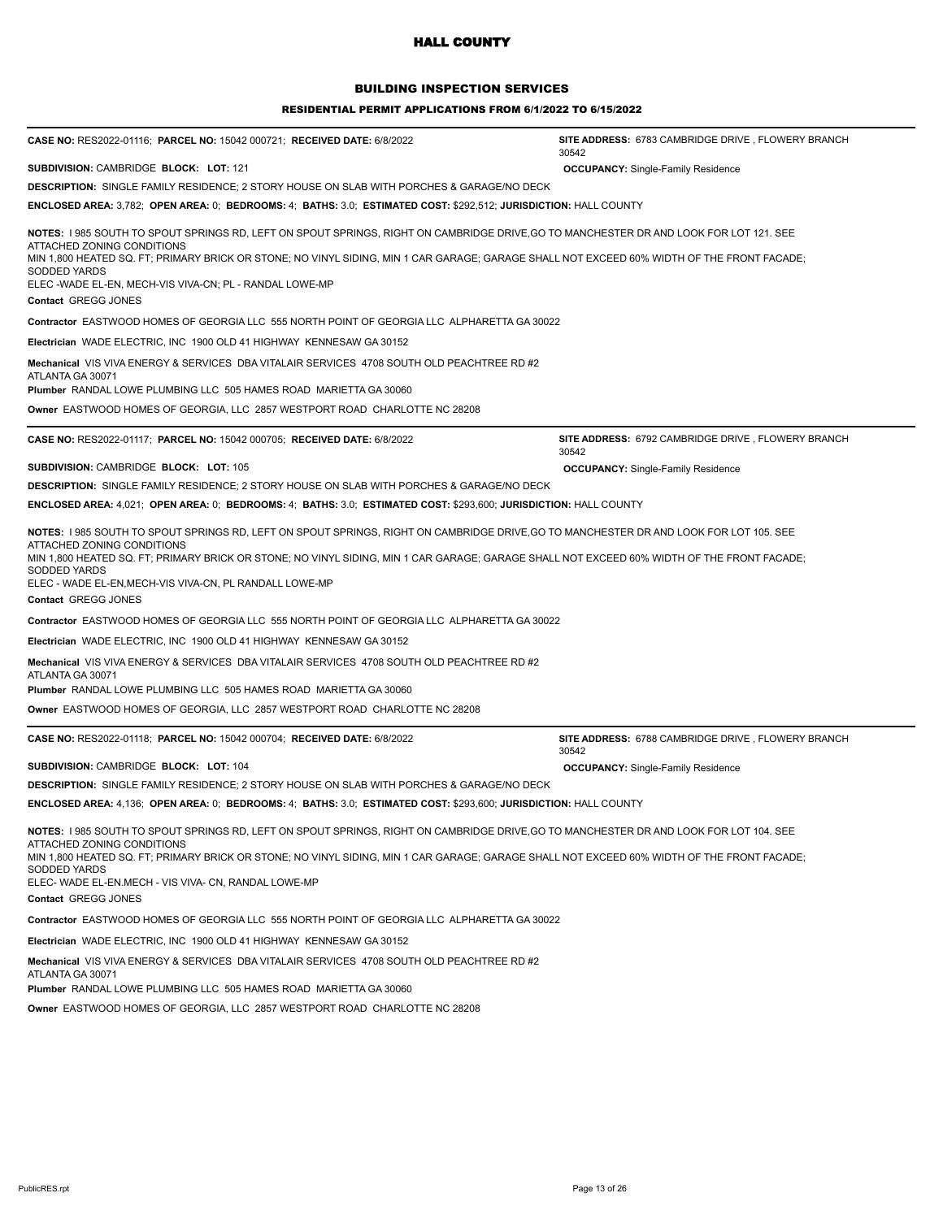# HALL COUNTY

## BUILDING INSPECTION SERVICES

### RESIDENTIAL PERMIT APPLICATIONS FROM 6/1/2022 TO 6/15/2022

---

**CASE NO:** RES2022-01116; **PARCEL NO:** 15042 000721; **RECEIVED DATE:** 6/8/2022

**SITE ADDRESS:** 6783 CAMBRIDGE DRIVE , FLOWERY BRANCH 30542

**SUBDIVISION:** CAMBRIDGE **BLOCK:** **LOT:** 121

**OCCUPANCY:** Single-Family Residence

**DESCRIPTION:** SINGLE FAMILY RESIDENCE; 2 STORY HOUSE ON SLAB WITH PORCHES & GARAGE/NO DECK

**ENCLOSED AREA:** 3,782; **OPEN AREA:** 0; **BEDROOMS:** 4; **BATHS:** 3.0; **ESTIMATED COST:** $292,512; **JURISDICTION:** HALL COUNTY

**NOTES:** I 985 SOUTH TO SPOUT SPRINGS RD, LEFT ON SPOUT SPRINGS, RIGHT ON CAMBRIDGE DRIVE,GO TO MANCHESTER DR AND LOOK FOR LOT 121. SEE ATTACHED ZONING CONDITIONS
MIN 1,800 HEATED SQ. FT; PRIMARY BRICK OR STONE; NO VINYL SIDING, MIN 1 CAR GARAGE; GARAGE SHALL NOT EXCEED 60% WIDTH OF THE FRONT FACADE; SODDED YARDS
ELEC -WADE EL-EN, MECH-VIS VIVA-CN; PL - RANDAL LOWE-MP

**Contact** GREGG JONES

**Contractor** EASTWOOD HOMES OF GEORGIA LLC 555 NORTH POINT OF GEORGIA LLC ALPHARETTA GA 30022

**Electrician** WADE ELECTRIC, INC 1900 OLD 41 HIGHWAY KENNESAW GA 30152

**Mechanical** VIS VIVA ENERGY & SERVICES DBA VITALAIR SERVICES 4708 SOUTH OLD PEACHTREE RD #2 ATLANTA GA 30071

**Plumber** RANDAL LOWE PLUMBING LLC 505 HAMES ROAD MARIETTA GA 30060

**Owner** EASTWOOD HOMES OF GEORGIA, LLC 2857 WESTPORT ROAD CHARLOTTE NC 28208

---

**CASE NO:** RES2022-01117; **PARCEL NO:** 15042 000705; **RECEIVED DATE:** 6/8/2022

**SITE ADDRESS:** 6792 CAMBRIDGE DRIVE , FLOWERY BRANCH 30542

**SUBDIVISION:** CAMBRIDGE **BLOCK:** **LOT:** 105

**OCCUPANCY:** Single-Family Residence

**DESCRIPTION:** SINGLE FAMILY RESIDENCE; 2 STORY HOUSE ON SLAB WITH PORCHES & GARAGE/NO DECK

**ENCLOSED AREA:** 4,021; **OPEN AREA:** 0; **BEDROOMS:** 4; **BATHS:** 3.0; **ESTIMATED COST:** $293,600; **JURISDICTION:** HALL COUNTY

**NOTES:** I 985 SOUTH TO SPOUT SPRINGS RD, LEFT ON SPOUT SPRINGS, RIGHT ON CAMBRIDGE DRIVE,GO TO MANCHESTER DR AND LOOK FOR LOT 105. SEE ATTACHED ZONING CONDITIONS
MIN 1,800 HEATED SQ. FT; PRIMARY BRICK OR STONE; NO VINYL SIDING, MIN 1 CAR GARAGE; GARAGE SHALL NOT EXCEED 60% WIDTH OF THE FRONT FACADE; SODDED YARDS
ELEC - WADE EL-EN,MECH-VIS VIVA-CN, PL RANDALL LOWE-MP

**Contact** GREGG JONES

**Contractor** EASTWOOD HOMES OF GEORGIA LLC 555 NORTH POINT OF GEORGIA LLC ALPHARETTA GA 30022

**Electrician** WADE ELECTRIC, INC 1900 OLD 41 HIGHWAY KENNESAW GA 30152

**Mechanical** VIS VIVA ENERGY & SERVICES DBA VITALAIR SERVICES 4708 SOUTH OLD PEACHTREE RD #2 ATLANTA GA 30071

**Plumber** RANDAL LOWE PLUMBING LLC 505 HAMES ROAD MARIETTA GA 30060

**Owner** EASTWOOD HOMES OF GEORGIA, LLC 2857 WESTPORT ROAD CHARLOTTE NC 28208

---

**CASE NO:** RES2022-01118; **PARCEL NO:** 15042 000704; **RECEIVED DATE:** 6/8/2022

**SITE ADDRESS:** 6788 CAMBRIDGE DRIVE , FLOWERY BRANCH 30542

**SUBDIVISION:** CAMBRIDGE **BLOCK:** **LOT:** 104

**OCCUPANCY:** Single-Family Residence

**DESCRIPTION:** SINGLE FAMILY RESIDENCE; 2 STORY HOUSE ON SLAB WITH PORCHES & GARAGE/NO DECK

**ENCLOSED AREA:** 4,136; **OPEN AREA:** 0; **BEDROOMS:** 4; **BATHS:** 3.0; **ESTIMATED COST:** $293,600; **JURISDICTION:** HALL COUNTY

**NOTES:** I 985 SOUTH TO SPOUT SPRINGS RD, LEFT ON SPOUT SPRINGS, RIGHT ON CAMBRIDGE DRIVE,GO TO MANCHESTER DR AND LOOK FOR LOT 104. SEE ATTACHED ZONING CONDITIONS
MIN 1,800 HEATED SQ. FT; PRIMARY BRICK OR STONE; NO VINYL SIDING, MIN 1 CAR GARAGE; GARAGE SHALL NOT EXCEED 60% WIDTH OF THE FRONT FACADE; SODDED YARDS
ELEC- WADE EL-EN.MECH - VIS VIVA- CN, RANDAL LOWE-MP

**Contact** GREGG JONES

**Contractor** EASTWOOD HOMES OF GEORGIA LLC 555 NORTH POINT OF GEORGIA LLC ALPHARETTA GA 30022

**Electrician** WADE ELECTRIC, INC 1900 OLD 41 HIGHWAY KENNESAW GA 30152

**Mechanical** VIS VIVA ENERGY & SERVICES DBA VITALAIR SERVICES 4708 SOUTH OLD PEACHTREE RD #2 ATLANTA GA 30071

**Plumber** RANDAL LOWE PLUMBING LLC 505 HAMES ROAD MARIETTA GA 30060

**Owner** EASTWOOD HOMES OF GEORGIA, LLC 2857 WESTPORT ROAD CHARLOTTE NC 28208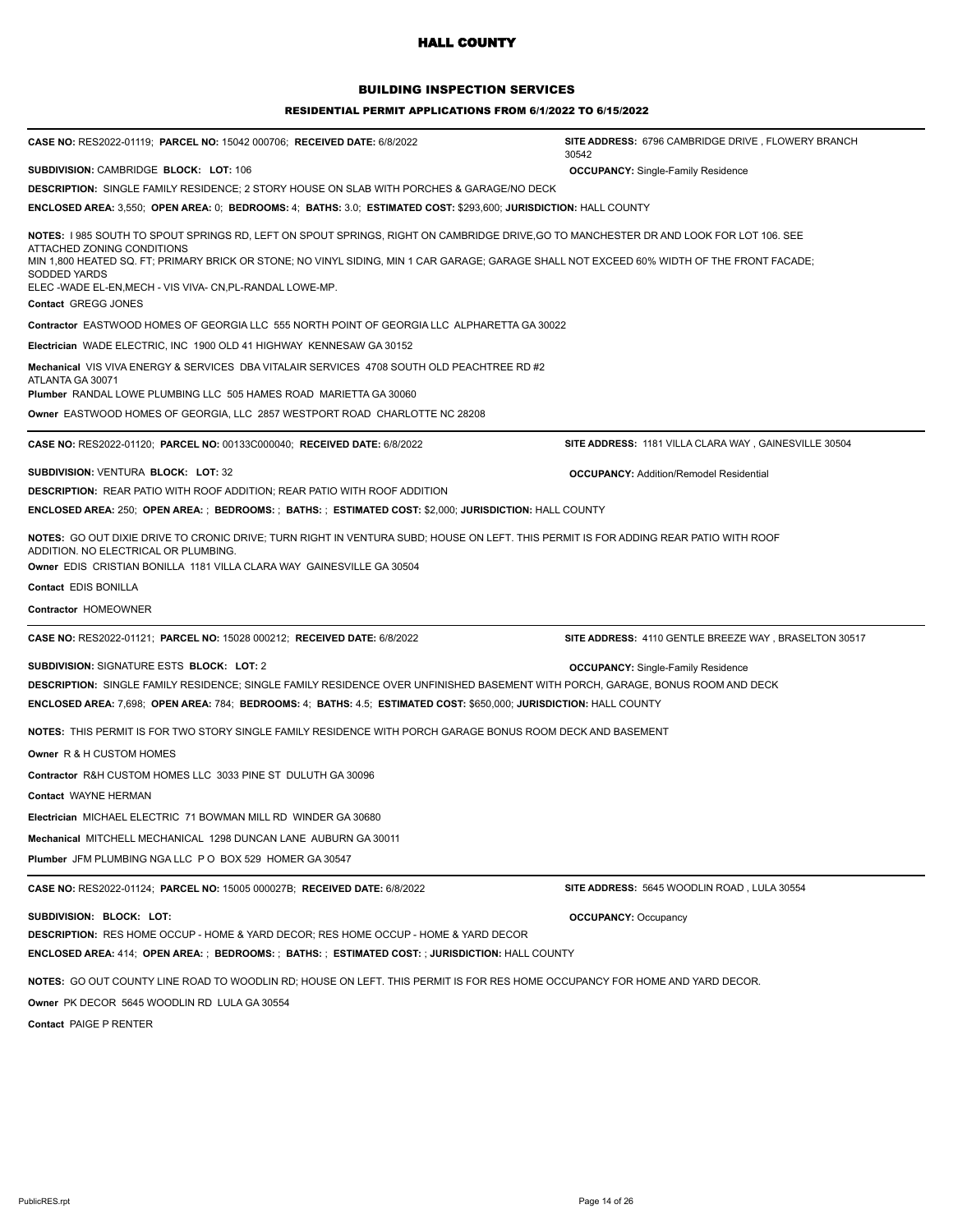# HALL COUNTY

## BUILDING INSPECTION SERVICES

### RESIDENTIAL PERMIT APPLICATIONS FROM 6/1/2022 TO 6/15/2022

---

**CASE NO:** RES2022-01119; **PARCEL NO:** 15042 000706; **RECEIVED DATE:** 6/8/2022 **SITE ADDRESS:** 6796 CAMBRIDGE DRIVE , FLOWERY BRANCH 30542

**SUBDIVISION:** CAMBRIDGE **BLOCK:** **LOT:** 106 **OCCUPANCY:** Single-Family Residence

**DESCRIPTION:** SINGLE FAMILY RESIDENCE; 2 STORY HOUSE ON SLAB WITH PORCHES & GARAGE/NO DECK

**ENCLOSED AREA:** 3,550; **OPEN AREA:** 0; **BEDROOMS:** 4; **BATHS:** 3.0; **ESTIMATED COST:** $293,600; **JURISDICTION:** HALL COUNTY

**NOTES:** I 985 SOUTH TO SPOUT SPRINGS RD, LEFT ON SPOUT SPRINGS, RIGHT ON CAMBRIDGE DRIVE,GO TO MANCHESTER DR AND LOOK FOR LOT 106. SEE ATTACHED ZONING CONDITIONS
MIN 1,800 HEATED SQ. FT; PRIMARY BRICK OR STONE; NO VINYL SIDING, MIN 1 CAR GARAGE; GARAGE SHALL NOT EXCEED 60% WIDTH OF THE FRONT FACADE; SODDED YARDS
ELEC -WADE EL-EN,MECH - VIS VIVA- CN,PL-RANDAL LOWE-MP.

**Contact** GREGG JONES

**Contractor** EASTWOOD HOMES OF GEORGIA LLC 555 NORTH POINT OF GEORGIA LLC ALPHARETTA GA 30022

**Electrician** WADE ELECTRIC, INC 1900 OLD 41 HIGHWAY KENNESAW GA 30152

**Mechanical** VIS VIVA ENERGY & SERVICES DBA VITALAIR SERVICES 4708 SOUTH OLD PEACHTREE RD #2 ATLANTA GA 30071

**Plumber** RANDAL LOWE PLUMBING LLC 505 HAMES ROAD MARIETTA GA 30060

**Owner** EASTWOOD HOMES OF GEORGIA, LLC 2857 WESTPORT ROAD CHARLOTTE NC 28208

---

**CASE NO:** RES2022-01120; **PARCEL NO:** 00133C000040; **RECEIVED DATE:** 6/8/2022 **SITE ADDRESS:** 1181 VILLA CLARA WAY , GAINESVILLE 30504

**SUBDIVISION:** VENTURA **BLOCK:** **LOT:** 32 **OCCUPANCY:** Addition/Remodel Residential

**DESCRIPTION:** REAR PATIO WITH ROOF ADDITION; REAR PATIO WITH ROOF ADDITION

**ENCLOSED AREA:** 250; **OPEN AREA:** ; **BEDROOMS:** ; **BATHS:** ; **ESTIMATED COST:** $2,000; **JURISDICTION:** HALL COUNTY

**NOTES:** GO OUT DIXIE DRIVE TO CRONIC DRIVE; TURN RIGHT IN VENTURA SUBD; HOUSE ON LEFT. THIS PERMIT IS FOR ADDING REAR PATIO WITH ROOF ADDITION. NO ELECTRICAL OR PLUMBING.

**Owner** EDIS CRISTIAN BONILLA 1181 VILLA CLARA WAY GAINESVILLE GA 30504

**Contact** EDIS BONILLA

**Contractor** HOMEOWNER

---

**CASE NO:** RES2022-01121; **PARCEL NO:** 15028 000212; **RECEIVED DATE:** 6/8/2022 **SITE ADDRESS:** 4110 GENTLE BREEZE WAY , BRASELTON 30517

**SUBDIVISION:** SIGNATURE ESTS **BLOCK:** **LOT:** 2 **OCCUPANCY:** Single-Family Residence

**DESCRIPTION:** SINGLE FAMILY RESIDENCE; SINGLE FAMILY RESIDENCE OVER UNFINISHED BASEMENT WITH PORCH, GARAGE, BONUS ROOM AND DECK

**ENCLOSED AREA:** 7,698; **OPEN AREA:** 784; **BEDROOMS:** 4; **BATHS:** 4.5; **ESTIMATED COST:** $650,000; **JURISDICTION:** HALL COUNTY

**NOTES:** THIS PERMIT IS FOR TWO STORY SINGLE FAMILY RESIDENCE WITH PORCH GARAGE BONUS ROOM DECK AND BASEMENT

**Owner** R & H CUSTOM HOMES

**Contractor** R&H CUSTOM HOMES LLC 3033 PINE ST DULUTH GA 30096

**Contact** WAYNE HERMAN

**Electrician** MICHAEL ELECTRIC 71 BOWMAN MILL RD WINDER GA 30680

**Mechanical** MITCHELL MECHANICAL 1298 DUNCAN LANE AUBURN GA 30011

**Plumber** JFM PLUMBING NGA LLC P O BOX 529 HOMER GA 30547

---

**CASE NO:** RES2022-01124; **PARCEL NO:** 15005 000027B; **RECEIVED DATE:** 6/8/2022 **SITE ADDRESS:** 5645 WOODLIN ROAD , LULA 30554

**SUBDIVISION:** **BLOCK:** **LOT:** **OCCUPANCY:** Occupancy

**DESCRIPTION:** RES HOME OCCUP - HOME & YARD DECOR; RES HOME OCCUP - HOME & YARD DECOR

**ENCLOSED AREA:** 414; **OPEN AREA:** ; **BEDROOMS:** ; **BATHS:** ; **ESTIMATED COST:** ; **JURISDICTION:** HALL COUNTY

**NOTES:** GO OUT COUNTY LINE ROAD TO WOODLIN RD; HOUSE ON LEFT. THIS PERMIT IS FOR RES HOME OCCUPANCY FOR HOME AND YARD DECOR.

**Owner** PK DECOR 5645 WOODLIN RD LULA GA 30554

**Contact** PAIGE P RENTER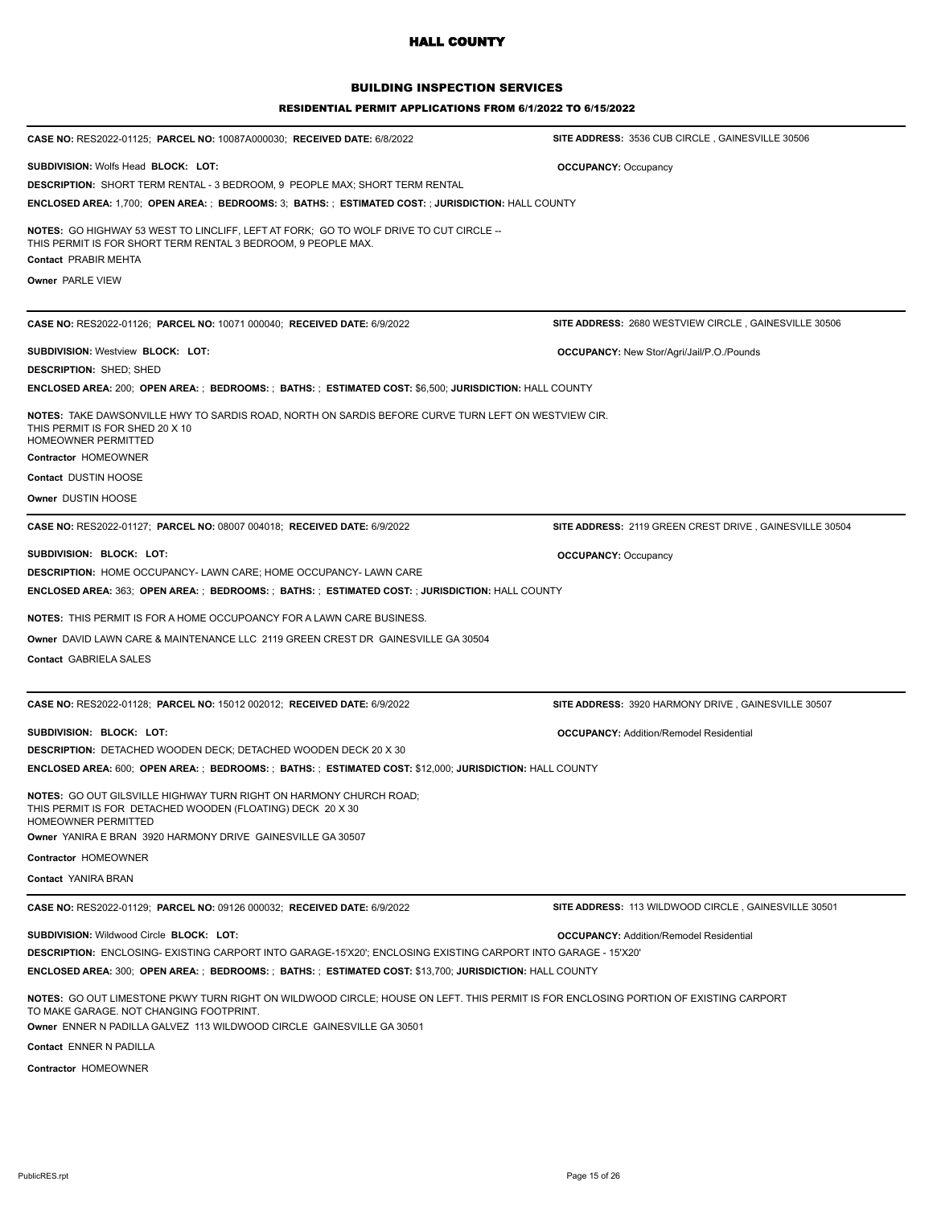# HALL COUNTY

## BUILDING INSPECTION SERVICES

### RESIDENTIAL PERMIT APPLICATIONS FROM 6/1/2022 TO 6/15/2022

---

**CASE NO:** RES2022-01125; **PARCEL NO:** 10087A000030; **RECEIVED DATE:** 6/8/2022

**SITE ADDRESS:** 3536 CUB CIRCLE , GAINESVILLE 30506

**SUBDIVISION:** Wolfs Head **BLOCK: LOT:**

**OCCUPANCY:** Occupancy

**DESCRIPTION:** SHORT TERM RENTAL - 3 BEDROOM, 9 PEOPLE MAX; SHORT TERM RENTAL

**ENCLOSED AREA:** 1,700; **OPEN AREA:** ; **BEDROOMS:** 3; **BATHS:** ; **ESTIMATED COST:** ; **JURISDICTION:** HALL COUNTY

**NOTES:** GO HIGHWAY 53 WEST TO LINCLIFF, LEFT AT FORK; GO TO WOLF DRIVE TO CUT CIRCLE --
THIS PERMIT IS FOR SHORT TERM RENTAL 3 BEDROOM, 9 PEOPLE MAX.

**Contact** PRABIR MEHTA

**Owner** PARLE VIEW

---

**CASE NO:** RES2022-01126; **PARCEL NO:** 10071 000040; **RECEIVED DATE:** 6/9/2022

**SITE ADDRESS:** 2680 WESTVIEW CIRCLE , GAINESVILLE 30506

**SUBDIVISION:** Westview **BLOCK: LOT:**

**OCCUPANCY:** New Stor/Agri/Jail/P.O./Pounds

**DESCRIPTION:** SHED; SHED

**ENCLOSED AREA:** 200; **OPEN AREA:** ; **BEDROOMS:** ; **BATHS:** ; **ESTIMATED COST:** $6,500; **JURISDICTION:** HALL COUNTY

**NOTES:** TAKE DAWSONVILLE HWY TO SARDIS ROAD, NORTH ON SARDIS BEFORE CURVE TURN LEFT ON WESTVIEW CIR.
THIS PERMIT IS FOR SHED 20 X 10
HOMEOWNER PERMITTED

**Contractor** HOMEOWNER

**Contact** DUSTIN HOOSE

**Owner** DUSTIN HOOSE

---

**CASE NO:** RES2022-01127; **PARCEL NO:** 08007 004018; **RECEIVED DATE:** 6/9/2022

**SITE ADDRESS:** 2119 GREEN CREST DRIVE , GAINESVILLE 30504

**SUBDIVISION: BLOCK: LOT:**

**OCCUPANCY:** Occupancy

**DESCRIPTION:** HOME OCCUPANCY- LAWN CARE; HOME OCCUPANCY- LAWN CARE

**ENCLOSED AREA:** 363; **OPEN AREA:** ; **BEDROOMS:** ; **BATHS:** ; **ESTIMATED COST:** ; **JURISDICTION:** HALL COUNTY

**NOTES:** THIS PERMIT IS FOR A HOME OCCUPOANCY FOR A LAWN CARE BUSINESS.

**Owner** DAVID LAWN CARE & MAINTENANCE LLC 2119 GREEN CREST DR GAINESVILLE GA 30504

**Contact** GABRIELA SALES

---

**CASE NO:** RES2022-01128; **PARCEL NO:** 15012 002012; **RECEIVED DATE:** 6/9/2022

**SITE ADDRESS:** 3920 HARMONY DRIVE , GAINESVILLE 30507

**SUBDIVISION: BLOCK: LOT:**

**OCCUPANCY:** Addition/Remodel Residential

**DESCRIPTION:** DETACHED WOODEN DECK; DETACHED WOODEN DECK 20 X 30

**ENCLOSED AREA:** 600; **OPEN AREA:** ; **BEDROOMS:** ; **BATHS:** ; **ESTIMATED COST:** $12,000; **JURISDICTION:** HALL COUNTY

**NOTES:** GO OUT GILSVILLE HIGHWAY TURN RIGHT ON HARMONY CHURCH ROAD;
THIS PERMIT IS FOR DETACHED WOODEN (FLOATING) DECK 20 X 30
HOMEOWNER PERMITTED

**Owner** YANIRA E BRAN 3920 HARMONY DRIVE GAINESVILLE GA 30507

**Contractor** HOMEOWNER

**Contact** YANIRA BRAN

---

**CASE NO:** RES2022-01129; **PARCEL NO:** 09126 000032; **RECEIVED DATE:** 6/9/2022

**SITE ADDRESS:** 113 WILDWOOD CIRCLE , GAINESVILLE 30501

**SUBDIVISION:** Wildwood Circle **BLOCK: LOT:**

**OCCUPANCY:** Addition/Remodel Residential

**DESCRIPTION:** ENCLOSING- EXISTING CARPORT INTO GARAGE-15'X20'; ENCLOSING EXISTING CARPORT INTO GARAGE - 15'X20'

**ENCLOSED AREA:** 300; **OPEN AREA:** ; **BEDROOMS:** ; **BATHS:** ; **ESTIMATED COST:** $13,700; **JURISDICTION:** HALL COUNTY

**NOTES:** GO OUT LIMESTONE PKWY TURN RIGHT ON WILDWOOD CIRCLE; HOUSE ON LEFT. THIS PERMIT IS FOR ENCLOSING PORTION OF EXISTING CARPORT TO MAKE GARAGE. NOT CHANGING FOOTPRINT.

**Owner** ENNER N PADILLA GALVEZ 113 WILDWOOD CIRCLE GAINESVILLE GA 30501

**Contact** ENNER N PADILLA

**Contractor** HOMEOWNER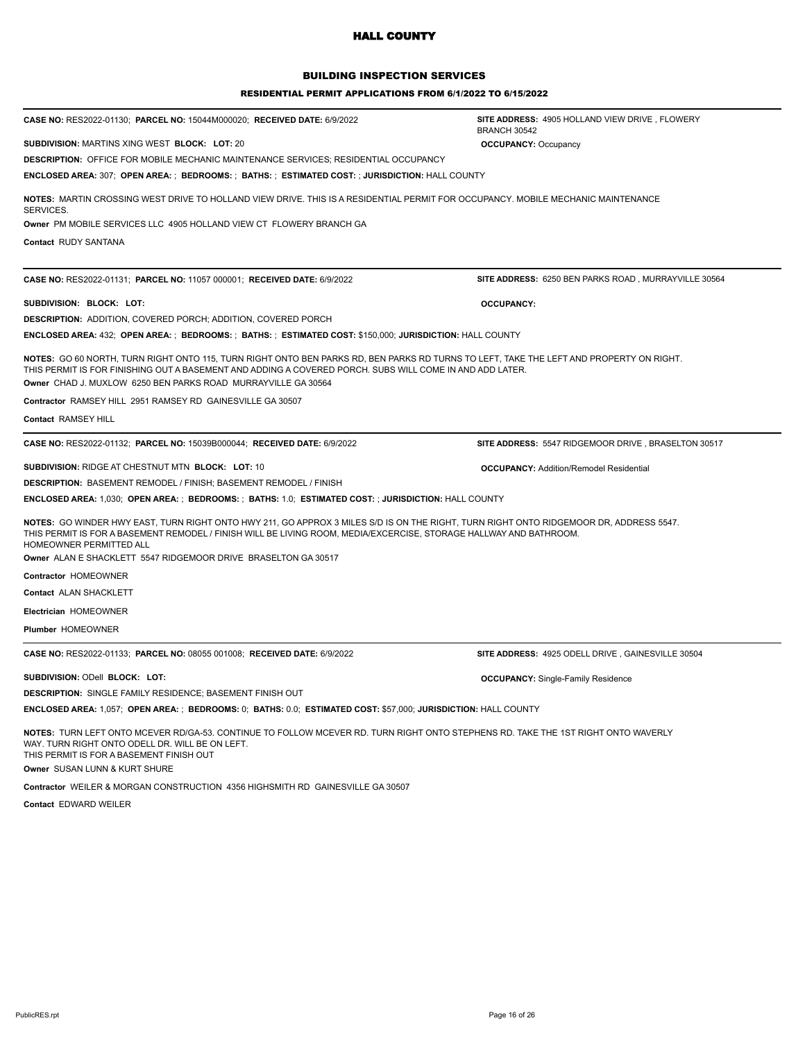# HALL COUNTY

## BUILDING INSPECTION SERVICES

### RESIDENTIAL PERMIT APPLICATIONS FROM 6/1/2022 TO 6/15/2022

---

**CASE NO:** RES2022-01130; **PARCEL NO:** 15044M000020; **RECEIVED DATE:** 6/9/2022

**SITE ADDRESS:** 4905 HOLLAND VIEW DRIVE , FLOWERY BRANCH 30542

**SUBDIVISION:** MARTINS XING WEST **BLOCK:** **LOT:** 20

**OCCUPANCY:** Occupancy

**DESCRIPTION:** OFFICE FOR MOBILE MECHANIC MAINTENANCE SERVICES; RESIDENTIAL OCCUPANCY

**ENCLOSED AREA:** 307; **OPEN AREA:** ; **BEDROOMS:** ; **BATHS:** ; **ESTIMATED COST:** ; **JURISDICTION:** HALL COUNTY

**NOTES:** MARTIN CROSSING WEST DRIVE TO HOLLAND VIEW DRIVE. THIS IS A RESIDENTIAL PERMIT FOR OCCUPANCY. MOBILE MECHANIC MAINTENANCE SERVICES.

**Owner** PM MOBILE SERVICES LLC 4905 HOLLAND VIEW CT FLOWERY BRANCH GA

**Contact** RUDY SANTANA

---

**CASE NO:** RES2022-01131; **PARCEL NO:** 11057 000001; **RECEIVED DATE:** 6/9/2022

**SITE ADDRESS:** 6250 BEN PARKS ROAD , MURRAYVILLE 30564

**SUBDIVISION:** **BLOCK:** **LOT:**

**OCCUPANCY:**

**DESCRIPTION:** ADDITION, COVERED PORCH; ADDITION, COVERED PORCH

**ENCLOSED AREA:** 432; **OPEN AREA:** ; **BEDROOMS:** ; **BATHS:** ; **ESTIMATED COST:** $150,000; **JURISDICTION:** HALL COUNTY

**NOTES:** GO 60 NORTH, TURN RIGHT ONTO 115, TURN RIGHT ONTO BEN PARKS RD, BEN PARKS RD TURNS TO LEFT, TAKE THE LEFT AND PROPERTY ON RIGHT. THIS PERMIT IS FOR FINISHING OUT A BASEMENT AND ADDING A COVERED PORCH. SUBS WILL COME IN AND ADD LATER.

**Owner** CHAD J. MUXLOW 6250 BEN PARKS ROAD MURRAYVILLE GA 30564

**Contractor** RAMSEY HILL 2951 RAMSEY RD GAINESVILLE GA 30507

**Contact** RAMSEY HILL

---

**CASE NO:** RES2022-01132; **PARCEL NO:** 15039B000044; **RECEIVED DATE:** 6/9/2022

**SITE ADDRESS:** 5547 RIDGEMOOR DRIVE , BRASELTON 30517

**SUBDIVISION:** RIDGE AT CHESTNUT MTN **BLOCK:** **LOT:** 10

**OCCUPANCY:** Addition/Remodel Residential

**DESCRIPTION:** BASEMENT REMODEL / FINISH; BASEMENT REMODEL / FINISH

**ENCLOSED AREA:** 1,030; **OPEN AREA:** ; **BEDROOMS:** ; **BATHS:** 1.0; **ESTIMATED COST:** ; **JURISDICTION:** HALL COUNTY

**NOTES:** GO WINDER HWY EAST, TURN RIGHT ONTO HWY 211, GO APPROX 3 MILES S/D IS ON THE RIGHT, TURN RIGHT ONTO RIDGEMOOR DR, ADDRESS 5547. THIS PERMIT IS FOR A BASEMENT REMODEL / FINISH WILL BE LIVING ROOM, MEDIA/EXCERCISE, STORAGE HALLWAY AND BATHROOM. HOMEOWNER PERMITTED ALL

**Owner** ALAN E SHACKLETT 5547 RIDGEMOOR DRIVE BRASELTON GA 30517

**Contractor** HOMEOWNER

**Contact** ALAN SHACKLETT

**Electrician** HOMEOWNER

**Plumber** HOMEOWNER

---

**CASE NO:** RES2022-01133; **PARCEL NO:** 08055 001008; **RECEIVED DATE:** 6/9/2022

**SITE ADDRESS:** 4925 ODELL DRIVE , GAINESVILLE 30504

**SUBDIVISION:** ODell **BLOCK:** **LOT:**

**OCCUPANCY:** Single-Family Residence

**DESCRIPTION:** SINGLE FAMILY RESIDENCE; BASEMENT FINISH OUT

**ENCLOSED AREA:** 1,057; **OPEN AREA:** ; **BEDROOMS:** 0; **BATHS:** 0.0; **ESTIMATED COST:** $57,000; **JURISDICTION:** HALL COUNTY

**NOTES:** TURN LEFT ONTO MCEVER RD/GA-53. CONTINUE TO FOLLOW MCEVER RD. TURN RIGHT ONTO STEPHENS RD. TAKE THE 1ST RIGHT ONTO WAVERLY WAY. TURN RIGHT ONTO ODELL DR. WILL BE ON LEFT. THIS PERMIT IS FOR A BASEMENT FINISH OUT

**Owner** SUSAN LUNN & KURT SHURE

**Contractor** WEILER & MORGAN CONSTRUCTION 4356 HIGHSMITH RD GAINESVILLE GA 30507

**Contact** EDWARD WEILER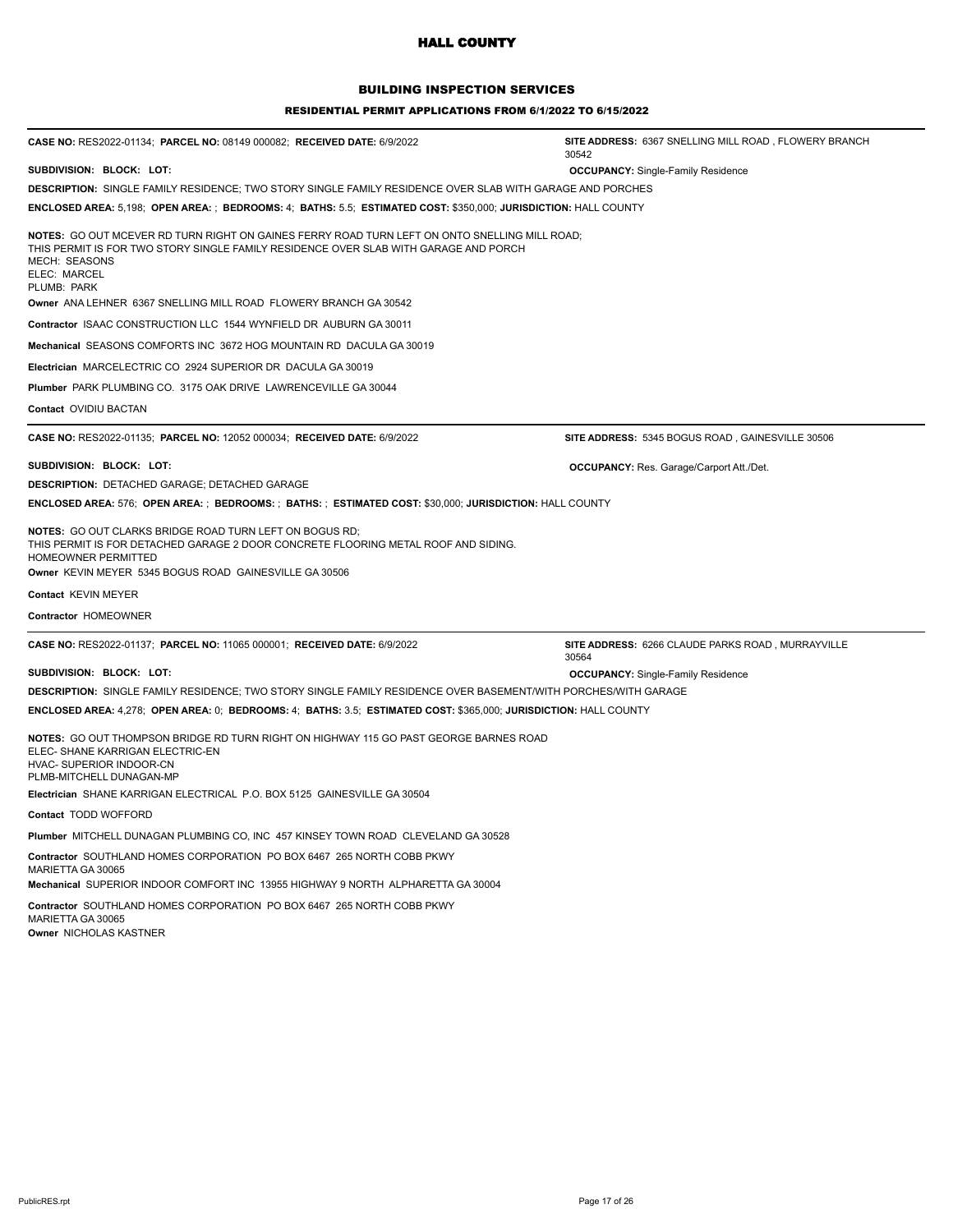# HALL COUNTY

## BUILDING INSPECTION SERVICES

### RESIDENTIAL PERMIT APPLICATIONS FROM 6/1/2022 TO 6/15/2022

---

**CASE NO:** RES2022-01134; **PARCEL NO:** 08149 000082; **RECEIVED DATE:** 6/9/2022

**SITE ADDRESS:** 6367 SNELLING MILL ROAD , FLOWERY BRANCH 30542

**SUBDIVISION: BLOCK: LOT:**

**OCCUPANCY:** Single-Family Residence

**DESCRIPTION:** SINGLE FAMILY RESIDENCE; TWO STORY SINGLE FAMILY RESIDENCE OVER SLAB WITH GARAGE AND PORCHES

**ENCLOSED AREA:** 5,198; **OPEN AREA:** ; **BEDROOMS:** 4; **BATHS:** 5.5; **ESTIMATED COST:** $350,000; **JURISDICTION:** HALL COUNTY

**NOTES:** GO OUT MCEVER RD TURN RIGHT ON GAINES FERRY ROAD TURN LEFT ON ONTO SNELLING MILL ROAD;
THIS PERMIT IS FOR TWO STORY SINGLE FAMILY RESIDENCE OVER SLAB WITH GARAGE AND PORCH
MECH: SEASONS
ELEC: MARCEL
PLUMB: PARK

**Owner** ANA LEHNER 6367 SNELLING MILL ROAD FLOWERY BRANCH GA 30542

**Contractor** ISAAC CONSTRUCTION LLC 1544 WYNFIELD DR AUBURN GA 30011

**Mechanical** SEASONS COMFORTS INC 3672 HOG MOUNTAIN RD DACULA GA 30019

**Electrician** MARCELECTRIC CO 2924 SUPERIOR DR DACULA GA 30019

**Plumber** PARK PLUMBING CO. 3175 OAK DRIVE LAWRENCEVILLE GA 30044

**Contact** OVIDIU BACTAN

---

**CASE NO:** RES2022-01135; **PARCEL NO:** 12052 000034; **RECEIVED DATE:** 6/9/2022

**SITE ADDRESS:** 5345 BOGUS ROAD , GAINESVILLE 30506

**SUBDIVISION: BLOCK: LOT:**

**OCCUPANCY:** Res. Garage/Carport Att./Det.

**DESCRIPTION:** DETACHED GARAGE; DETACHED GARAGE

**ENCLOSED AREA:** 576; **OPEN AREA:** ; **BEDROOMS:** ; **BATHS:** ; **ESTIMATED COST:** $30,000; **JURISDICTION:** HALL COUNTY

**NOTES:** GO OUT CLARKS BRIDGE ROAD TURN LEFT ON BOGUS RD;
THIS PERMIT IS FOR DETACHED GARAGE 2 DOOR CONCRETE FLOORING METAL ROOF AND SIDING.
HOMEOWNER PERMITTED

**Owner** KEVIN MEYER 5345 BOGUS ROAD GAINESVILLE GA 30506

**Contact** KEVIN MEYER

**Contractor** HOMEOWNER

---

**CASE NO:** RES2022-01137; **PARCEL NO:** 11065 000001; **RECEIVED DATE:** 6/9/2022

**SITE ADDRESS:** 6266 CLAUDE PARKS ROAD , MURRAYVILLE 30564

**SUBDIVISION: BLOCK: LOT:**

**OCCUPANCY:** Single-Family Residence

**DESCRIPTION:** SINGLE FAMILY RESIDENCE; TWO STORY SINGLE FAMILY RESIDENCE OVER BASEMENT/WITH PORCHES/WITH GARAGE

**ENCLOSED AREA:** 4,278; **OPEN AREA:** 0; **BEDROOMS:** 4; **BATHS:** 3.5; **ESTIMATED COST:** $365,000; **JURISDICTION:** HALL COUNTY

**NOTES:** GO OUT THOMPSON BRIDGE RD TURN RIGHT ON HIGHWAY 115 GO PAST GEORGE BARNES ROAD
ELEC- SHANE KARRIGAN ELECTRIC-EN
HVAC- SUPERIOR INDOOR-CN
PLMB-MITCHELL DUNAGAN-MP

**Electrician** SHANE KARRIGAN ELECTRICAL P.O. BOX 5125 GAINESVILLE GA 30504

**Contact** TODD WOFFORD

**Plumber** MITCHELL DUNAGAN PLUMBING CO, INC 457 KINSEY TOWN ROAD CLEVELAND GA 30528

**Contractor** SOUTHLAND HOMES CORPORATION PO BOX 6467 265 NORTH COBB PKWY MARIETTA GA 30065

**Mechanical** SUPERIOR INDOOR COMFORT INC 13955 HIGHWAY 9 NORTH ALPHARETTA GA 30004

**Contractor** SOUTHLAND HOMES CORPORATION PO BOX 6467 265 NORTH COBB PKWY MARIETTA GA 30065

**Owner** NICHOLAS KASTNER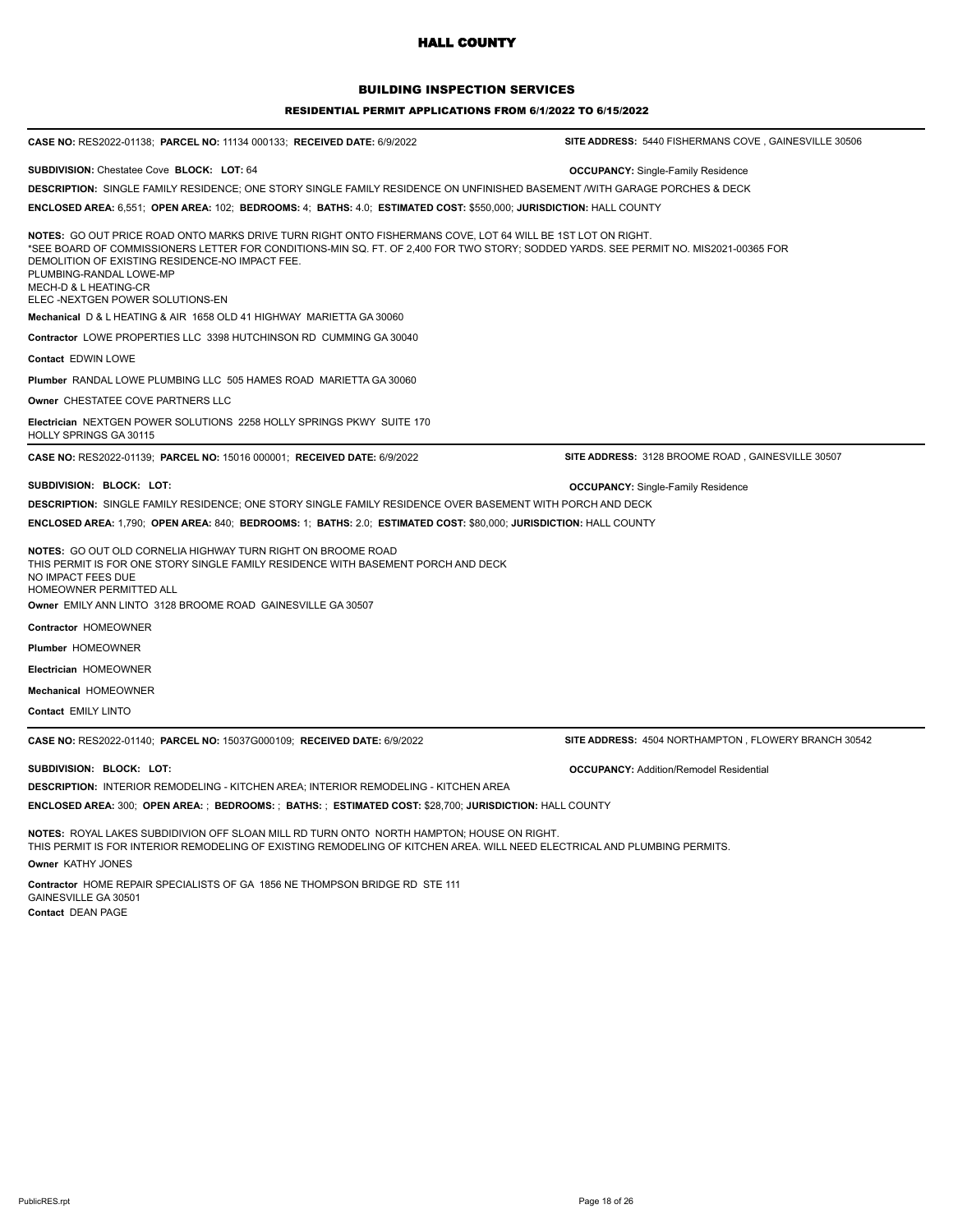# HALL COUNTY

## BUILDING INSPECTION SERVICES

### RESIDENTIAL PERMIT APPLICATIONS FROM 6/1/2022 TO 6/15/2022

---

**CASE NO:** RES2022-01138; **PARCEL NO:** 11134 000133; **RECEIVED DATE:** 6/9/2022 **SITE ADDRESS:** 5440 FISHERMANS COVE , GAINESVILLE 30506

**SUBDIVISION:** Chestatee Cove **BLOCK:** **LOT:** 64 **OCCUPANCY:** Single-Family Residence

**DESCRIPTION:** SINGLE FAMILY RESIDENCE; ONE STORY SINGLE FAMILY RESIDENCE ON UNFINISHED BASEMENT /WITH GARAGE PORCHES & DECK

**ENCLOSED AREA:** 6,551; **OPEN AREA:** 102; **BEDROOMS:** 4; **BATHS:** 4.0; **ESTIMATED COST:** $550,000; **JURISDICTION:** HALL COUNTY

**NOTES:** GO OUT PRICE ROAD ONTO MARKS DRIVE TURN RIGHT ONTO FISHERMANS COVE, LOT 64 WILL BE 1ST LOT ON RIGHT.
*SEE BOARD OF COMMISSIONERS LETTER FOR CONDITIONS-MIN SQ. FT. OF 2,400 FOR TWO STORY; SODDED YARDS. SEE PERMIT NO. MIS2021-00365 FOR DEMOLITION OF EXISTING RESIDENCE-NO IMPACT FEE.
PLUMBING-RANDAL LOWE-MP
MECH-D & L HEATING-CR
ELEC -NEXTGEN POWER SOLUTIONS-EN

**Mechanical** D & L HEATING & AIR 1658 OLD 41 HIGHWAY MARIETTA GA 30060

**Contractor** LOWE PROPERTIES LLC 3398 HUTCHINSON RD CUMMING GA 30040

**Contact** EDWIN LOWE

**Plumber** RANDAL LOWE PLUMBING LLC 505 HAMES ROAD MARIETTA GA 30060

**Owner** CHESTATEE COVE PARTNERS LLC

**Electrician** NEXTGEN POWER SOLUTIONS 2258 HOLLY SPRINGS PKWY SUITE 170 HOLLY SPRINGS GA 30115

---

**CASE NO:** RES2022-01139; **PARCEL NO:** 15016 000001; **RECEIVED DATE:** 6/9/2022 **SITE ADDRESS:** 3128 BROOME ROAD , GAINESVILLE 30507

**SUBDIVISION:** **BLOCK:** **LOT:** **OCCUPANCY:** Single-Family Residence

**DESCRIPTION:** SINGLE FAMILY RESIDENCE; ONE STORY SINGLE FAMILY RESIDENCE OVER BASEMENT WITH PORCH AND DECK

**ENCLOSED AREA:** 1,790; **OPEN AREA:** 840; **BEDROOMS:** 1; **BATHS:** 2.0; **ESTIMATED COST:** $80,000; **JURISDICTION:** HALL COUNTY

**NOTES:** GO OUT OLD CORNELIA HIGHWAY TURN RIGHT ON BROOME ROAD
THIS PERMIT IS FOR ONE STORY SINGLE FAMILY RESIDENCE WITH BASEMENT PORCH AND DECK
NO IMPACT FEES DUE
HOMEOWNER PERMITTED ALL

**Owner** EMILY ANN LINTO 3128 BROOME ROAD GAINESVILLE GA 30507

**Contractor** HOMEOWNER

**Plumber** HOMEOWNER

**Electrician** HOMEOWNER

**Mechanical** HOMEOWNER

**Contact** EMILY LINTO

---

**CASE NO:** RES2022-01140; **PARCEL NO:** 15037G000109; **RECEIVED DATE:** 6/9/2022 **SITE ADDRESS:** 4504 NORTHAMPTON , FLOWERY BRANCH 30542

**SUBDIVISION:** **BLOCK:** **LOT:** **OCCUPANCY:** Addition/Remodel Residential

**DESCRIPTION:** INTERIOR REMODELING - KITCHEN AREA; INTERIOR REMODELING - KITCHEN AREA

**ENCLOSED AREA:** 300; **OPEN AREA:** ; **BEDROOMS:** ; **BATHS:** ; **ESTIMATED COST:** $28,700; **JURISDICTION:** HALL COUNTY

**NOTES:** ROYAL LAKES SUBDIDIVION OFF SLOAN MILL RD TURN ONTO NORTH HAMPTON; HOUSE ON RIGHT.
THIS PERMIT IS FOR INTERIOR REMODELING OF EXISTING REMODELING OF KITCHEN AREA. WILL NEED ELECTRICAL AND PLUMBING PERMITS.

**Owner** KATHY JONES

**Contractor** HOME REPAIR SPECIALISTS OF GA 1856 NE THOMPSON BRIDGE RD STE 111 GAINESVILLE GA 30501

**Contact** DEAN PAGE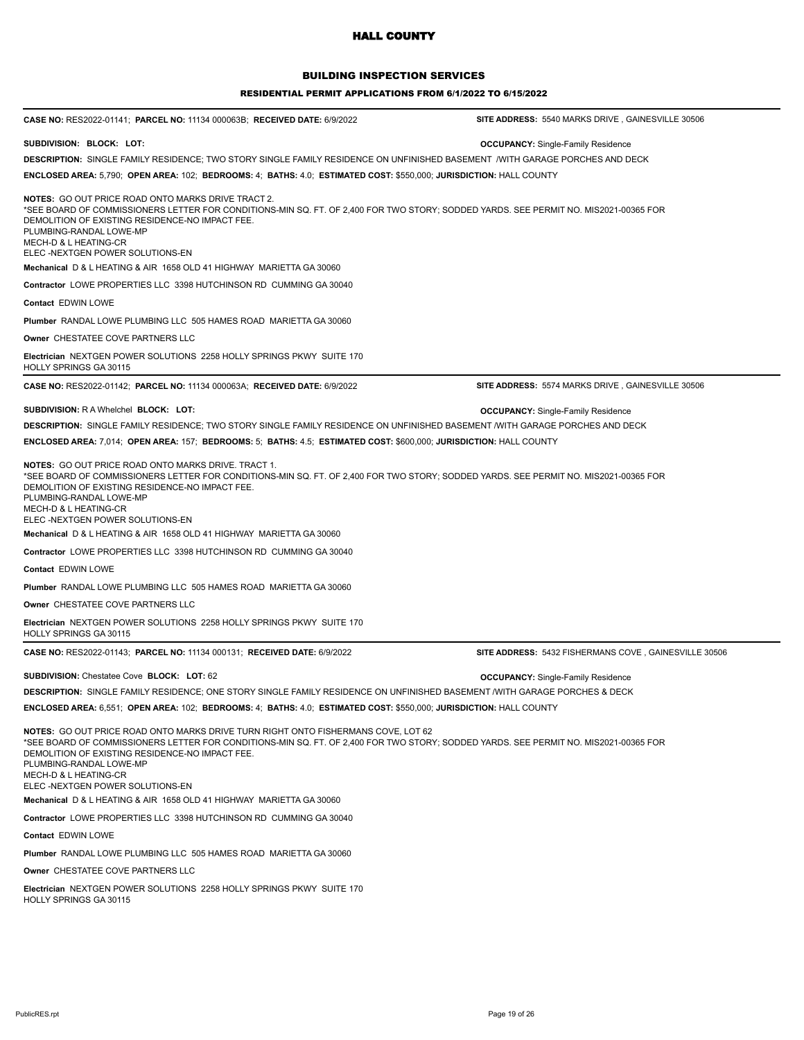# HALL COUNTY

## BUILDING INSPECTION SERVICES

### RESIDENTIAL PERMIT APPLICATIONS FROM 6/1/2022 TO 6/15/2022

---

**CASE NO:** RES2022-01141; **PARCEL NO:** 11134 000063B; **RECEIVED DATE:** 6/9/2022 **SITE ADDRESS:** 5540 MARKS DRIVE , GAINESVILLE 30506

**SUBDIVISION: BLOCK: LOT:** **OCCUPANCY:** Single-Family Residence

**DESCRIPTION:** SINGLE FAMILY RESIDENCE; TWO STORY SINGLE FAMILY RESIDENCE ON UNFINISHED BASEMENT /WITH GARAGE PORCHES AND DECK

**ENCLOSED AREA:** 5,790; **OPEN AREA:** 102; **BEDROOMS:** 4; **BATHS:** 4.0; **ESTIMATED COST:** $550,000; **JURISDICTION:** HALL COUNTY

**NOTES:** GO OUT PRICE ROAD ONTO MARKS DRIVE TRACT 2.
*SEE BOARD OF COMMISSIONERS LETTER FOR CONDITIONS-MIN SQ. FT. OF 2,400 FOR TWO STORY; SODDED YARDS. SEE PERMIT NO. MIS2021-00365 FOR DEMOLITION OF EXISTING RESIDENCE-NO IMPACT FEE.
PLUMBING-RANDAL LOWE-MP
MECH-D & L HEATING-CR
ELEC -NEXTGEN POWER SOLUTIONS-EN

**Mechanical** D & L HEATING & AIR 1658 OLD 41 HIGHWAY MARIETTA GA 30060

**Contractor** LOWE PROPERTIES LLC 3398 HUTCHINSON RD CUMMING GA 30040

**Contact** EDWIN LOWE

**Plumber** RANDAL LOWE PLUMBING LLC 505 HAMES ROAD MARIETTA GA 30060

**Owner** CHESTATEE COVE PARTNERS LLC

**Electrician** NEXTGEN POWER SOLUTIONS 2258 HOLLY SPRINGS PKWY SUITE 170 HOLLY SPRINGS GA 30115

---

**CASE NO:** RES2022-01142; **PARCEL NO:** 11134 000063A; **RECEIVED DATE:** 6/9/2022 **SITE ADDRESS:** 5574 MARKS DRIVE , GAINESVILLE 30506

**SUBDIVISION:** R A Whelchel **BLOCK: LOT:** **OCCUPANCY:** Single-Family Residence

**DESCRIPTION:** SINGLE FAMILY RESIDENCE; TWO STORY SINGLE FAMILY RESIDENCE ON UNFINISHED BASEMENT /WITH GARAGE PORCHES AND DECK

**ENCLOSED AREA:** 7,014; **OPEN AREA:** 157; **BEDROOMS:** 5; **BATHS:** 4.5; **ESTIMATED COST:** $600,000; **JURISDICTION:** HALL COUNTY

**NOTES:** GO OUT PRICE ROAD ONTO MARKS DRIVE. TRACT 1.
*SEE BOARD OF COMMISSIONERS LETTER FOR CONDITIONS-MIN SQ. FT. OF 2,400 FOR TWO STORY; SODDED YARDS. SEE PERMIT NO. MIS2021-00365 FOR DEMOLITION OF EXISTING RESIDENCE-NO IMPACT FEE.
PLUMBING-RANDAL LOWE-MP
MECH-D & L HEATING-CR
ELEC -NEXTGEN POWER SOLUTIONS-EN

**Mechanical** D & L HEATING & AIR 1658 OLD 41 HIGHWAY MARIETTA GA 30060

**Contractor** LOWE PROPERTIES LLC 3398 HUTCHINSON RD CUMMING GA 30040

**Contact** EDWIN LOWE

**Plumber** RANDAL LOWE PLUMBING LLC 505 HAMES ROAD MARIETTA GA 30060

**Owner** CHESTATEE COVE PARTNERS LLC

**Electrician** NEXTGEN POWER SOLUTIONS 2258 HOLLY SPRINGS PKWY SUITE 170 HOLLY SPRINGS GA 30115

---

**CASE NO:** RES2022-01143; **PARCEL NO:** 11134 000131; **RECEIVED DATE:** 6/9/2022 **SITE ADDRESS:** 5432 FISHERMANS COVE , GAINESVILLE 30506

**SUBDIVISION:** Chestatee Cove **BLOCK: LOT:** 62 **OCCUPANCY:** Single-Family Residence

**DESCRIPTION:** SINGLE FAMILY RESIDENCE; ONE STORY SINGLE FAMILY RESIDENCE ON UNFINISHED BASEMENT /WITH GARAGE PORCHES & DECK

**ENCLOSED AREA:** 6,551; **OPEN AREA:** 102; **BEDROOMS:** 4; **BATHS:** 4.0; **ESTIMATED COST:** $550,000; **JURISDICTION:** HALL COUNTY

**NOTES:** GO OUT PRICE ROAD ONTO MARKS DRIVE TURN RIGHT ONTO FISHERMANS COVE, LOT 62
*SEE BOARD OF COMMISSIONERS LETTER FOR CONDITIONS-MIN SQ. FT. OF 2,400 FOR TWO STORY; SODDED YARDS. SEE PERMIT NO. MIS2021-00365 FOR DEMOLITION OF EXISTING RESIDENCE-NO IMPACT FEE.
PLUMBING-RANDAL LOWE-MP
MECH-D & L HEATING-CR
ELEC -NEXTGEN POWER SOLUTIONS-EN

**Mechanical** D & L HEATING & AIR 1658 OLD 41 HIGHWAY MARIETTA GA 30060

**Contractor** LOWE PROPERTIES LLC 3398 HUTCHINSON RD CUMMING GA 30040

**Contact** EDWIN LOWE

**Plumber** RANDAL LOWE PLUMBING LLC 505 HAMES ROAD MARIETTA GA 30060

**Owner** CHESTATEE COVE PARTNERS LLC

**Electrician** NEXTGEN POWER SOLUTIONS 2258 HOLLY SPRINGS PKWY SUITE 170 HOLLY SPRINGS GA 30115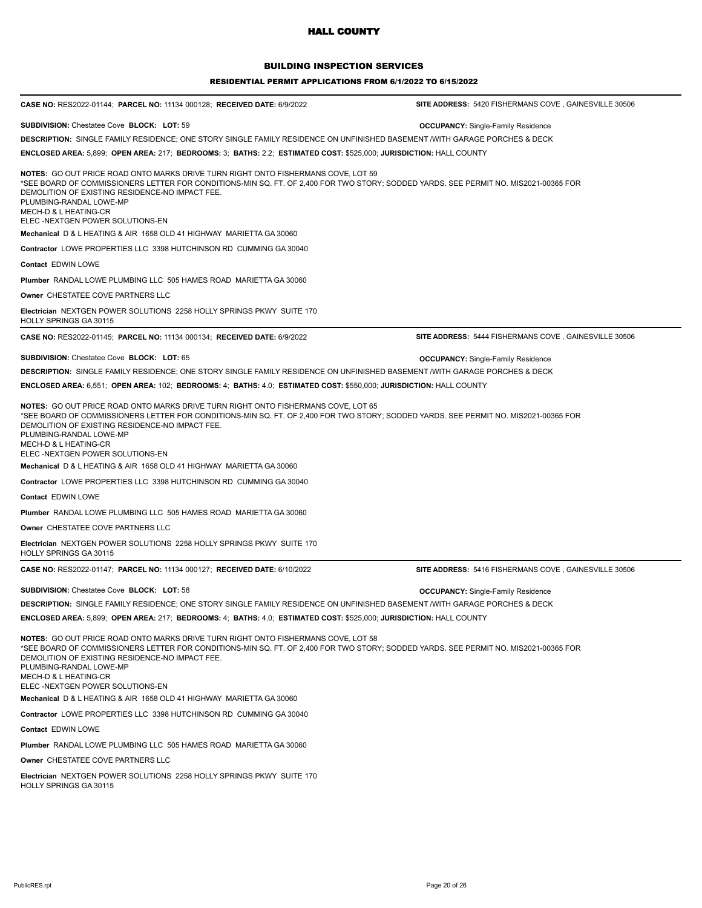# HALL COUNTY

## BUILDING INSPECTION SERVICES

### RESIDENTIAL PERMIT APPLICATIONS FROM 6/1/2022 TO 6/15/2022

---

**CASE NO:** RES2022-01144; **PARCEL NO:** 11134 000128; **RECEIVED DATE:** 6/9/2022 **SITE ADDRESS:** 5420 FISHERMANS COVE , GAINESVILLE 30506

**SUBDIVISION:** Chestatee Cove **BLOCK: LOT:** 59 **OCCUPANCY:** Single-Family Residence

**DESCRIPTION:** SINGLE FAMILY RESIDENCE; ONE STORY SINGLE FAMILY RESIDENCE ON UNFINISHED BASEMENT /WITH GARAGE PORCHES & DECK

**ENCLOSED AREA:** 5,899; **OPEN AREA:** 217; **BEDROOMS:** 3; **BATHS:** 2.2; **ESTIMATED COST:** $525,000; **JURISDICTION:** HALL COUNTY

**NOTES:** GO OUT PRICE ROAD ONTO MARKS DRIVE TURN RIGHT ONTO FISHERMANS COVE, LOT 59
*SEE BOARD OF COMMISSIONERS LETTER FOR CONDITIONS-MIN SQ. FT. OF 2,400 FOR TWO STORY; SODDED YARDS. SEE PERMIT NO. MIS2021-00365 FOR DEMOLITION OF EXISTING RESIDENCE-NO IMPACT FEE.
PLUMBING-RANDAL LOWE-MP
MECH-D & L HEATING-CR
ELEC -NEXTGEN POWER SOLUTIONS-EN

**Mechanical** D & L HEATING & AIR 1658 OLD 41 HIGHWAY MARIETTA GA 30060

**Contractor** LOWE PROPERTIES LLC 3398 HUTCHINSON RD CUMMING GA 30040

**Contact** EDWIN LOWE

**Plumber** RANDAL LOWE PLUMBING LLC 505 HAMES ROAD MARIETTA GA 30060

**Owner** CHESTATEE COVE PARTNERS LLC

**Electrician** NEXTGEN POWER SOLUTIONS 2258 HOLLY SPRINGS PKWY SUITE 170 HOLLY SPRINGS GA 30115

---

**CASE NO:** RES2022-01145; **PARCEL NO:** 11134 000134; **RECEIVED DATE:** 6/9/2022 **SITE ADDRESS:** 5444 FISHERMANS COVE , GAINESVILLE 30506

**SUBDIVISION:** Chestatee Cove **BLOCK: LOT:** 65 **OCCUPANCY:** Single-Family Residence

**DESCRIPTION:** SINGLE FAMILY RESIDENCE; ONE STORY SINGLE FAMILY RESIDENCE ON UNFINISHED BASEMENT /WITH GARAGE PORCHES & DECK

**ENCLOSED AREA:** 6,551; **OPEN AREA:** 102; **BEDROOMS:** 4; **BATHS:** 4.0; **ESTIMATED COST:** $550,000; **JURISDICTION:** HALL COUNTY

**NOTES:** GO OUT PRICE ROAD ONTO MARKS DRIVE TURN RIGHT ONTO FISHERMANS COVE, LOT 65
*SEE BOARD OF COMMISSIONERS LETTER FOR CONDITIONS-MIN SQ. FT. OF 2,400 FOR TWO STORY; SODDED YARDS. SEE PERMIT NO. MIS2021-00365 FOR DEMOLITION OF EXISTING RESIDENCE-NO IMPACT FEE.
PLUMBING-RANDAL LOWE-MP
MECH-D & L HEATING-CR
ELEC -NEXTGEN POWER SOLUTIONS-EN

**Mechanical** D & L HEATING & AIR 1658 OLD 41 HIGHWAY MARIETTA GA 30060

**Contractor** LOWE PROPERTIES LLC 3398 HUTCHINSON RD CUMMING GA 30040

**Contact** EDWIN LOWE

**Plumber** RANDAL LOWE PLUMBING LLC 505 HAMES ROAD MARIETTA GA 30060

**Owner** CHESTATEE COVE PARTNERS LLC

**Electrician** NEXTGEN POWER SOLUTIONS 2258 HOLLY SPRINGS PKWY SUITE 170 HOLLY SPRINGS GA 30115

---

**CASE NO:** RES2022-01147; **PARCEL NO:** 11134 000127; **RECEIVED DATE:** 6/10/2022 **SITE ADDRESS:** 5416 FISHERMANS COVE , GAINESVILLE 30506

**SUBDIVISION:** Chestatee Cove **BLOCK: LOT:** 58 **OCCUPANCY:** Single-Family Residence

**DESCRIPTION:** SINGLE FAMILY RESIDENCE; ONE STORY SINGLE FAMILY RESIDENCE ON UNFINISHED BASEMENT /WITH GARAGE PORCHES & DECK

**ENCLOSED AREA:** 5,899; **OPEN AREA:** 217; **BEDROOMS:** 4; **BATHS:** 4.0; **ESTIMATED COST:** $525,000; **JURISDICTION:** HALL COUNTY

**NOTES:** GO OUT PRICE ROAD ONTO MARKS DRIVE TURN RIGHT ONTO FISHERMANS COVE, LOT 58
*SEE BOARD OF COMMISSIONERS LETTER FOR CONDITIONS-MIN SQ. FT. OF 2,400 FOR TWO STORY; SODDED YARDS. SEE PERMIT NO. MIS2021-00365 FOR DEMOLITION OF EXISTING RESIDENCE-NO IMPACT FEE.
PLUMBING-RANDAL LOWE-MP
MECH-D & L HEATING-CR
ELEC -NEXTGEN POWER SOLUTIONS-EN

**Mechanical** D & L HEATING & AIR 1658 OLD 41 HIGHWAY MARIETTA GA 30060

**Contractor** LOWE PROPERTIES LLC 3398 HUTCHINSON RD CUMMING GA 30040

**Contact** EDWIN LOWE

**Plumber** RANDAL LOWE PLUMBING LLC 505 HAMES ROAD MARIETTA GA 30060

**Owner** CHESTATEE COVE PARTNERS LLC

**Electrician** NEXTGEN POWER SOLUTIONS 2258 HOLLY SPRINGS PKWY SUITE 170 HOLLY SPRINGS GA 30115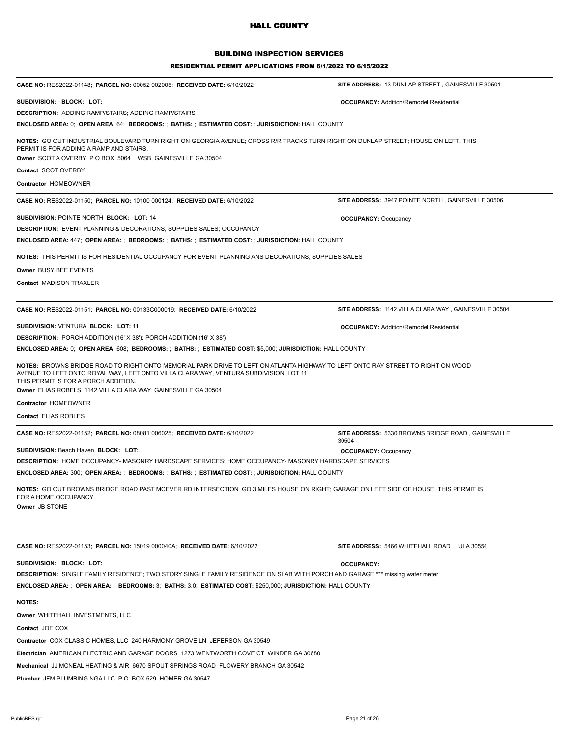# HALL COUNTY

## BUILDING INSPECTION SERVICES

### RESIDENTIAL PERMIT APPLICATIONS FROM 6/1/2022 TO 6/15/2022

---

**CASE NO:** RES2022-01148; **PARCEL NO:** 00052 002005; **RECEIVED DATE:** 6/10/2022 **SITE ADDRESS:** 13 DUNLAP STREET , GAINESVILLE 30501

**SUBDIVISION: BLOCK: LOT:** **OCCUPANCY:** Addition/Remodel Residential

**DESCRIPTION:** ADDING RAMP/STAIRS; ADDING RAMP/STAIRS

**ENCLOSED AREA:** 0; **OPEN AREA:** 64; **BEDROOMS:** ; **BATHS:** ; **ESTIMATED COST:** ; **JURISDICTION:** HALL COUNTY

**NOTES:** GO OUT INDUSTRIAL BOULEVARD TURN RIGHT ON GEORGIA AVENUE; CROSS R/R TRACKS TURN RIGHT ON DUNLAP STREET; HOUSE ON LEFT. THIS PERMIT IS FOR ADDING A RAMP AND STAIRS.

**Owner** SCOT A OVERBY P O BOX 5064 WSB GAINESVILLE GA 30504

**Contact** SCOT OVERBY

**Contractor** HOMEOWNER

---

**CASE NO:** RES2022-01150; **PARCEL NO:** 10100 000124; **RECEIVED DATE:** 6/10/2022 **SITE ADDRESS:** 3947 POINTE NORTH , GAINESVILLE 30506

**SUBDIVISION:** POINTE NORTH **BLOCK: LOT:** 14 **OCCUPANCY:** Occupancy

**DESCRIPTION:** EVENT PLANNING & DECORATIONS, SUPPLIES SALES; OCCUPANCY

**ENCLOSED AREA:** 447; **OPEN AREA:** ; **BEDROOMS:** ; **BATHS:** ; **ESTIMATED COST:** ; **JURISDICTION:** HALL COUNTY

**NOTES:** THIS PERMIT IS FOR RESIDENTIAL OCCUPANCY FOR EVENT PLANNING ANS DECORATIONS, SUPPLIES SALES

**Owner** BUSY BEE EVENTS

**Contact** MADISON TRAXLER

---

**CASE NO:** RES2022-01151; **PARCEL NO:** 00133C000019; **RECEIVED DATE:** 6/10/2022 **SITE ADDRESS:** 1142 VILLA CLARA WAY , GAINESVILLE 30504

**SUBDIVISION:** VENTURA **BLOCK: LOT:** 11 **OCCUPANCY:** Addition/Remodel Residential

**DESCRIPTION:** PORCH ADDITION (16' X 38'); PORCH ADDITION (16' X 38')

**ENCLOSED AREA:** 0; **OPEN AREA:** 608; **BEDROOMS:** ; **BATHS:** ; **ESTIMATED COST:** $5,000; **JURISDICTION:** HALL COUNTY

**NOTES:** BROWNS BRIDGE ROAD TO RIGHT ONTO MEMORIAL PARK DRIVE TO LEFT ON ATLANTA HIGHWAY TO LEFT ONTO RAY STREET TO RIGHT ON WOOD AVENUE TO LEFT ONTO ROYAL WAY, LEFT ONTO VILLA CLARA WAY, VENTURA SUBDIVISION; LOT 11
THIS PERMIT IS FOR A PORCH ADDITION.

**Owner** ELIAS ROBELS 1142 VILLA CLARA WAY GAINESVILLE GA 30504

**Contractor** HOMEOWNER

**Contact** ELIAS ROBLES

---

**CASE NO:** RES2022-01152; **PARCEL NO:** 08081 006025; **RECEIVED DATE:** 6/10/2022 **SITE ADDRESS:** 5330 BROWNS BRIDGE ROAD , GAINESVILLE 30504

**SUBDIVISION:** Beach Haven **BLOCK: LOT:** **OCCUPANCY:** Occupancy

**DESCRIPTION:** HOME OCCUPANCY- MASONRY HARDSCAPE SERVICES; HOME OCCUPANCY- MASONRY HARDSCAPE SERVICES

**ENCLOSED AREA:** 300; **OPEN AREA:** ; **BEDROOMS:** ; **BATHS:** ; **ESTIMATED COST:** ; **JURISDICTION:** HALL COUNTY

**NOTES:** GO OUT BROWNS BRIDGE ROAD PAST MCEVER RD INTERSECTION GO 3 MILES HOUSE ON RIGHT; GARAGE ON LEFT SIDE OF HOUSE. THIS PERMIT IS FOR A HOME OCCUPANCY

**Owner** JB STONE

---

**CASE NO:** RES2022-01153; **PARCEL NO:** 15019 000040A; **RECEIVED DATE:** 6/10/2022 **SITE ADDRESS:** 5466 WHITEHALL ROAD , LULA 30554

**SUBDIVISION: BLOCK: LOT:** **OCCUPANCY:**

**DESCRIPTION:** SINGLE FAMILY RESIDENCE; TWO STORY SINGLE FAMILY RESIDENCE ON SLAB WITH PORCH AND GARAGE *** missing water meter

**ENCLOSED AREA:** ; **OPEN AREA:** ; **BEDROOMS:** 3; **BATHS:** 3.0; **ESTIMATED COST:** $250,000; **JURISDICTION:** HALL COUNTY

**NOTES:**

**Owner** WHITEHALL INVESTMENTS, LLC

**Contact** JOE COX

**Contractor** COX CLASSIC HOMES, LLC 240 HARMONY GROVE LN JEFERSON GA 30549

**Electrician** AMERICAN ELECTRIC AND GARAGE DOORS 1273 WENTWORTH COVE CT WINDER GA 30680

**Mechanical** JJ MCNEAL HEATING & AIR 6670 SPOUT SPRINGS ROAD FLOWERY BRANCH GA 30542

**Plumber** JFM PLUMBING NGA LLC P O BOX 529 HOMER GA 30547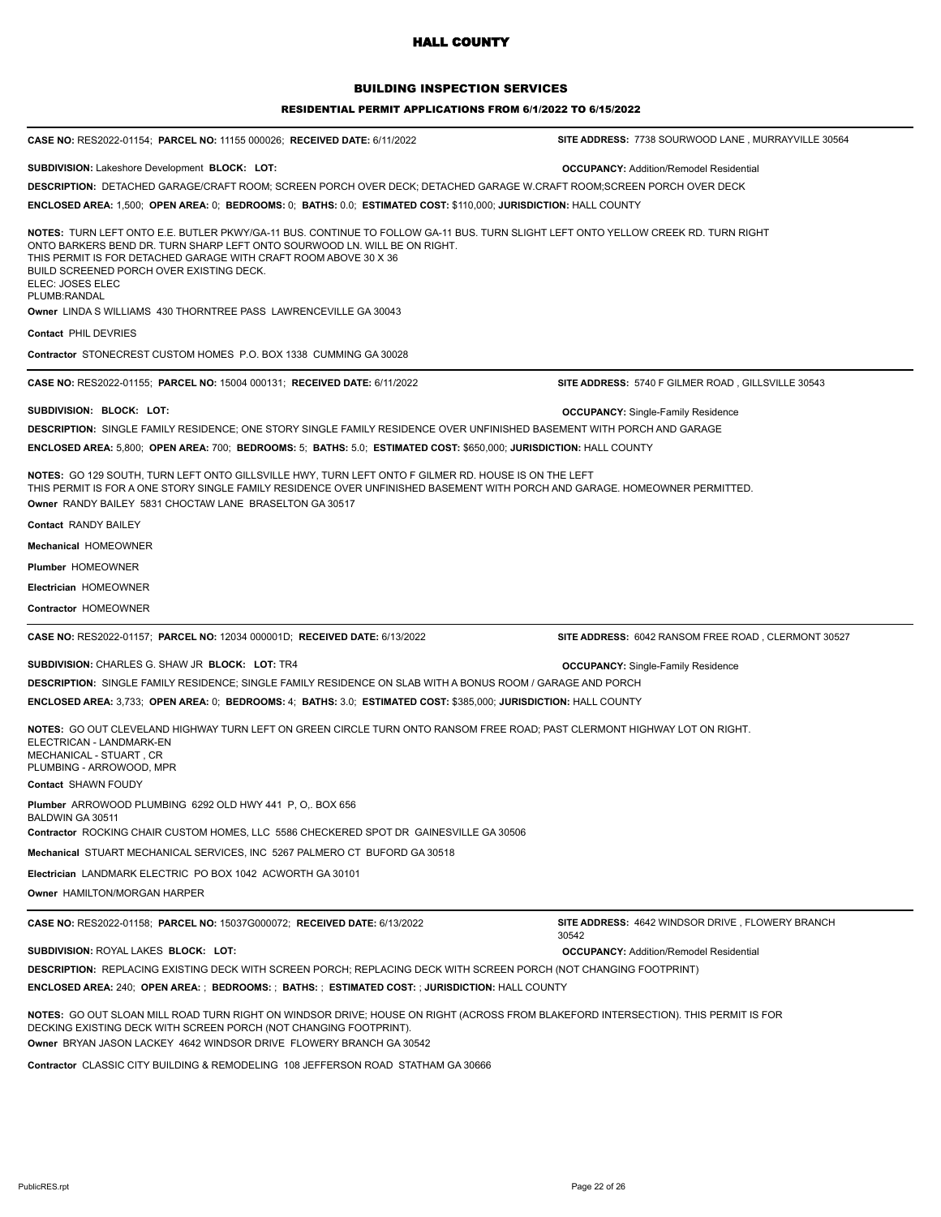# HALL COUNTY

## BUILDING INSPECTION SERVICES

### RESIDENTIAL PERMIT APPLICATIONS FROM 6/1/2022 TO 6/15/2022

---

**CASE NO:** RES2022-01154; **PARCEL NO:** 11155 000026; **RECEIVED DATE:** 6/11/2022 **SITE ADDRESS:** 7738 SOURWOOD LANE , MURRAYVILLE 30564

**SUBDIVISION:** Lakeshore Development **BLOCK: LOT:** **OCCUPANCY:** Addition/Remodel Residential

**DESCRIPTION:** DETACHED GARAGE/CRAFT ROOM; SCREEN PORCH OVER DECK; DETACHED GARAGE W.CRAFT ROOM;SCREEN PORCH OVER DECK

**ENCLOSED AREA:** 1,500; **OPEN AREA:** 0; **BEDROOMS:** 0; **BATHS:** 0.0; **ESTIMATED COST:** $110,000; **JURISDICTION:** HALL COUNTY

**NOTES:** TURN LEFT ONTO E.E. BUTLER PKWY/GA-11 BUS. CONTINUE TO FOLLOW GA-11 BUS. TURN SLIGHT LEFT ONTO YELLOW CREEK RD. TURN RIGHT ONTO BARKERS BEND DR. TURN SHARP LEFT ONTO SOURWOOD LN. WILL BE ON RIGHT.
THIS PERMIT IS FOR DETACHED GARAGE WITH CRAFT ROOM ABOVE 30 X 36
BUILD SCREENED PORCH OVER EXISTING DECK.
ELEC: JOSES ELEC
PLUMB:RANDAL

**Owner** LINDA S WILLIAMS 430 THORNTREE PASS LAWRENCEVILLE GA 30043

**Contact** PHIL DEVRIES

**Contractor** STONECREST CUSTOM HOMES P.O. BOX 1338 CUMMING GA 30028

---

**CASE NO:** RES2022-01155; **PARCEL NO:** 15004 000131; **RECEIVED DATE:** 6/11/2022 **SITE ADDRESS:** 5740 F GILMER ROAD , GILLSVILLE 30543

**SUBDIVISION: BLOCK: LOT:** **OCCUPANCY:** Single-Family Residence

**DESCRIPTION:** SINGLE FAMILY RESIDENCE; ONE STORY SINGLE FAMILY RESIDENCE OVER UNFINISHED BASEMENT WITH PORCH AND GARAGE

**ENCLOSED AREA:** 5,800; **OPEN AREA:** 700; **BEDROOMS:** 5; **BATHS:** 5.0; **ESTIMATED COST:** $650,000; **JURISDICTION:** HALL COUNTY

**NOTES:** GO 129 SOUTH, TURN LEFT ONTO GILLSVILLE HWY, TURN LEFT ONTO F GILMER RD. HOUSE IS ON THE LEFT
THIS PERMIT IS FOR A ONE STORY SINGLE FAMILY RESIDENCE OVER UNFINISHED BASEMENT WITH PORCH AND GARAGE. HOMEOWNER PERMITTED.

**Owner** RANDY BAILEY 5831 CHOCTAW LANE BRASELTON GA 30517

**Contact** RANDY BAILEY

**Mechanical** HOMEOWNER

**Plumber** HOMEOWNER

**Electrician** HOMEOWNER

**Contractor** HOMEOWNER

---

**CASE NO:** RES2022-01157; **PARCEL NO:** 12034 000001D; **RECEIVED DATE:** 6/13/2022 **SITE ADDRESS:** 6042 RANSOM FREE ROAD , CLERMONT 30527

**SUBDIVISION:** CHARLES G. SHAW JR **BLOCK: LOT:** TR4 **OCCUPANCY:** Single-Family Residence

**DESCRIPTION:** SINGLE FAMILY RESIDENCE; SINGLE FAMILY RESIDENCE ON SLAB WITH A BONUS ROOM / GARAGE AND PORCH

**ENCLOSED AREA:** 3,733; **OPEN AREA:** 0; **BEDROOMS:** 4; **BATHS:** 3.0; **ESTIMATED COST:** $385,000; **JURISDICTION:** HALL COUNTY

**NOTES:** GO OUT CLEVELAND HIGHWAY TURN LEFT ON GREEN CIRCLE TURN ONTO RANSOM FREE ROAD; PAST CLERMONT HIGHWAY LOT ON RIGHT.
ELECTRICAN - LANDMARK-EN
MECHANICAL - STUART , CR
PLUMBING - ARROWOOD, MPR

**Contact** SHAWN FOUDY

**Plumber** ARROWOOD PLUMBING 6292 OLD HWY 441 P, O,. BOX 656 BALDWIN GA 30511

**Contractor** ROCKING CHAIR CUSTOM HOMES, LLC 5586 CHECKERED SPOT DR GAINESVILLE GA 30506

**Mechanical** STUART MECHANICAL SERVICES, INC 5267 PALMERO CT BUFORD GA 30518

**Electrician** LANDMARK ELECTRIC PO BOX 1042 ACWORTH GA 30101

**Owner** HAMILTON/MORGAN HARPER

---

**CASE NO:** RES2022-01158; **PARCEL NO:** 15037G000072; **RECEIVED DATE:** 6/13/2022 **SITE ADDRESS:** 4642 WINDSOR DRIVE , FLOWERY BRANCH 30542

**SUBDIVISION:** ROYAL LAKES **BLOCK: LOT:** **OCCUPANCY:** Addition/Remodel Residential

**DESCRIPTION:** REPLACING EXISTING DECK WITH SCREEN PORCH; REPLACING DECK WITH SCREEN PORCH (NOT CHANGING FOOTPRINT)

**ENCLOSED AREA:** 240; **OPEN AREA:** ; **BEDROOMS:** ; **BATHS:** ; **ESTIMATED COST:** ; **JURISDICTION:** HALL COUNTY

**NOTES:** GO OUT SLOAN MILL ROAD TURN RIGHT ON WINDSOR DRIVE; HOUSE ON RIGHT (ACROSS FROM BLAKEFORD INTERSECTION). THIS PERMIT IS FOR DECKING EXISTING DECK WITH SCREEN PORCH (NOT CHANGING FOOTPRINT).

**Owner** BRYAN JASON LACKEY 4642 WINDSOR DRIVE FLOWERY BRANCH GA 30542

**Contractor** CLASSIC CITY BUILDING & REMODELING 108 JEFFERSON ROAD STATHAM GA 30666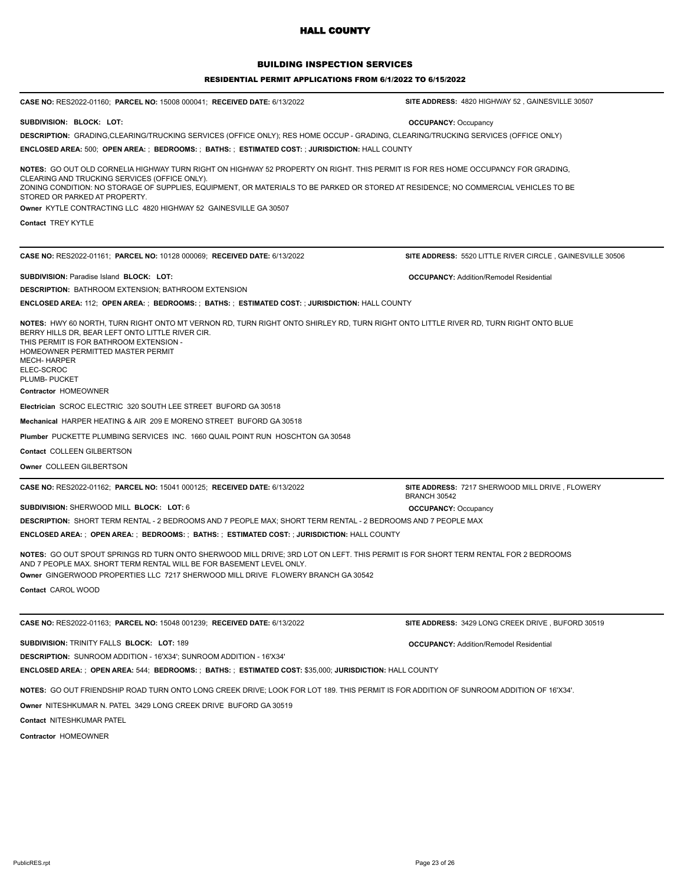# HALL COUNTY

## BUILDING INSPECTION SERVICES

### RESIDENTIAL PERMIT APPLICATIONS FROM 6/1/2022 TO 6/15/2022

---

**CASE NO:** RES2022-01160; **PARCEL NO:** 15008 000041; **RECEIVED DATE:** 6/13/2022 **SITE ADDRESS:** 4820 HIGHWAY 52 , GAINESVILLE 30507

**SUBDIVISION: BLOCK: LOT:** **OCCUPANCY:** Occupancy

**DESCRIPTION:** GRADING,CLEARING/TRUCKING SERVICES (OFFICE ONLY); RES HOME OCCUP - GRADING, CLEARING/TRUCKING SERVICES (OFFICE ONLY)

**ENCLOSED AREA:** 500; **OPEN AREA:** ; **BEDROOMS:** ; **BATHS:** ; **ESTIMATED COST:** ; **JURISDICTION:** HALL COUNTY

**NOTES:** GO OUT OLD CORNELIA HIGHWAY TURN RIGHT ON HIGHWAY 52 PROPERTY ON RIGHT. THIS PERMIT IS FOR RES HOME OCCUPANCY FOR GRADING, CLEARING AND TRUCKING SERVICES (OFFICE ONLY).
ZONING CONDITION: NO STORAGE OF SUPPLIES, EQUIPMENT, OR MATERIALS TO BE PARKED OR STORED AT RESIDENCE; NO COMMERCIAL VEHICLES TO BE STORED OR PARKED AT PROPERTY.

**Owner** KYTLE CONTRACTING LLC 4820 HIGHWAY 52 GAINESVILLE GA 30507

**Contact** TREY KYTLE

---

**CASE NO:** RES2022-01161; **PARCEL NO:** 10128 000069; **RECEIVED DATE:** 6/13/2022 **SITE ADDRESS:** 5520 LITTLE RIVER CIRCLE , GAINESVILLE 30506

**SUBDIVISION:** Paradise Island **BLOCK: LOT:** **OCCUPANCY:** Addition/Remodel Residential

**DESCRIPTION:** BATHROOM EXTENSION; BATHROOM EXTENSION

**ENCLOSED AREA:** 112; **OPEN AREA:** ; **BEDROOMS:** ; **BATHS:** ; **ESTIMATED COST:** ; **JURISDICTION:** HALL COUNTY

**NOTES:** HWY 60 NORTH, TURN RIGHT ONTO MT VERNON RD, TURN RIGHT ONTO SHIRLEY RD, TURN RIGHT ONTO LITTLE RIVER RD, TURN RIGHT ONTO BLUE BERRY HILLS DR, BEAR LEFT ONTO LITTLE RIVER CIR.
THIS PERMIT IS FOR BATHROOM EXTENSION -
HOMEOWNER PERMITTED MASTER PERMIT
MECH- HARPER
ELEC-SCROC
PLUMB- PUCKET

**Contractor** HOMEOWNER

**Electrician** SCROC ELECTRIC 320 SOUTH LEE STREET BUFORD GA 30518

**Mechanical** HARPER HEATING & AIR 209 E MORENO STREET BUFORD GA 30518

**Plumber** PUCKETTE PLUMBING SERVICES INC. 1660 QUAIL POINT RUN HOSCHTON GA 30548

**Contact** COLLEEN GILBERTSON

**Owner** COLLEEN GILBERTSON

---

**CASE NO:** RES2022-01162; **PARCEL NO:** 15041 000125; **RECEIVED DATE:** 6/13/2022 **SITE ADDRESS:** 7217 SHERWOOD MILL DRIVE , FLOWERY BRANCH 30542

**SUBDIVISION:** SHERWOOD MILL **BLOCK: LOT:** 6 **OCCUPANCY:** Occupancy

**DESCRIPTION:** SHORT TERM RENTAL - 2 BEDROOMS AND 7 PEOPLE MAX; SHORT TERM RENTAL - 2 BEDROOMS AND 7 PEOPLE MAX

**ENCLOSED AREA:** ; **OPEN AREA:** ; **BEDROOMS:** ; **BATHS:** ; **ESTIMATED COST:** ; **JURISDICTION:** HALL COUNTY

**NOTES:** GO OUT SPOUT SPRINGS RD TURN ONTO SHERWOOD MILL DRIVE; 3RD LOT ON LEFT. THIS PERMIT IS FOR SHORT TERM RENTAL FOR 2 BEDROOMS AND 7 PEOPLE MAX. SHORT TERM RENTAL WILL BE FOR BASEMENT LEVEL ONLY.

**Owner** GINGERWOOD PROPERTIES LLC 7217 SHERWOOD MILL DRIVE FLOWERY BRANCH GA 30542

**Contact** CAROL WOOD

---

**CASE NO:** RES2022-01163; **PARCEL NO:** 15048 001239; **RECEIVED DATE:** 6/13/2022 **SITE ADDRESS:** 3429 LONG CREEK DRIVE , BUFORD 30519

**SUBDIVISION:** TRINITY FALLS **BLOCK: LOT:** 189 **OCCUPANCY:** Addition/Remodel Residential

**DESCRIPTION:** SUNROOM ADDITION - 16'X34'; SUNROOM ADDITION - 16'X34'

**ENCLOSED AREA:** ; **OPEN AREA:** 544; **BEDROOMS:** ; **BATHS:** ; **ESTIMATED COST:** $35,000; **JURISDICTION:** HALL COUNTY

**NOTES:** GO OUT FRIENDSHIP ROAD TURN ONTO LONG CREEK DRIVE; LOOK FOR LOT 189. THIS PERMIT IS FOR ADDITION OF SUNROOM ADDITION OF 16'X34'.

**Owner** NITESHKUMAR N. PATEL 3429 LONG CREEK DRIVE BUFORD GA 30519

**Contact** NITESHKUMAR PATEL

**Contractor** HOMEOWNER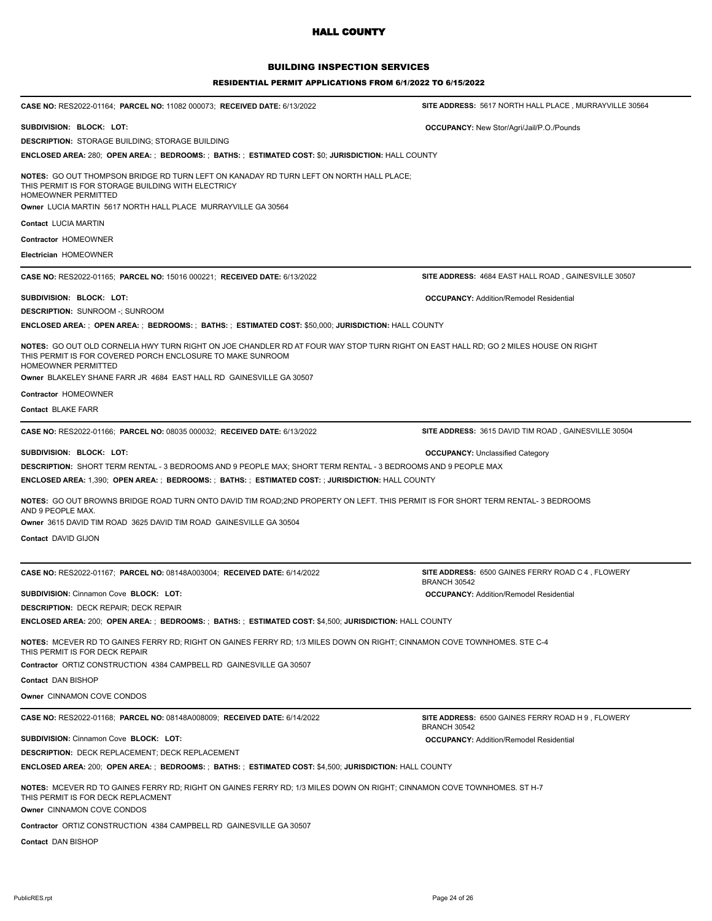# HALL COUNTY

## BUILDING INSPECTION SERVICES

### RESIDENTIAL PERMIT APPLICATIONS FROM 6/1/2022 TO 6/15/2022

---

**CASE NO:** RES2022-01164; **PARCEL NO:** 11082 000073; **RECEIVED DATE:** 6/13/2022 **SITE ADDRESS:** 5617 NORTH HALL PLACE , MURRAYVILLE 30564

**SUBDIVISION: BLOCK: LOT:** **OCCUPANCY:** New Stor/Agri/Jail/P.O./Pounds

**DESCRIPTION:** STORAGE BUILDING; STORAGE BUILDING

**ENCLOSED AREA:** 280; **OPEN AREA:** ; **BEDROOMS:** ; **BATHS:** ; **ESTIMATED COST:** $0; **JURISDICTION:** HALL COUNTY

**NOTES:** GO OUT THOMPSON BRIDGE RD TURN LEFT ON KANADAY RD TURN LEFT ON NORTH HALL PLACE;
THIS PERMIT IS FOR STORAGE BUILDING WITH ELECTRICY
HOMEOWNER PERMITTED

**Owner** LUCIA MARTIN 5617 NORTH HALL PLACE MURRAYVILLE GA 30564

**Contact** LUCIA MARTIN

**Contractor** HOMEOWNER

**Electrician** HOMEOWNER

---

**CASE NO:** RES2022-01165; **PARCEL NO:** 15016 000221; **RECEIVED DATE:** 6/13/2022 **SITE ADDRESS:** 4684 EAST HALL ROAD , GAINESVILLE 30507

**SUBDIVISION: BLOCK: LOT:** **OCCUPANCY:** Addition/Remodel Residential

**DESCRIPTION:** SUNROOM -; SUNROOM

**ENCLOSED AREA:** ; **OPEN AREA:** ; **BEDROOMS:** ; **BATHS:** ; **ESTIMATED COST:** $50,000; **JURISDICTION:** HALL COUNTY

**NOTES:** GO OUT OLD CORNELIA HWY TURN RIGHT ON JOE CHANDLER RD AT FOUR WAY STOP TURN RIGHT ON EAST HALL RD; GO 2 MILES HOUSE ON RIGHT
THIS PERMIT IS FOR COVERED PORCH ENCLOSURE TO MAKE SUNROOM
HOMEOWNER PERMITTED

**Owner** BLAKELEY SHANE FARR JR 4684 EAST HALL RD GAINESVILLE GA 30507

**Contractor** HOMEOWNER

**Contact** BLAKE FARR

---

**CASE NO:** RES2022-01166; **PARCEL NO:** 08035 000032; **RECEIVED DATE:** 6/13/2022 **SITE ADDRESS:** 3615 DAVID TIM ROAD , GAINESVILLE 30504

**SUBDIVISION: BLOCK: LOT:** **OCCUPANCY:** Unclassified Category

**DESCRIPTION:** SHORT TERM RENTAL - 3 BEDROOMS AND 9 PEOPLE MAX; SHORT TERM RENTAL - 3 BEDROOMS AND 9 PEOPLE MAX

**ENCLOSED AREA:** 1,390; **OPEN AREA:** ; **BEDROOMS:** ; **BATHS:** ; **ESTIMATED COST:** ; **JURISDICTION:** HALL COUNTY

**NOTES:** GO OUT BROWNS BRIDGE ROAD TURN ONTO DAVID TIM ROAD;2ND PROPERTY ON LEFT. THIS PERMIT IS FOR SHORT TERM RENTAL- 3 BEDROOMS AND 9 PEOPLE MAX.

**Owner** 3615 DAVID TIM ROAD 3625 DAVID TIM ROAD GAINESVILLE GA 30504

**Contact** DAVID GIJON

---

**CASE NO:** RES2022-01167; **PARCEL NO:** 08148A003004; **RECEIVED DATE:** 6/14/2022 **SITE ADDRESS:** 6500 GAINES FERRY ROAD C 4 , FLOWERY BRANCH 30542

**SUBDIVISION:** Cinnamon Cove **BLOCK: LOT:** **OCCUPANCY:** Addition/Remodel Residential

**DESCRIPTION:** DECK REPAIR; DECK REPAIR

**ENCLOSED AREA:** 200; **OPEN AREA:** ; **BEDROOMS:** ; **BATHS:** ; **ESTIMATED COST:** $4,500; **JURISDICTION:** HALL COUNTY

**NOTES:** MCEVER RD TO GAINES FERRY RD; RIGHT ON GAINES FERRY RD; 1/3 MILES DOWN ON RIGHT; CINNAMON COVE TOWNHOMES. STE C-4
THIS PERMIT IS FOR DECK REPAIR

**Contractor** ORTIZ CONSTRUCTION 4384 CAMPBELL RD GAINESVILLE GA 30507

**Contact** DAN BISHOP

**Owner** CINNAMON COVE CONDOS

---

**CASE NO:** RES2022-01168; **PARCEL NO:** 08148A008009; **RECEIVED DATE:** 6/14/2022 **SITE ADDRESS:** 6500 GAINES FERRY ROAD H 9 , FLOWERY BRANCH 30542

**SUBDIVISION:** Cinnamon Cove **BLOCK: LOT:** **OCCUPANCY:** Addition/Remodel Residential

**DESCRIPTION:** DECK REPLACEMENT; DECK REPLACEMENT

**ENCLOSED AREA:** 200; **OPEN AREA:** ; **BEDROOMS:** ; **BATHS:** ; **ESTIMATED COST:** $4,500; **JURISDICTION:** HALL COUNTY

**NOTES:** MCEVER RD TO GAINES FERRY RD; RIGHT ON GAINES FERRY RD; 1/3 MILES DOWN ON RIGHT; CINNAMON COVE TOWNHOMES. ST H-7
THIS PERMIT IS FOR DECK REPLACMENT

**Owner** CINNAMON COVE CONDOS

**Contractor** ORTIZ CONSTRUCTION 4384 CAMPBELL RD GAINESVILLE GA 30507

**Contact** DAN BISHOP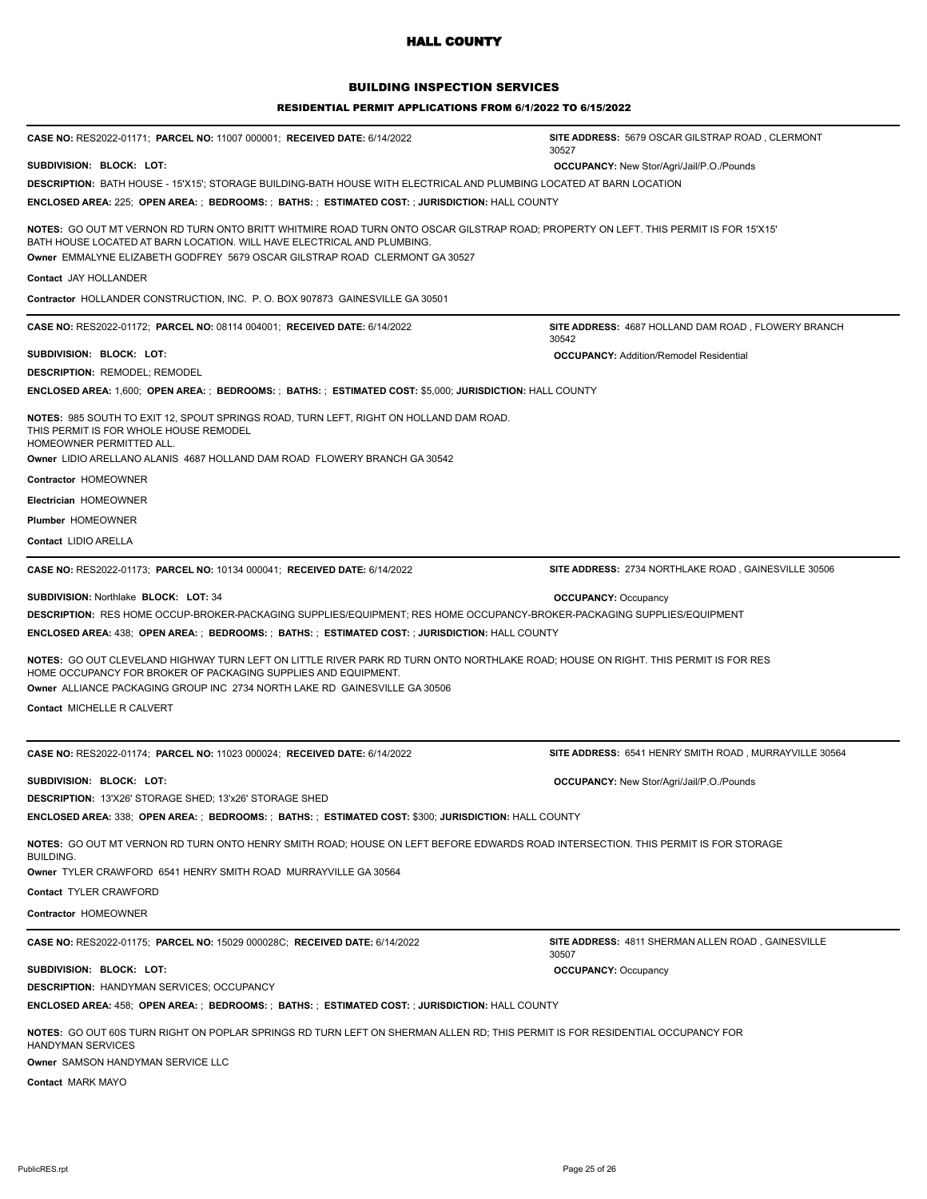# HALL COUNTY

## BUILDING INSPECTION SERVICES

### RESIDENTIAL PERMIT APPLICATIONS FROM 6/1/2022 TO 6/15/2022

---

**CASE NO:** RES2022-01171; **PARCEL NO:** 11007 000001; **RECEIVED DATE:** 6/14/2022 **SITE ADDRESS:** 5679 OSCAR GILSTRAP ROAD , CLERMONT 30527

**SUBDIVISION: BLOCK: LOT:** **OCCUPANCY:** New Stor/Agri/Jail/P.O./Pounds

**DESCRIPTION:** BATH HOUSE - 15'X15'; STORAGE BUILDING-BATH HOUSE WITH ELECTRICAL AND PLUMBING LOCATED AT BARN LOCATION

**ENCLOSED AREA:** 225; **OPEN AREA:** ; **BEDROOMS:** ; **BATHS:** ; **ESTIMATED COST:** ; **JURISDICTION:** HALL COUNTY

**NOTES:** GO OUT MT VERNON RD TURN ONTO BRITT WHITMIRE ROAD TURN ONTO OSCAR GILSTRAP ROAD; PROPERTY ON LEFT. THIS PERMIT IS FOR 15'X15' BATH HOUSE LOCATED AT BARN LOCATION. WILL HAVE ELECTRICAL AND PLUMBING.

**Owner** EMMALYNE ELIZABETH GODFREY 5679 OSCAR GILSTRAP ROAD CLERMONT GA 30527

**Contact** JAY HOLLANDER

**Contractor** HOLLANDER CONSTRUCTION, INC. P. O. BOX 907873 GAINESVILLE GA 30501

---

**CASE NO:** RES2022-01172; **PARCEL NO:** 08114 004001; **RECEIVED DATE:** 6/14/2022 **SITE ADDRESS:** 4687 HOLLAND DAM ROAD , FLOWERY BRANCH 30542

**SUBDIVISION: BLOCK: LOT:** **OCCUPANCY:** Addition/Remodel Residential

**DESCRIPTION:** REMODEL; REMODEL

**ENCLOSED AREA:** 1,600; **OPEN AREA:** ; **BEDROOMS:** ; **BATHS:** ; **ESTIMATED COST:** $5,000; **JURISDICTION:** HALL COUNTY

**NOTES:** 985 SOUTH TO EXIT 12, SPOUT SPRINGS ROAD, TURN LEFT, RIGHT ON HOLLAND DAM ROAD.
THIS PERMIT IS FOR WHOLE HOUSE REMODEL
HOMEOWNER PERMITTED ALL.

**Owner** LIDIO ARELLANO ALANIS 4687 HOLLAND DAM ROAD FLOWERY BRANCH GA 30542

**Contractor** HOMEOWNER

**Electrician** HOMEOWNER

**Plumber** HOMEOWNER

**Contact** LIDIO ARELLA

---

**CASE NO:** RES2022-01173; **PARCEL NO:** 10134 000041; **RECEIVED DATE:** 6/14/2022 **SITE ADDRESS:** 2734 NORTHLAKE ROAD , GAINESVILLE 30506

**SUBDIVISION:** Northlake **BLOCK: LOT:** 34 **OCCUPANCY:** Occupancy

**DESCRIPTION:** RES HOME OCCUP-BROKER-PACKAGING SUPPLIES/EQUIPMENT; RES HOME OCCUPANCY-BROKER-PACKAGING SUPPLIES/EQUIPMENT

**ENCLOSED AREA:** 438; **OPEN AREA:** ; **BEDROOMS:** ; **BATHS:** ; **ESTIMATED COST:** ; **JURISDICTION:** HALL COUNTY

**NOTES:** GO OUT CLEVELAND HIGHWAY TURN LEFT ON LITTLE RIVER PARK RD TURN ONTO NORTHLAKE ROAD; HOUSE ON RIGHT. THIS PERMIT IS FOR RES HOME OCCUPANCY FOR BROKER OF PACKAGING SUPPLIES AND EQUIPMENT.

**Owner** ALLIANCE PACKAGING GROUP INC 2734 NORTH LAKE RD GAINESVILLE GA 30506

**Contact** MICHELLE R CALVERT

---

**CASE NO:** RES2022-01174; **PARCEL NO:** 11023 000024; **RECEIVED DATE:** 6/14/2022 **SITE ADDRESS:** 6541 HENRY SMITH ROAD , MURRAYVILLE 30564

**SUBDIVISION: BLOCK: LOT:** **OCCUPANCY:** New Stor/Agri/Jail/P.O./Pounds

**DESCRIPTION:** 13'X26' STORAGE SHED; 13'x26' STORAGE SHED

**ENCLOSED AREA:** 338; **OPEN AREA:** ; **BEDROOMS:** ; **BATHS:** ; **ESTIMATED COST:** $300; **JURISDICTION:** HALL COUNTY

**NOTES:** GO OUT MT VERNON RD TURN ONTO HENRY SMITH ROAD; HOUSE ON LEFT BEFORE EDWARDS ROAD INTERSECTION. THIS PERMIT IS FOR STORAGE BUILDING.

**Owner** TYLER CRAWFORD 6541 HENRY SMITH ROAD MURRAYVILLE GA 30564

**Contact** TYLER CRAWFORD

**Contractor** HOMEOWNER

---

**CASE NO:** RES2022-01175; **PARCEL NO:** 15029 000028C; **RECEIVED DATE:** 6/14/2022 **SITE ADDRESS:** 4811 SHERMAN ALLEN ROAD , GAINESVILLE 30507

**SUBDIVISION: BLOCK: LOT:** **OCCUPANCY:** Occupancy

**DESCRIPTION:** HANDYMAN SERVICES; OCCUPANCY

**ENCLOSED AREA:** 458; **OPEN AREA:** ; **BEDROOMS:** ; **BATHS:** ; **ESTIMATED COST:** ; **JURISDICTION:** HALL COUNTY

**NOTES:** GO OUT 60S TURN RIGHT ON POPLAR SPRINGS RD TURN LEFT ON SHERMAN ALLEN RD; THIS PERMIT IS FOR RESIDENTIAL OCCUPANCY FOR HANDYMAN SERVICES

**Owner** SAMSON HANDYMAN SERVICE LLC

**Contact** MARK MAYO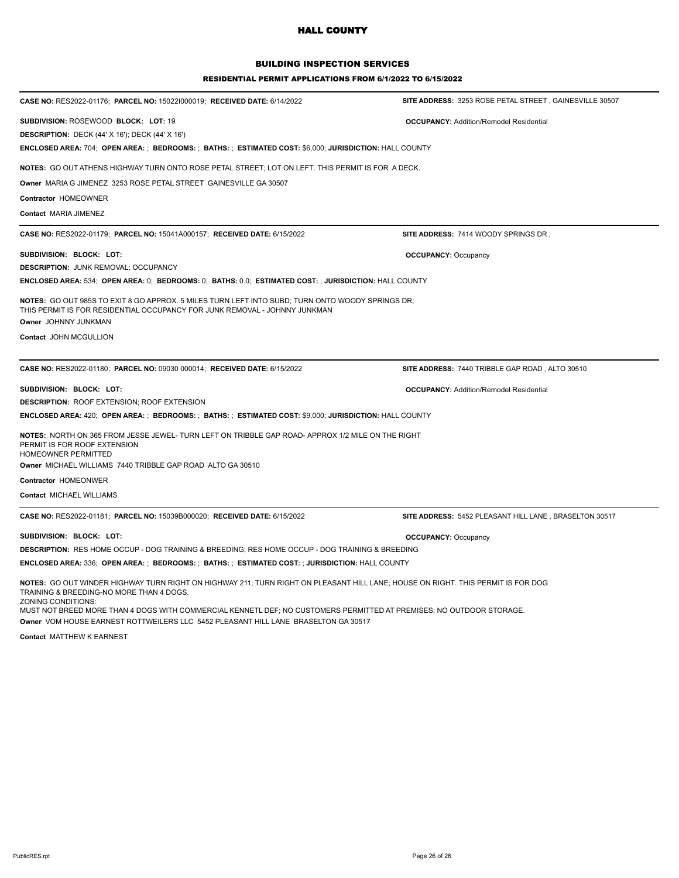# HALL COUNTY

## BUILDING INSPECTION SERVICES

### RESIDENTIAL PERMIT APPLICATIONS FROM 6/1/2022 TO 6/15/2022

---

**CASE NO:** RES2022-01176; **PARCEL NO:** 15022I000019; **RECEIVED DATE:** 6/14/2022 **SITE ADDRESS:** 3253 ROSE PETAL STREET , GAINESVILLE 30507

**SUBDIVISION:** ROSEWOOD **BLOCK:** **LOT:** 19 **OCCUPANCY:** Addition/Remodel Residential

**DESCRIPTION:** DECK (44' X 16'); DECK (44' X 16')

**ENCLOSED AREA:** 704; **OPEN AREA:** ; **BEDROOMS:** ; **BATHS:** ; **ESTIMATED COST:** $6,000; **JURISDICTION:** HALL COUNTY

**NOTES:** GO OUT ATHENS HIGHWAY TURN ONTO ROSE PETAL STREET; LOT ON LEFT. THIS PERMIT IS FOR A DECK.

**Owner** MARIA G JIMENEZ 3253 ROSE PETAL STREET GAINESVILLE GA 30507

**Contractor** HOMEOWNER

**Contact** MARIA JIMENEZ

---

**CASE NO:** RES2022-01179; **PARCEL NO:** 15041A000157; **RECEIVED DATE:** 6/15/2022 **SITE ADDRESS:** 7414 WOODY SPRINGS DR ,

**SUBDIVISION:** **BLOCK:** **LOT:** **OCCUPANCY:** Occupancy

**DESCRIPTION:** JUNK REMOVAL; OCCUPANCY

**ENCLOSED AREA:** 534; **OPEN AREA:** 0; **BEDROOMS:** 0; **BATHS:** 0.0; **ESTIMATED COST:** ; **JURISDICTION:** HALL COUNTY

**NOTES:** GO OUT 985S TO EXIT 8 GO APPROX. 5 MILES TURN LEFT INTO SUBD; TURN ONTO WOODY SPRINGS DR;
THIS PERMIT IS FOR RESIDENTIAL OCCUPANCY FOR JUNK REMOVAL - JOHNNY JUNKMAN

**Owner** JOHNNY JUNKMAN

**Contact** JOHN MCGULLION

---

**CASE NO:** RES2022-01180; **PARCEL NO:** 09030 000014; **RECEIVED DATE:** 6/15/2022 **SITE ADDRESS:** 7440 TRIBBLE GAP ROAD , ALTO 30510

**SUBDIVISION:** **BLOCK:** **LOT:** **OCCUPANCY:** Addition/Remodel Residential

**DESCRIPTION:** ROOF EXTENSION; ROOF EXTENSION

**ENCLOSED AREA:** 420; **OPEN AREA:** ; **BEDROOMS:** ; **BATHS:** ; **ESTIMATED COST:** $9,000; **JURISDICTION:** HALL COUNTY

**NOTES:** NORTH ON 365 FROM JESSE JEWEL- TURN LEFT ON TRIBBLE GAP ROAD- APPROX 1/2 MILE ON THE RIGHT
PERMIT IS FOR ROOF EXTENSION
HOMEOWNER PERMITTED

**Owner** MICHAEL WILLIAMS 7440 TRIBBLE GAP ROAD ALTO GA 30510

**Contractor** HOMEONWER

**Contact** MICHAEL WILLIAMS

---

**CASE NO:** RES2022-01181; **PARCEL NO:** 15039B000020; **RECEIVED DATE:** 6/15/2022 **SITE ADDRESS:** 5452 PLEASANT HILL LANE , BRASELTON 30517

**SUBDIVISION:** **BLOCK:** **LOT:** **OCCUPANCY:** Occupancy

**DESCRIPTION:** RES HOME OCCUP - DOG TRAINING & BREEDING; RES HOME OCCUP - DOG TRAINING & BREEDING

**ENCLOSED AREA:** 336; **OPEN AREA:** ; **BEDROOMS:** ; **BATHS:** ; **ESTIMATED COST:** ; **JURISDICTION:** HALL COUNTY

**NOTES:** GO OUT WINDER HIGHWAY TURN RIGHT ON HIGHWAY 211; TURN RIGHT ON PLEASANT HILL LANE; HOUSE ON RIGHT. THIS PERMIT IS FOR DOG TRAINING & BREEDING-NO MORE THAN 4 DOGS.
ZONING CONDITIONS:
MUST NOT BREED MORE THAN 4 DOGS WITH COMMERCIAL KENNETL DEF; NO CUSTOMERS PERMITTED AT PREMISES; NO OUTDOOR STORAGE.

**Owner** VOM HOUSE EARNEST ROTTWEILERS LLC 5452 PLEASANT HILL LANE BRASELTON GA 30517

**Contact** MATTHEW K EARNEST